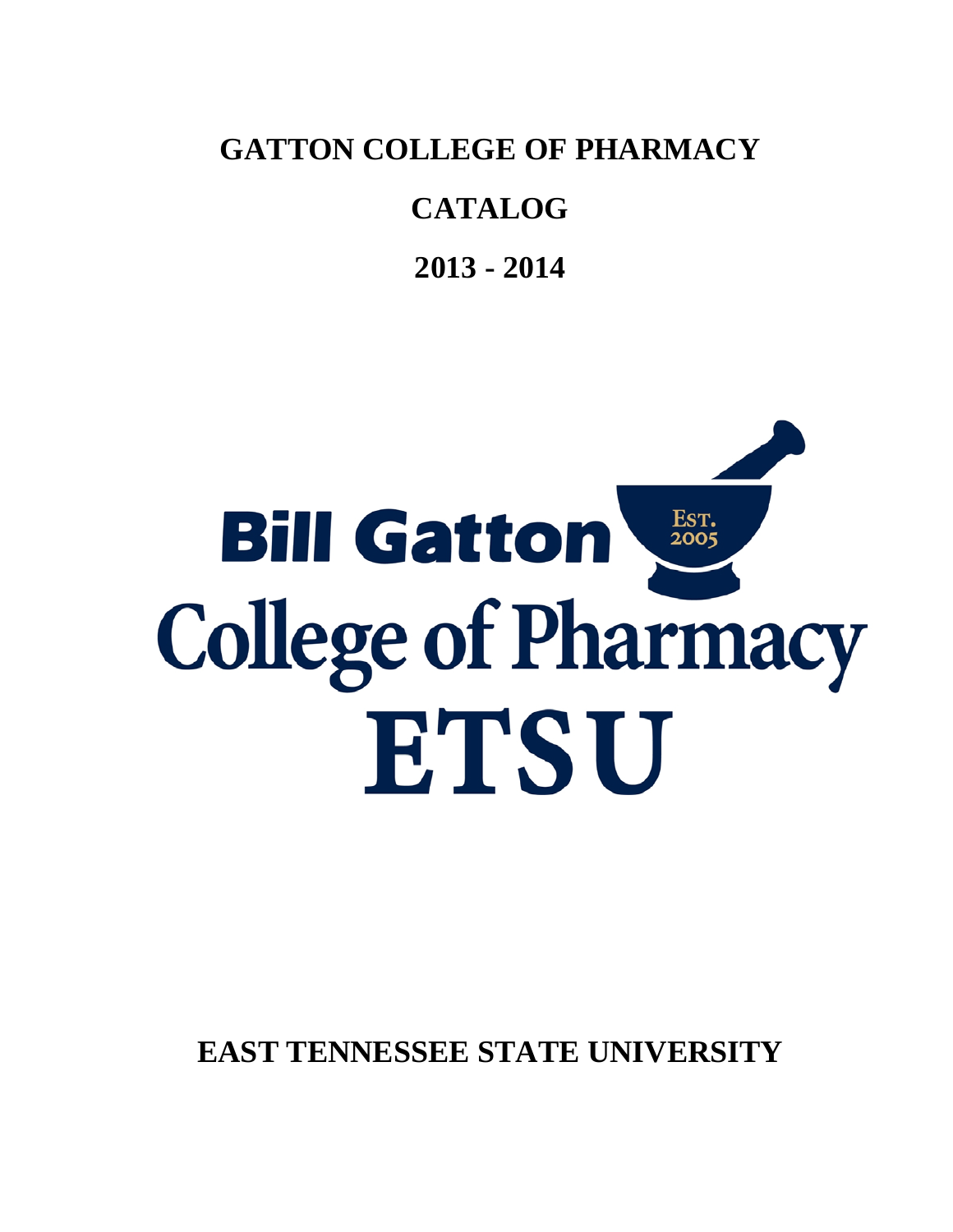# GATTON COLLEGE OF PHARMACY

# CATALOG

# 2013 - 2014

Bill Gatton

Est. 2005

College of Pharmacy

ETSU

**EAST TENNESSEE STATE UNIVERSITY**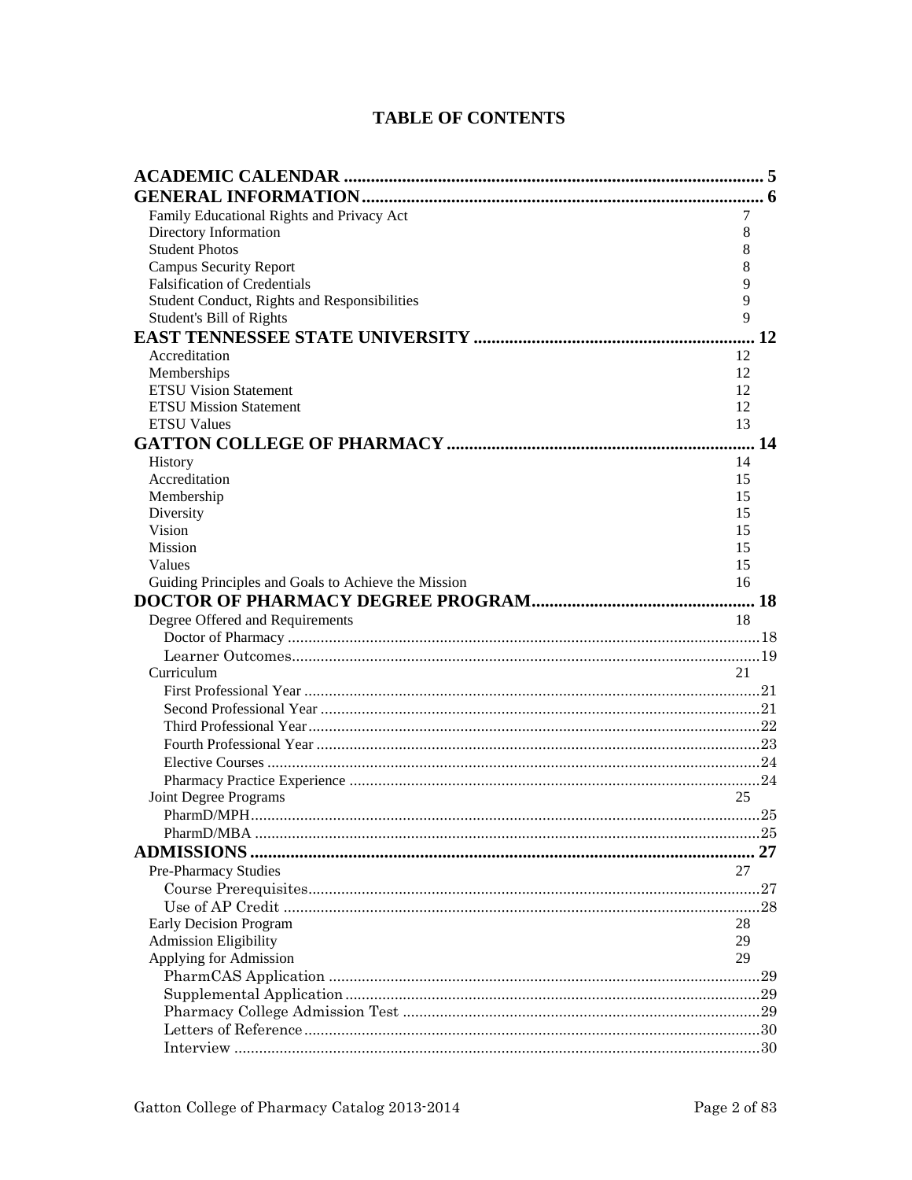# TABLE OF CONTENTS

**ACADEMIC CALENDAR** ........ 5

**GENERAL INFORMATION** ........ 6

- Family Educational Rights and Privacy Act 7
- Directory Information 8
- Student Photos 8
- Campus Security Report 8
- Falsification of Credentials 9
- Student Conduct, Rights and Responsibilities 9
- Student's Bill of Rights 9

**EAST TENNESSEE STATE UNIVERSITY** ........ 12

- Accreditation 12
- Memberships 12
- ETSU Vision Statement 12
- ETSU Mission Statement 12
- ETSU Values 13

**GATTON COLLEGE OF PHARMACY** ........ 14

- History 14
- Accreditation 15
- Membership 15
- Diversity 15
- Vision 15
- Mission 15
- Values 15
- Guiding Principles and Goals to Achieve the Mission 16

**DOCTOR OF PHARMACY DEGREE PROGRAM** ........ 18

- Degree Offered and Requirements 18
  - Doctor of Pharmacy ........ 18
  - Learner Outcomes ........ 19
- Curriculum 21
  - First Professional Year ........ 21
  - Second Professional Year ........ 21
  - Third Professional Year ........ 22
  - Fourth Professional Year ........ 23
  - Elective Courses ........ 24
  - Pharmacy Practice Experience ........ 24
- Joint Degree Programs 25
  - PharmD/MPH ........ 25
  - PharmD/MBA ........ 25

**ADMISSIONS** ........ 27

- Pre-Pharmacy Studies 27
  - Course Prerequisites ........ 27
  - Use of AP Credit ........ 28
- Early Decision Program 28
- Admission Eligibility 29
- Applying for Admission 29
  - PharmCAS Application ........ 29
  - Supplemental Application ........ 29
  - Pharmacy College Admission Test ........ 29
  - Letters of Reference ........ 30
  - Interview ........ 30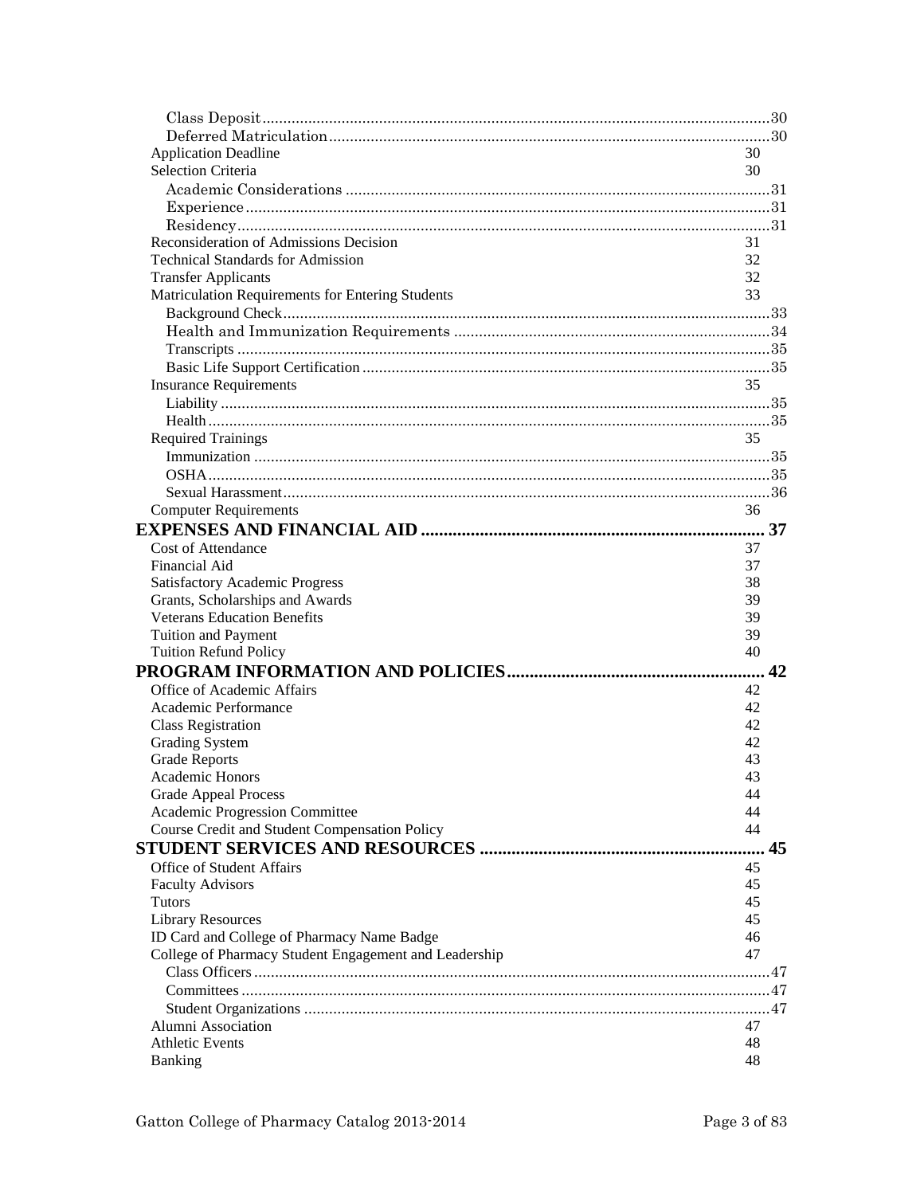Class Deposit .......... 30
Deferred Matriculation .......... 30
Application Deadline 30
Selection Criteria 30
Academic Considerations .......... 31
Experience .......... 31
Residency .......... 31
Reconsideration of Admissions Decision 31
Technical Standards for Admission 32
Transfer Applicants 32
Matriculation Requirements for Entering Students 33
Background Check .......... 33
Health and Immunization Requirements .......... 34
Transcripts .......... 35
Basic Life Support Certification .......... 35
Insurance Requirements 35
Liability .......... 35
Health .......... 35
Required Trainings 35
Immunization .......... 35
OSHA .......... 35
Sexual Harassment .......... 36
Computer Requirements 36

**EXPENSES AND FINANCIAL AID .......... 37**

Cost of Attendance 37
Financial Aid 37
Satisfactory Academic Progress 38
Grants, Scholarships and Awards 39
Veterans Education Benefits 39
Tuition and Payment 39
Tuition Refund Policy 40

**PROGRAM INFORMATION AND POLICIES .......... 42**

Office of Academic Affairs 42
Academic Performance 42
Class Registration 42
Grading System 42
Grade Reports 43
Academic Honors 43
Grade Appeal Process 44
Academic Progression Committee 44
Course Credit and Student Compensation Policy 44

**STUDENT SERVICES AND RESOURCES .......... 45**

Office of Student Affairs 45
Faculty Advisors 45
Tutors 45
Library Resources 45
ID Card and College of Pharmacy Name Badge 46
College of Pharmacy Student Engagement and Leadership 47
Class Officers .......... 47
Committees .......... 47
Student Organizations .......... 47
Alumni Association 47
Athletic Events 48
Banking 48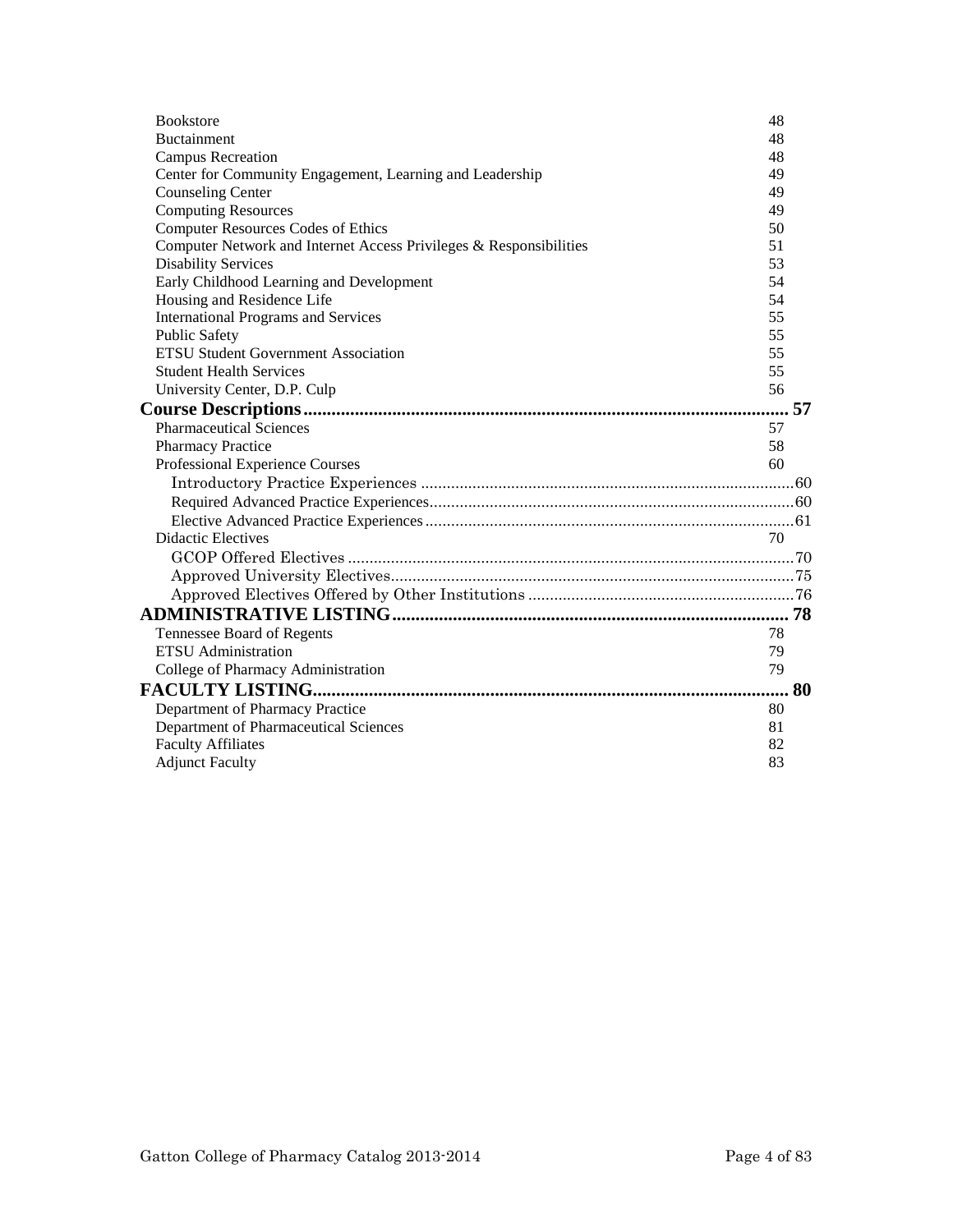Bookstore 48
Buctainment 48
Campus Recreation 48
Center for Community Engagement, Learning and Leadership 49
Counseling Center 49
Computing Resources 49
Computer Resources Codes of Ethics 50
Computer Network and Internet Access Privileges & Responsibilities 51
Disability Services 53
Early Childhood Learning and Development 54
Housing and Residence Life 54
International Programs and Services 55
Public Safety 55
ETSU Student Government Association 55
Student Health Services 55
University Center, D.P. Culp 56

**Course Descriptions........................................................................................................ 57**

Pharmaceutical Sciences 57
Pharmacy Practice 58
Professional Experience Courses 60
Introductory Practice Experiences ......................................................................................60
Required Advanced Practice Experiences.....................................................................................60
Elective Advanced Practice Experiences......................................................................................61
Didactic Electives 70
GCOP Offered Electives .......................................................................................................70
Approved University Electives.............................................................................................75
Approved Electives Offered by Other Institutions .............................................................76

**ADMINISTRATIVE LISTING..................................................................................... 78**

Tennessee Board of Regents 78
ETSU Administration 79
College of Pharmacy Administration 79

**FACULTY LISTING..................................................................................................... 80**

Department of Pharmacy Practice 80
Department of Pharmaceutical Sciences 81
Faculty Affiliates 82
Adjunct Faculty 83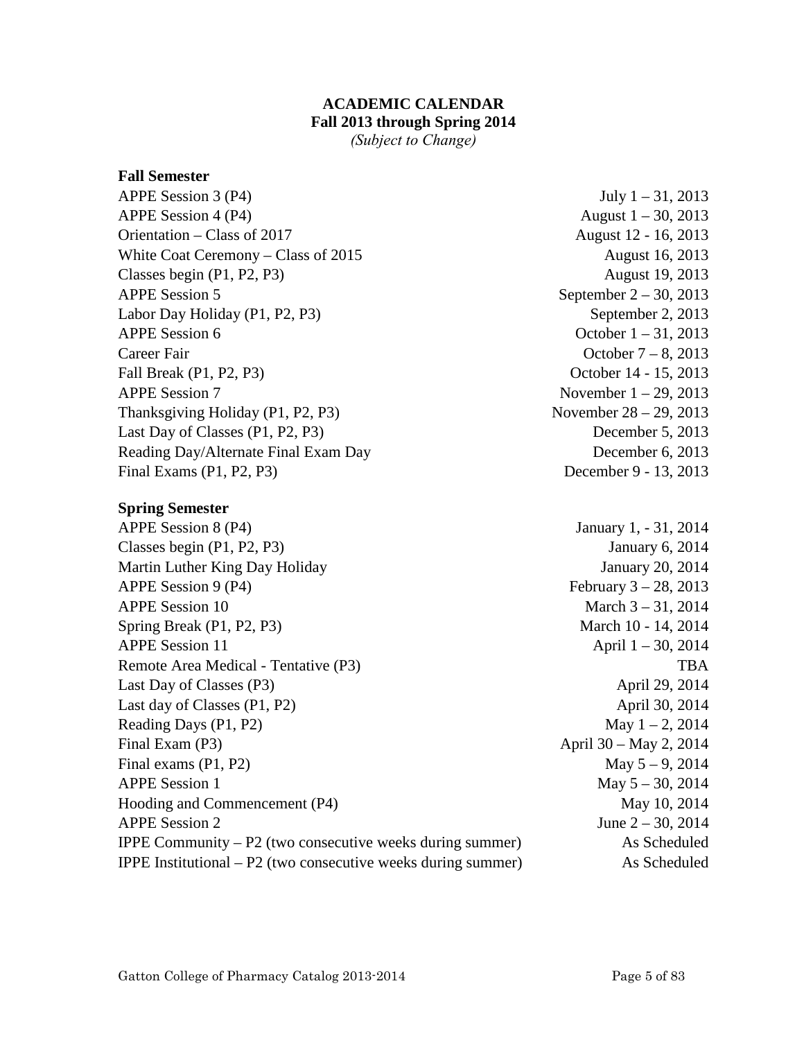# ACADEMIC CALENDAR
## Fall 2013 through Spring 2014
*(Subject to Change)*

**Fall Semester**

| | |
|---|---|
| APPE Session 3 (P4) | July 1 – 31, 2013 |
| APPE Session 4 (P4) | August 1 – 30, 2013 |
| Orientation – Class of 2017 | August 12 - 16, 2013 |
| White Coat Ceremony – Class of 2015 | August 16, 2013 |
| Classes begin (P1, P2, P3) | August 19, 2013 |
| APPE Session 5 | September 2 – 30, 2013 |
| Labor Day Holiday (P1, P2, P3) | September 2, 2013 |
| APPE Session 6 | October 1 – 31, 2013 |
| Career Fair | October 7 – 8, 2013 |
| Fall Break (P1, P2, P3) | October 14 - 15, 2013 |
| APPE Session 7 | November 1 – 29, 2013 |
| Thanksgiving Holiday (P1, P2, P3) | November 28 – 29, 2013 |
| Last Day of Classes (P1, P2, P3) | December 5, 2013 |
| Reading Day/Alternate Final Exam Day | December 6, 2013 |
| Final Exams (P1, P2, P3) | December 9 - 13, 2013 |

**Spring Semester**

| | |
|---|---|
| APPE Session 8 (P4) | January 1, - 31, 2014 |
| Classes begin (P1, P2, P3) | January 6, 2014 |
| Martin Luther King Day Holiday | January 20, 2014 |
| APPE Session 9 (P4) | February 3 – 28, 2013 |
| APPE Session 10 | March 3 – 31, 2014 |
| Spring Break (P1, P2, P3) | March 10 - 14, 2014 |
| APPE Session 11 | April 1 – 30, 2014 |
| Remote Area Medical - Tentative (P3) | TBA |
| Last Day of Classes (P3) | April 29, 2014 |
| Last day of Classes (P1, P2) | April 30, 2014 |
| Reading Days (P1, P2) | May 1 – 2, 2014 |
| Final Exam (P3) | April 30 – May 2, 2014 |
| Final exams (P1, P2) | May 5 – 9, 2014 |
| APPE Session 1 | May 5 – 30, 2014 |
| Hooding and Commencement (P4) | May 10, 2014 |
| APPE Session 2 | June 2 – 30, 2014 |
| IPPE Community – P2 (two consecutive weeks during summer) | As Scheduled |
| IPPE Institutional – P2 (two consecutive weeks during summer) | As Scheduled |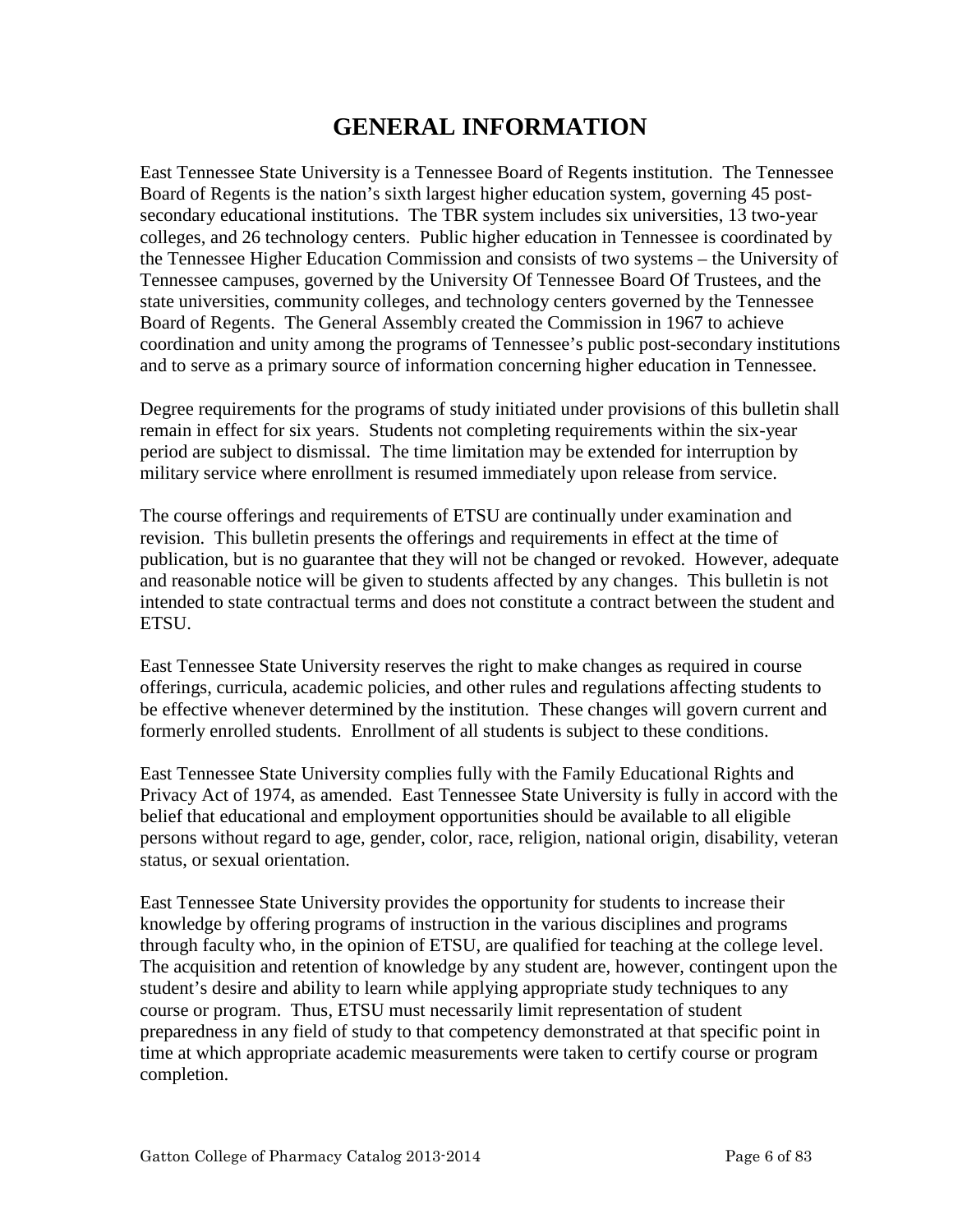# GENERAL INFORMATION

East Tennessee State University is a Tennessee Board of Regents institution. The Tennessee Board of Regents is the nation's sixth largest higher education system, governing 45 post-secondary educational institutions. The TBR system includes six universities, 13 two-year colleges, and 26 technology centers. Public higher education in Tennessee is coordinated by the Tennessee Higher Education Commission and consists of two systems – the University of Tennessee campuses, governed by the University Of Tennessee Board Of Trustees, and the state universities, community colleges, and technology centers governed by the Tennessee Board of Regents. The General Assembly created the Commission in 1967 to achieve coordination and unity among the programs of Tennessee's public post-secondary institutions and to serve as a primary source of information concerning higher education in Tennessee.

Degree requirements for the programs of study initiated under provisions of this bulletin shall remain in effect for six years. Students not completing requirements within the six-year period are subject to dismissal. The time limitation may be extended for interruption by military service where enrollment is resumed immediately upon release from service.

The course offerings and requirements of ETSU are continually under examination and revision. This bulletin presents the offerings and requirements in effect at the time of publication, but is no guarantee that they will not be changed or revoked. However, adequate and reasonable notice will be given to students affected by any changes. This bulletin is not intended to state contractual terms and does not constitute a contract between the student and ETSU.

East Tennessee State University reserves the right to make changes as required in course offerings, curricula, academic policies, and other rules and regulations affecting students to be effective whenever determined by the institution. These changes will govern current and formerly enrolled students. Enrollment of all students is subject to these conditions.

East Tennessee State University complies fully with the Family Educational Rights and Privacy Act of 1974, as amended. East Tennessee State University is fully in accord with the belief that educational and employment opportunities should be available to all eligible persons without regard to age, gender, color, race, religion, national origin, disability, veteran status, or sexual orientation.

East Tennessee State University provides the opportunity for students to increase their knowledge by offering programs of instruction in the various disciplines and programs through faculty who, in the opinion of ETSU, are qualified for teaching at the college level. The acquisition and retention of knowledge by any student are, however, contingent upon the student's desire and ability to learn while applying appropriate study techniques to any course or program. Thus, ETSU must necessarily limit representation of student preparedness in any field of study to that competency demonstrated at that specific point in time at which appropriate academic measurements were taken to certify course or program completion.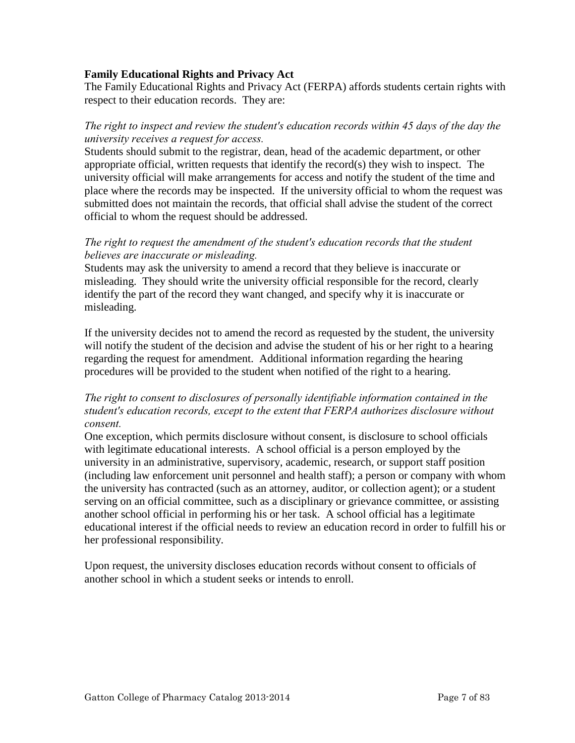**Family Educational Rights and Privacy Act**

The Family Educational Rights and Privacy Act (FERPA) affords students certain rights with respect to their education records. They are:

*The right to inspect and review the student's education records within 45 days of the day the university receives a request for access.*

Students should submit to the registrar, dean, head of the academic department, or other appropriate official, written requests that identify the record(s) they wish to inspect. The university official will make arrangements for access and notify the student of the time and place where the records may be inspected. If the university official to whom the request was submitted does not maintain the records, that official shall advise the student of the correct official to whom the request should be addressed.

*The right to request the amendment of the student's education records that the student believes are inaccurate or misleading.*

Students may ask the university to amend a record that they believe is inaccurate or misleading. They should write the university official responsible for the record, clearly identify the part of the record they want changed, and specify why it is inaccurate or misleading.

If the university decides not to amend the record as requested by the student, the university will notify the student of the decision and advise the student of his or her right to a hearing regarding the request for amendment. Additional information regarding the hearing procedures will be provided to the student when notified of the right to a hearing.

*The right to consent to disclosures of personally identifiable information contained in the student's education records, except to the extent that FERPA authorizes disclosure without consent.*

One exception, which permits disclosure without consent, is disclosure to school officials with legitimate educational interests. A school official is a person employed by the university in an administrative, supervisory, academic, research, or support staff position (including law enforcement unit personnel and health staff); a person or company with whom the university has contracted (such as an attorney, auditor, or collection agent); or a student serving on an official committee, such as a disciplinary or grievance committee, or assisting another school official in performing his or her task. A school official has a legitimate educational interest if the official needs to review an education record in order to fulfill his or her professional responsibility.

Upon request, the university discloses education records without consent to officials of another school in which a student seeks or intends to enroll.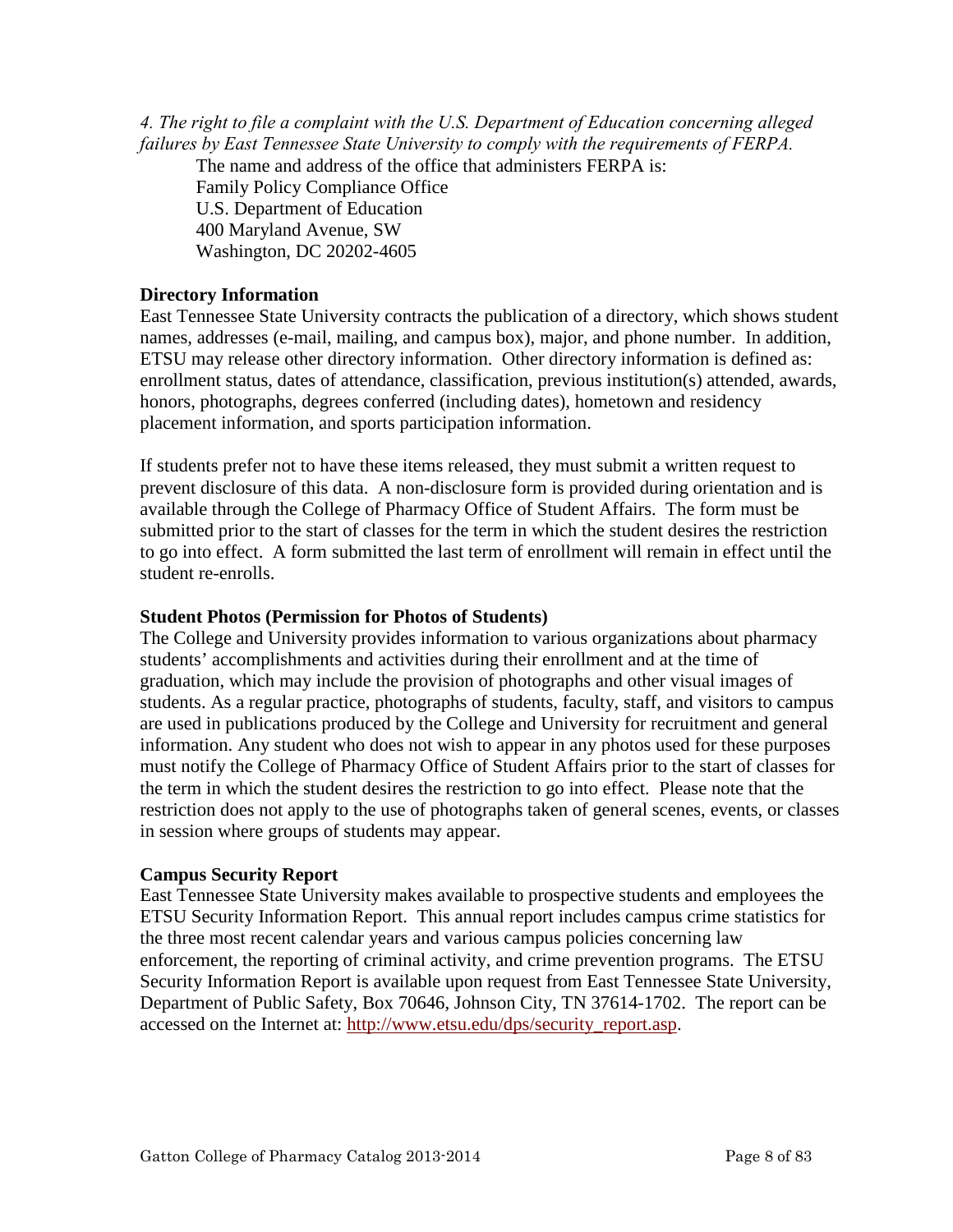*4. The right to file a complaint with the U.S. Department of Education concerning alleged failures by East Tennessee State University to comply with the requirements of FERPA.*

The name and address of the office that administers FERPA is:
Family Policy Compliance Office
U.S. Department of Education
400 Maryland Avenue, SW
Washington, DC 20202-4605

**Directory Information**

East Tennessee State University contracts the publication of a directory, which shows student names, addresses (e-mail, mailing, and campus box), major, and phone number. In addition, ETSU may release other directory information. Other directory information is defined as: enrollment status, dates of attendance, classification, previous institution(s) attended, awards, honors, photographs, degrees conferred (including dates), hometown and residency placement information, and sports participation information.

If students prefer not to have these items released, they must submit a written request to prevent disclosure of this data. A non-disclosure form is provided during orientation and is available through the College of Pharmacy Office of Student Affairs. The form must be submitted prior to the start of classes for the term in which the student desires the restriction to go into effect. A form submitted the last term of enrollment will remain in effect until the student re-enrolls.

**Student Photos (Permission for Photos of Students)**

The College and University provides information to various organizations about pharmacy students' accomplishments and activities during their enrollment and at the time of graduation, which may include the provision of photographs and other visual images of students. As a regular practice, photographs of students, faculty, staff, and visitors to campus are used in publications produced by the College and University for recruitment and general information. Any student who does not wish to appear in any photos used for these purposes must notify the College of Pharmacy Office of Student Affairs prior to the start of classes for the term in which the student desires the restriction to go into effect. Please note that the restriction does not apply to the use of photographs taken of general scenes, events, or classes in session where groups of students may appear.

**Campus Security Report**

East Tennessee State University makes available to prospective students and employees the ETSU Security Information Report. This annual report includes campus crime statistics for the three most recent calendar years and various campus policies concerning law enforcement, the reporting of criminal activity, and crime prevention programs. The ETSU Security Information Report is available upon request from East Tennessee State University, Department of Public Safety, Box 70646, Johnson City, TN 37614-1702. The report can be accessed on the Internet at: http://www.etsu.edu/dps/security_report.asp.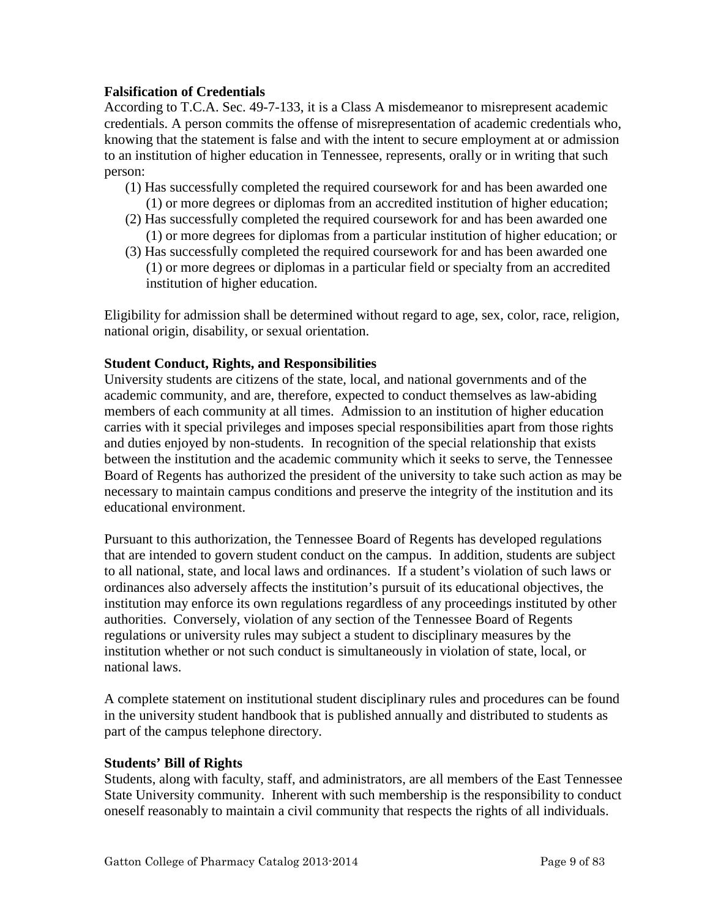**Falsification of Credentials**

According to T.C.A. Sec. 49-7-133, it is a Class A misdemeanor to misrepresent academic credentials. A person commits the offense of misrepresentation of academic credentials who, knowing that the statement is false and with the intent to secure employment at or admission to an institution of higher education in Tennessee, represents, orally or in writing that such person:

(1) Has successfully completed the required coursework for and has been awarded one (1) or more degrees or diplomas from an accredited institution of higher education;
(2) Has successfully completed the required coursework for and has been awarded one (1) or more degrees for diplomas from a particular institution of higher education; or
(3) Has successfully completed the required coursework for and has been awarded one (1) or more degrees or diplomas in a particular field or specialty from an accredited institution of higher education.

Eligibility for admission shall be determined without regard to age, sex, color, race, religion, national origin, disability, or sexual orientation.

**Student Conduct, Rights, and Responsibilities**

University students are citizens of the state, local, and national governments and of the academic community, and are, therefore, expected to conduct themselves as law-abiding members of each community at all times. Admission to an institution of higher education carries with it special privileges and imposes special responsibilities apart from those rights and duties enjoyed by non-students. In recognition of the special relationship that exists between the institution and the academic community which it seeks to serve, the Tennessee Board of Regents has authorized the president of the university to take such action as may be necessary to maintain campus conditions and preserve the integrity of the institution and its educational environment.

Pursuant to this authorization, the Tennessee Board of Regents has developed regulations that are intended to govern student conduct on the campus. In addition, students are subject to all national, state, and local laws and ordinances. If a student's violation of such laws or ordinances also adversely affects the institution's pursuit of its educational objectives, the institution may enforce its own regulations regardless of any proceedings instituted by other authorities. Conversely, violation of any section of the Tennessee Board of Regents regulations or university rules may subject a student to disciplinary measures by the institution whether or not such conduct is simultaneously in violation of state, local, or national laws.

A complete statement on institutional student disciplinary rules and procedures can be found in the university student handbook that is published annually and distributed to students as part of the campus telephone directory.

**Students' Bill of Rights**

Students, along with faculty, staff, and administrators, are all members of the East Tennessee State University community. Inherent with such membership is the responsibility to conduct oneself reasonably to maintain a civil community that respects the rights of all individuals.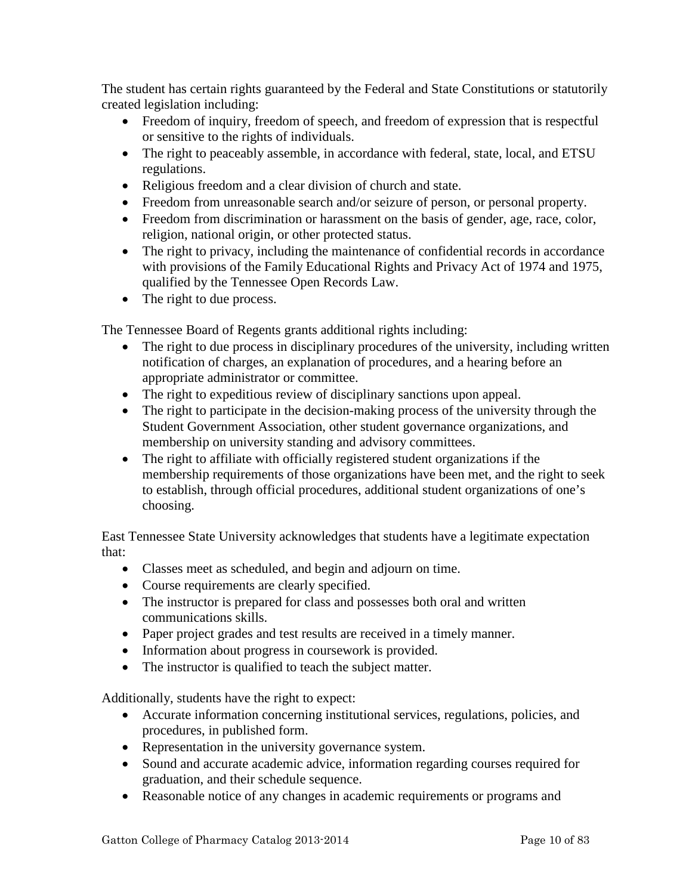The student has certain rights guaranteed by the Federal and State Constitutions or statutorily created legislation including:

- Freedom of inquiry, freedom of speech, and freedom of expression that is respectful or sensitive to the rights of individuals.
- The right to peaceably assemble, in accordance with federal, state, local, and ETSU regulations.
- Religious freedom and a clear division of church and state.
- Freedom from unreasonable search and/or seizure of person, or personal property.
- Freedom from discrimination or harassment on the basis of gender, age, race, color, religion, national origin, or other protected status.
- The right to privacy, including the maintenance of confidential records in accordance with provisions of the Family Educational Rights and Privacy Act of 1974 and 1975, qualified by the Tennessee Open Records Law.
- The right to due process.

The Tennessee Board of Regents grants additional rights including:

- The right to due process in disciplinary procedures of the university, including written notification of charges, an explanation of procedures, and a hearing before an appropriate administrator or committee.
- The right to expeditious review of disciplinary sanctions upon appeal.
- The right to participate in the decision-making process of the university through the Student Government Association, other student governance organizations, and membership on university standing and advisory committees.
- The right to affiliate with officially registered student organizations if the membership requirements of those organizations have been met, and the right to seek to establish, through official procedures, additional student organizations of one's choosing.

East Tennessee State University acknowledges that students have a legitimate expectation that:

- Classes meet as scheduled, and begin and adjourn on time.
- Course requirements are clearly specified.
- The instructor is prepared for class and possesses both oral and written communications skills.
- Paper project grades and test results are received in a timely manner.
- Information about progress in coursework is provided.
- The instructor is qualified to teach the subject matter.

Additionally, students have the right to expect:

- Accurate information concerning institutional services, regulations, policies, and procedures, in published form.
- Representation in the university governance system.
- Sound and accurate academic advice, information regarding courses required for graduation, and their schedule sequence.
- Reasonable notice of any changes in academic requirements or programs and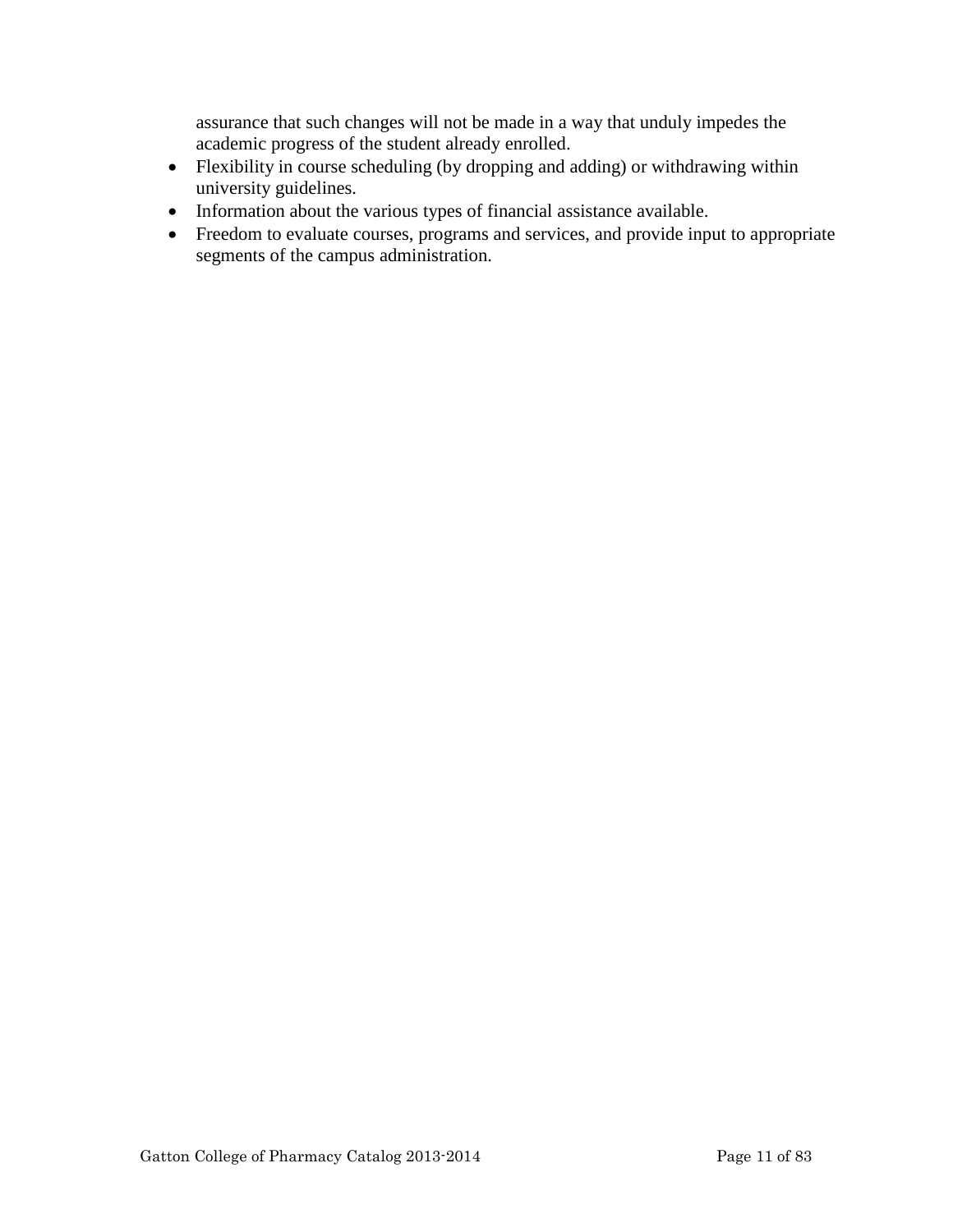assurance that such changes will not be made in a way that unduly impedes the academic progress of the student already enrolled.

- Flexibility in course scheduling (by dropping and adding) or withdrawing within university guidelines.
- Information about the various types of financial assistance available.
- Freedom to evaluate courses, programs and services, and provide input to appropriate segments of the campus administration.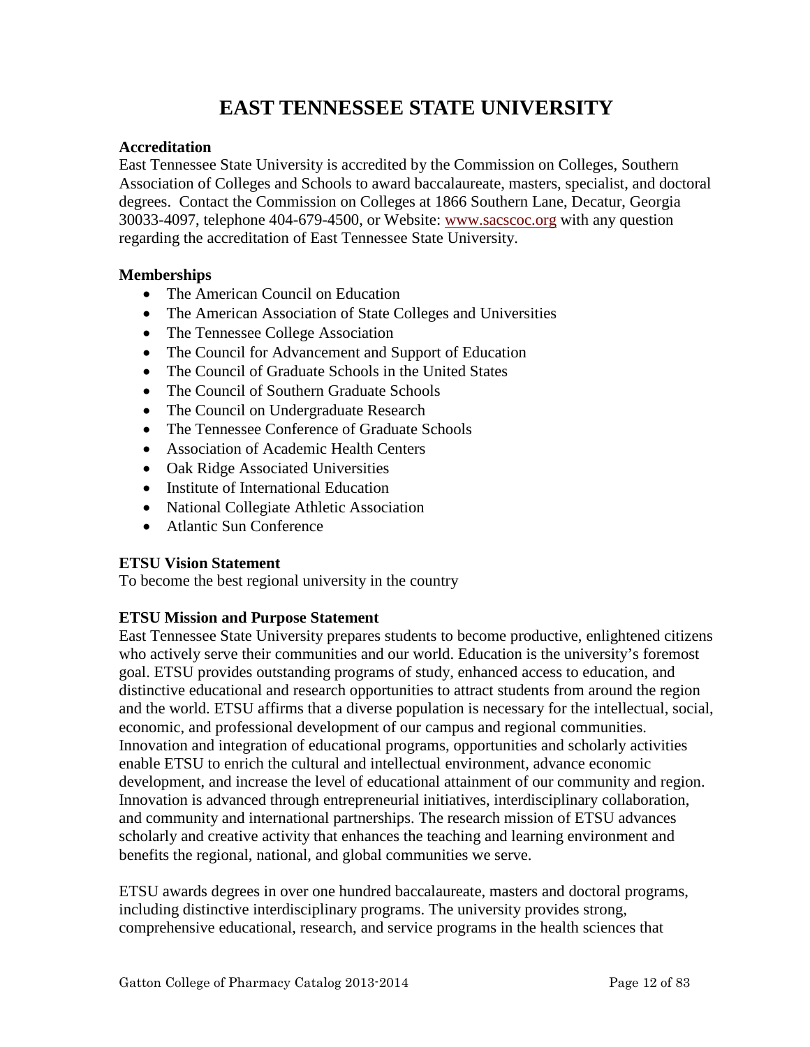# EAST TENNESSEE STATE UNIVERSITY

**Accreditation**

East Tennessee State University is accredited by the Commission on Colleges, Southern Association of Colleges and Schools to award baccalaureate, masters, specialist, and doctoral degrees. Contact the Commission on Colleges at 1866 Southern Lane, Decatur, Georgia 30033-4097, telephone 404-679-4500, or Website: www.sacscoc.org with any question regarding the accreditation of East Tennessee State University.

**Memberships**

- The American Council on Education
- The American Association of State Colleges and Universities
- The Tennessee College Association
- The Council for Advancement and Support of Education
- The Council of Graduate Schools in the United States
- The Council of Southern Graduate Schools
- The Council on Undergraduate Research
- The Tennessee Conference of Graduate Schools
- Association of Academic Health Centers
- Oak Ridge Associated Universities
- Institute of International Education
- National Collegiate Athletic Association
- Atlantic Sun Conference

**ETSU Vision Statement**

To become the best regional university in the country

**ETSU Mission and Purpose Statement**

East Tennessee State University prepares students to become productive, enlightened citizens who actively serve their communities and our world. Education is the university's foremost goal. ETSU provides outstanding programs of study, enhanced access to education, and distinctive educational and research opportunities to attract students from around the region and the world. ETSU affirms that a diverse population is necessary for the intellectual, social, economic, and professional development of our campus and regional communities. Innovation and integration of educational programs, opportunities and scholarly activities enable ETSU to enrich the cultural and intellectual environment, advance economic development, and increase the level of educational attainment of our community and region. Innovation is advanced through entrepreneurial initiatives, interdisciplinary collaboration, and community and international partnerships. The research mission of ETSU advances scholarly and creative activity that enhances the teaching and learning environment and benefits the regional, national, and global communities we serve.

ETSU awards degrees in over one hundred baccalaureate, masters and doctoral programs, including distinctive interdisciplinary programs. The university provides strong, comprehensive educational, research, and service programs in the health sciences that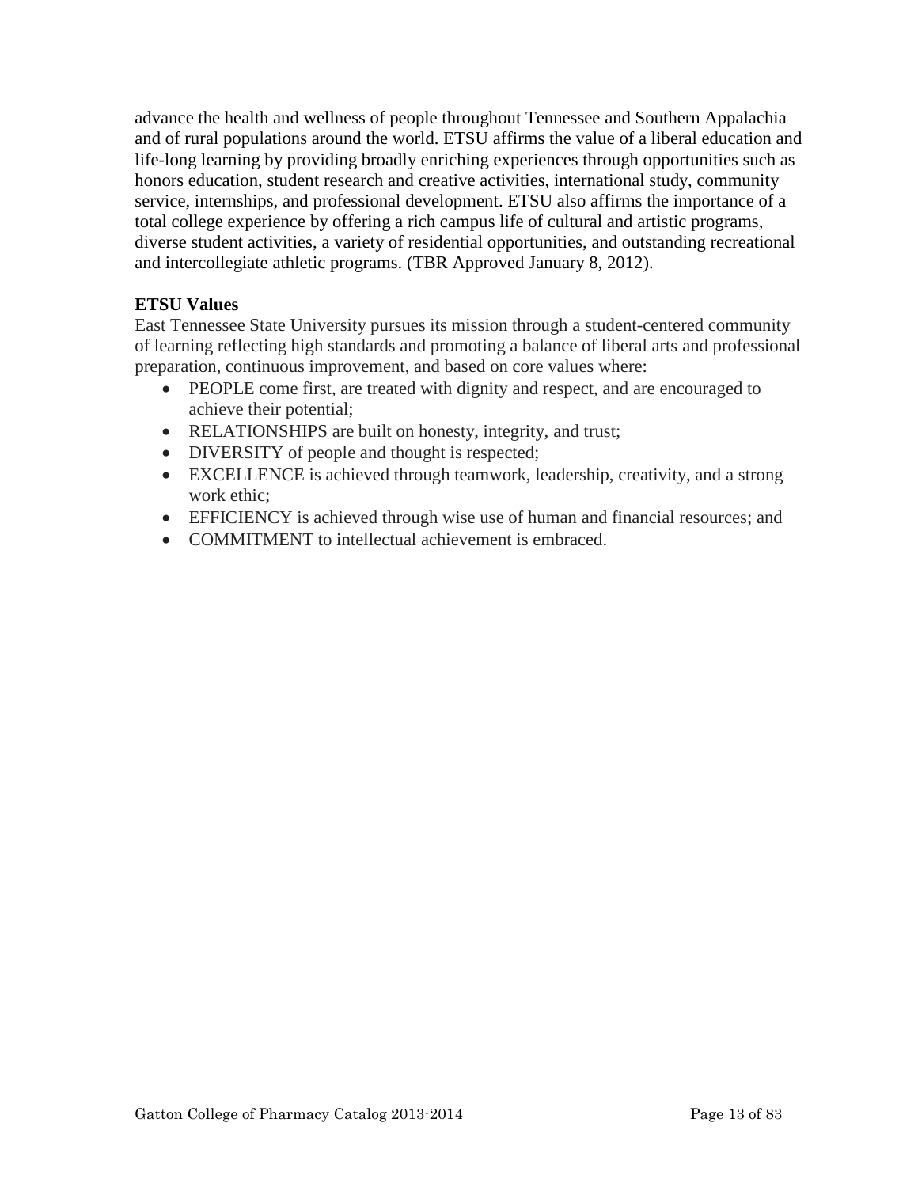advance the health and wellness of people throughout Tennessee and Southern Appalachia and of rural populations around the world. ETSU affirms the value of a liberal education and life-long learning by providing broadly enriching experiences through opportunities such as honors education, student research and creative activities, international study, community service, internships, and professional development. ETSU also affirms the importance of a total college experience by offering a rich campus life of cultural and artistic programs, diverse student activities, a variety of residential opportunities, and outstanding recreational and intercollegiate athletic programs. (TBR Approved January 8, 2012).

**ETSU Values**

East Tennessee State University pursues its mission through a student-centered community of learning reflecting high standards and promoting a balance of liberal arts and professional preparation, continuous improvement, and based on core values where:

- PEOPLE come first, are treated with dignity and respect, and are encouraged to achieve their potential;
- RELATIONSHIPS are built on honesty, integrity, and trust;
- DIVERSITY of people and thought is respected;
- EXCELLENCE is achieved through teamwork, leadership, creativity, and a strong work ethic;
- EFFICIENCY is achieved through wise use of human and financial resources; and
- COMMITMENT to intellectual achievement is embraced.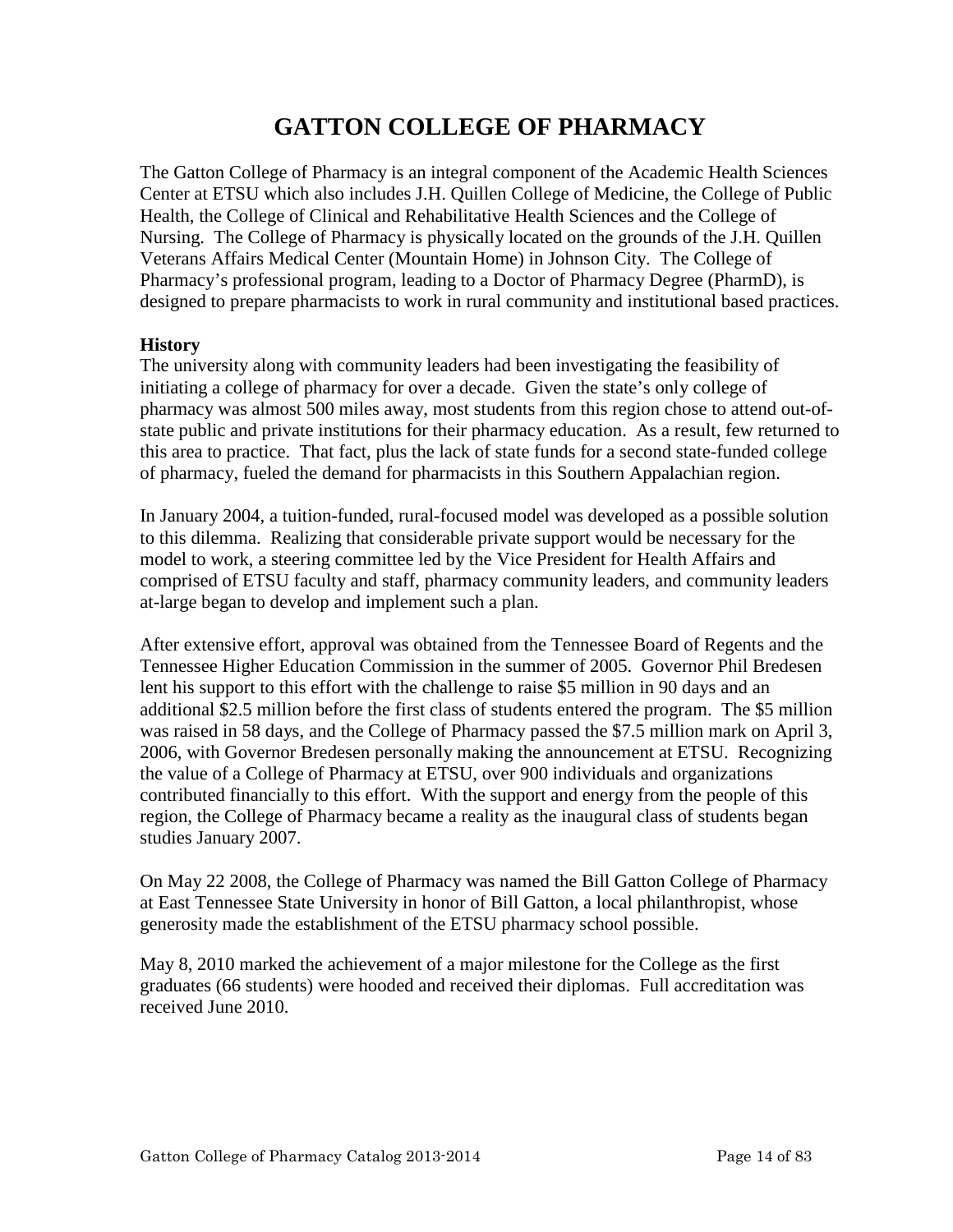# GATTON COLLEGE OF PHARMACY

The Gatton College of Pharmacy is an integral component of the Academic Health Sciences Center at ETSU which also includes J.H. Quillen College of Medicine, the College of Public Health, the College of Clinical and Rehabilitative Health Sciences and the College of Nursing. The College of Pharmacy is physically located on the grounds of the J.H. Quillen Veterans Affairs Medical Center (Mountain Home) in Johnson City. The College of Pharmacy's professional program, leading to a Doctor of Pharmacy Degree (PharmD), is designed to prepare pharmacists to work in rural community and institutional based practices.

**History**

The university along with community leaders had been investigating the feasibility of initiating a college of pharmacy for over a decade. Given the state's only college of pharmacy was almost 500 miles away, most students from this region chose to attend out-of-state public and private institutions for their pharmacy education. As a result, few returned to this area to practice. That fact, plus the lack of state funds for a second state-funded college of pharmacy, fueled the demand for pharmacists in this Southern Appalachian region.

In January 2004, a tuition-funded, rural-focused model was developed as a possible solution to this dilemma. Realizing that considerable private support would be necessary for the model to work, a steering committee led by the Vice President for Health Affairs and comprised of ETSU faculty and staff, pharmacy community leaders, and community leaders at-large began to develop and implement such a plan.

After extensive effort, approval was obtained from the Tennessee Board of Regents and the Tennessee Higher Education Commission in the summer of 2005. Governor Phil Bredesen lent his support to this effort with the challenge to raise $5 million in 90 days and an additional $2.5 million before the first class of students entered the program. The $5 million was raised in 58 days, and the College of Pharmacy passed the $7.5 million mark on April 3, 2006, with Governor Bredesen personally making the announcement at ETSU. Recognizing the value of a College of Pharmacy at ETSU, over 900 individuals and organizations contributed financially to this effort. With the support and energy from the people of this region, the College of Pharmacy became a reality as the inaugural class of students began studies January 2007.

On May 22 2008, the College of Pharmacy was named the Bill Gatton College of Pharmacy at East Tennessee State University in honor of Bill Gatton, a local philanthropist, whose generosity made the establishment of the ETSU pharmacy school possible.

May 8, 2010 marked the achievement of a major milestone for the College as the first graduates (66 students) were hooded and received their diplomas. Full accreditation was received June 2010.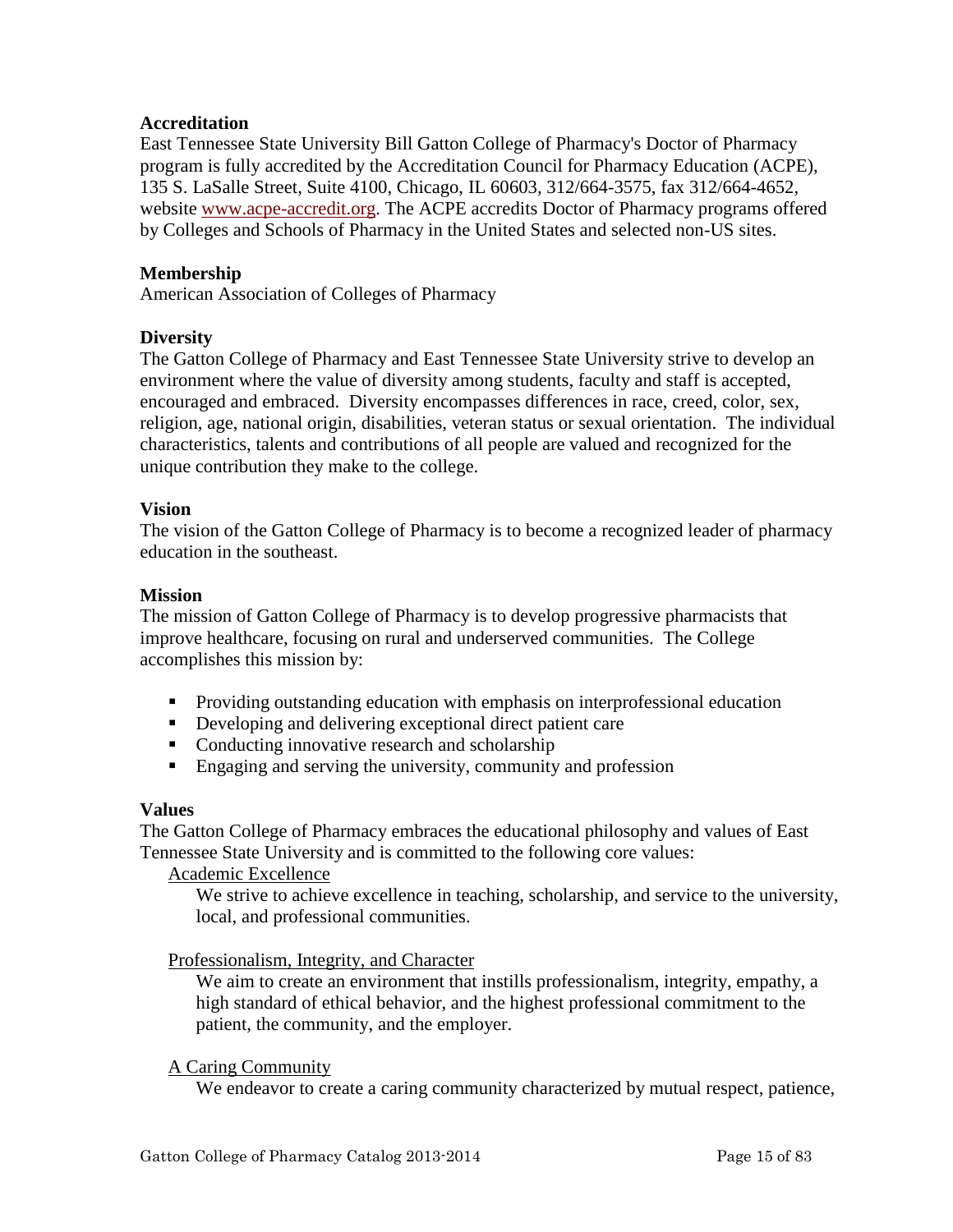**Accreditation**
East Tennessee State University Bill Gatton College of Pharmacy's Doctor of Pharmacy program is fully accredited by the Accreditation Council for Pharmacy Education (ACPE), 135 S. LaSalle Street, Suite 4100, Chicago, IL 60603, 312/664-3575, fax 312/664-4652, website [www.acpe-accredit.org](http://www.acpe-accredit.org). The ACPE accredits Doctor of Pharmacy programs offered by Colleges and Schools of Pharmacy in the United States and selected non-US sites.

**Membership**
American Association of Colleges of Pharmacy

**Diversity**
The Gatton College of Pharmacy and East Tennessee State University strive to develop an environment where the value of diversity among students, faculty and staff is accepted, encouraged and embraced. Diversity encompasses differences in race, creed, color, sex, religion, age, national origin, disabilities, veteran status or sexual orientation. The individual characteristics, talents and contributions of all people are valued and recognized for the unique contribution they make to the college.

**Vision**
The vision of the Gatton College of Pharmacy is to become a recognized leader of pharmacy education in the southeast.

**Mission**
The mission of Gatton College of Pharmacy is to develop progressive pharmacists that improve healthcare, focusing on rural and underserved communities. The College accomplishes this mission by:

- Providing outstanding education with emphasis on interprofessional education
- Developing and delivering exceptional direct patient care
- Conducting innovative research and scholarship
- Engaging and serving the university, community and profession

**Values**
The Gatton College of Pharmacy embraces the educational philosophy and values of East Tennessee State University and is committed to the following core values:

Academic Excellence

We strive to achieve excellence in teaching, scholarship, and service to the university, local, and professional communities.

Professionalism, Integrity, and Character

We aim to create an environment that instills professionalism, integrity, empathy, a high standard of ethical behavior, and the highest professional commitment to the patient, the community, and the employer.

A Caring Community

We endeavor to create a caring community characterized by mutual respect, patience,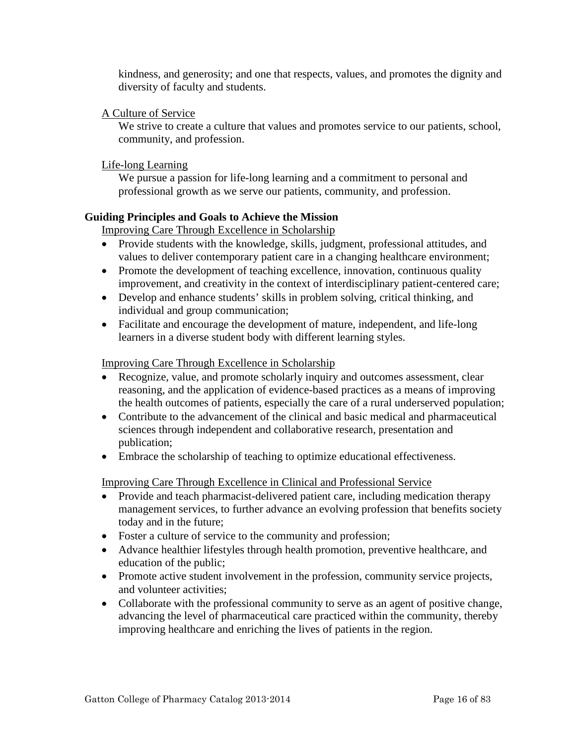kindness, and generosity; and one that respects, values, and promotes the dignity and diversity of faculty and students.

<u>A Culture of Service</u>

We strive to create a culture that values and promotes service to our patients, school, community, and profession.

<u>Life-long Learning</u>

We pursue a passion for life-long learning and a commitment to personal and professional growth as we serve our patients, community, and profession.

**Guiding Principles and Goals to Achieve the Mission**

<u>Improving Care Through Excellence in Scholarship</u>

- Provide students with the knowledge, skills, judgment, professional attitudes, and values to deliver contemporary patient care in a changing healthcare environment;
- Promote the development of teaching excellence, innovation, continuous quality improvement, and creativity in the context of interdisciplinary patient-centered care;
- Develop and enhance students' skills in problem solving, critical thinking, and individual and group communication;
- Facilitate and encourage the development of mature, independent, and life-long learners in a diverse student body with different learning styles.

<u>Improving Care Through Excellence in Scholarship</u>

- Recognize, value, and promote scholarly inquiry and outcomes assessment, clear reasoning, and the application of evidence-based practices as a means of improving the health outcomes of patients, especially the care of a rural underserved population;
- Contribute to the advancement of the clinical and basic medical and pharmaceutical sciences through independent and collaborative research, presentation and publication;
- Embrace the scholarship of teaching to optimize educational effectiveness.

<u>Improving Care Through Excellence in Clinical and Professional Service</u>

- Provide and teach pharmacist-delivered patient care, including medication therapy management services, to further advance an evolving profession that benefits society today and in the future;
- Foster a culture of service to the community and profession;
- Advance healthier lifestyles through health promotion, preventive healthcare, and education of the public;
- Promote active student involvement in the profession, community service projects, and volunteer activities;
- Collaborate with the professional community to serve as an agent of positive change, advancing the level of pharmaceutical care practiced within the community, thereby improving healthcare and enriching the lives of patients in the region.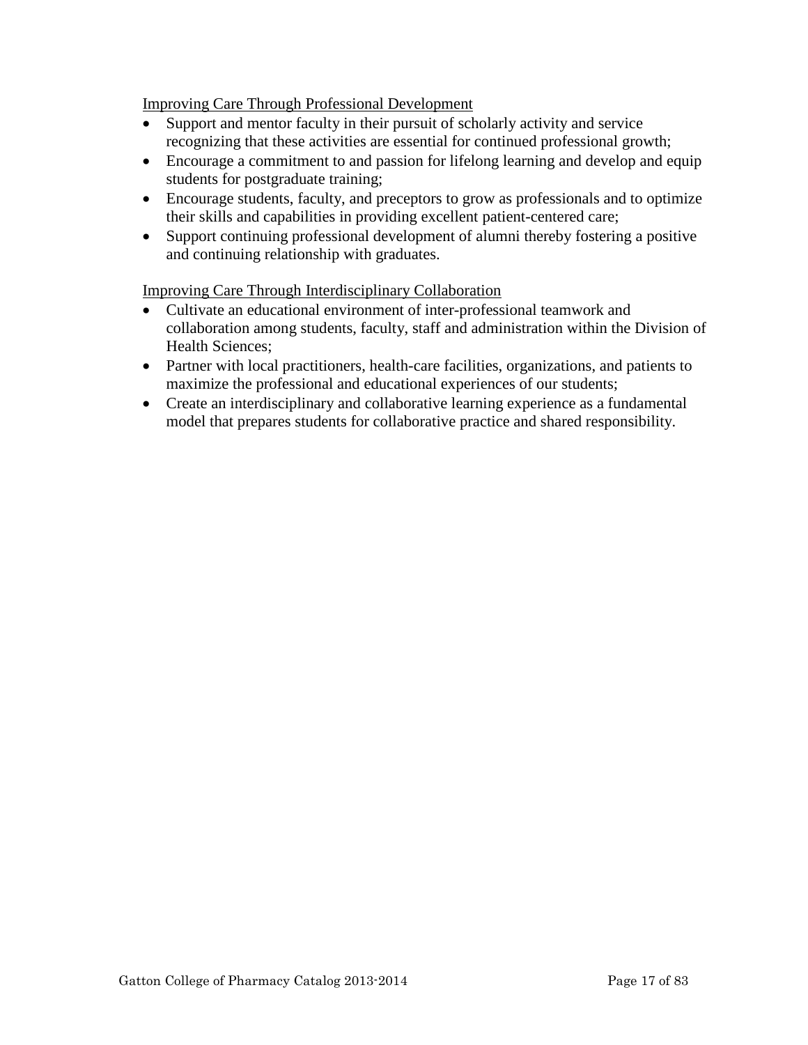Improving Care Through Professional Development

- Support and mentor faculty in their pursuit of scholarly activity and service recognizing that these activities are essential for continued professional growth;
- Encourage a commitment to and passion for lifelong learning and develop and equip students for postgraduate training;
- Encourage students, faculty, and preceptors to grow as professionals and to optimize their skills and capabilities in providing excellent patient-centered care;
- Support continuing professional development of alumni thereby fostering a positive and continuing relationship with graduates.

Improving Care Through Interdisciplinary Collaboration

- Cultivate an educational environment of inter-professional teamwork and collaboration among students, faculty, staff and administration within the Division of Health Sciences;
- Partner with local practitioners, health-care facilities, organizations, and patients to maximize the professional and educational experiences of our students;
- Create an interdisciplinary and collaborative learning experience as a fundamental model that prepares students for collaborative practice and shared responsibility.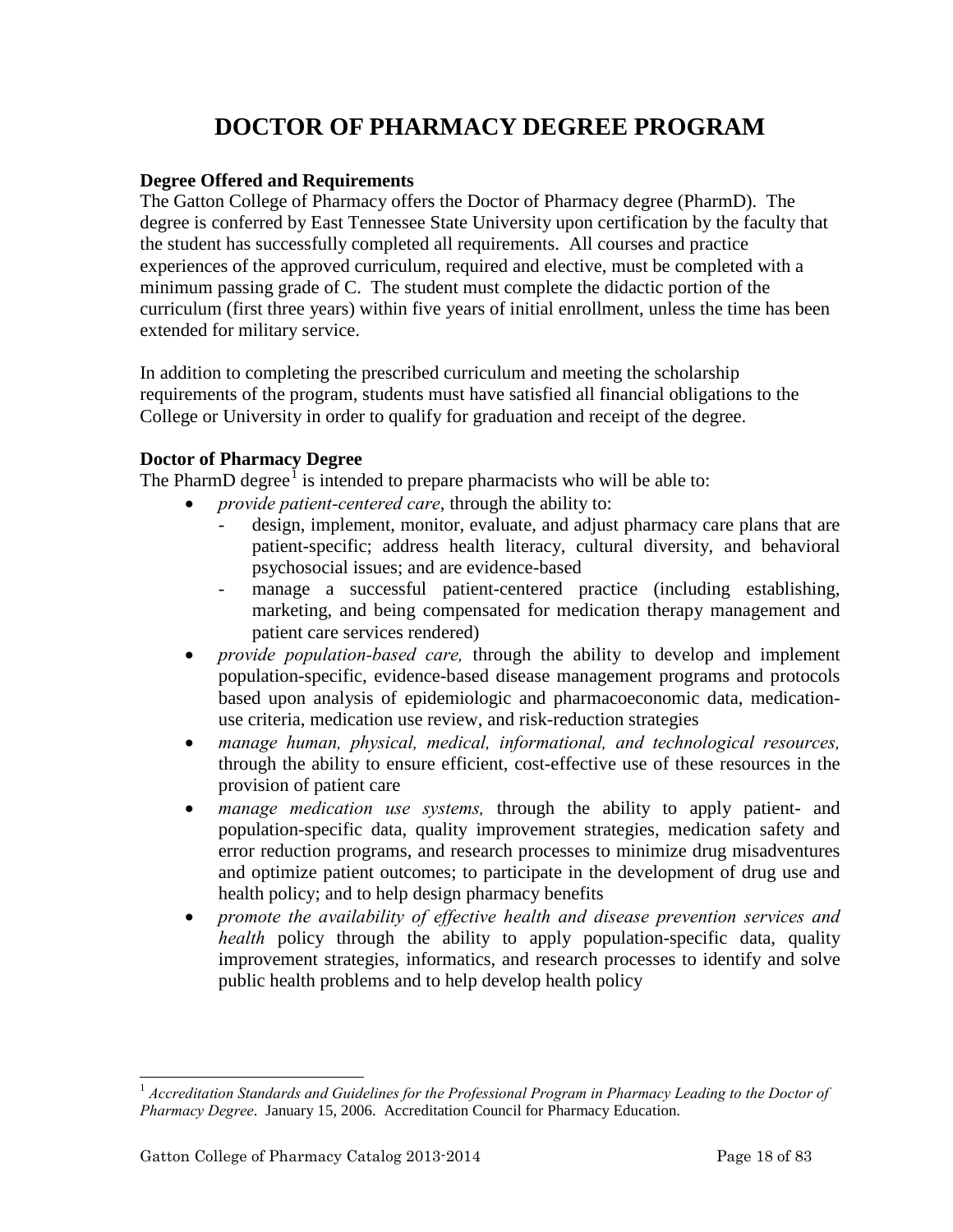# DOCTOR OF PHARMACY DEGREE PROGRAM

**Degree Offered and Requirements**

The Gatton College of Pharmacy offers the Doctor of Pharmacy degree (PharmD). The degree is conferred by East Tennessee State University upon certification by the faculty that the student has successfully completed all requirements. All courses and practice experiences of the approved curriculum, required and elective, must be completed with a minimum passing grade of C. The student must complete the didactic portion of the curriculum (first three years) within five years of initial enrollment, unless the time has been extended for military service.

In addition to completing the prescribed curriculum and meeting the scholarship requirements of the program, students must have satisfied all financial obligations to the College or University in order to qualify for graduation and receipt of the degree.

**Doctor of Pharmacy Degree**

The PharmD degree[1] is intended to prepare pharmacists who will be able to:

- *provide patient-centered care*, through the ability to:
  - design, implement, monitor, evaluate, and adjust pharmacy care plans that are patient-specific; address health literacy, cultural diversity, and behavioral psychosocial issues; and are evidence-based
  - manage a successful patient-centered practice (including establishing, marketing, and being compensated for medication therapy management and patient care services rendered)
- *provide population-based care,* through the ability to develop and implement population-specific, evidence-based disease management programs and protocols based upon analysis of epidemiologic and pharmacoeconomic data, medication-use criteria, medication use review, and risk-reduction strategies
- *manage human, physical, medical, informational, and technological resources,* through the ability to ensure efficient, cost-effective use of these resources in the provision of patient care
- *manage medication use systems,* through the ability to apply patient- and population-specific data, quality improvement strategies, medication safety and error reduction programs, and research processes to minimize drug misadventures and optimize patient outcomes; to participate in the development of drug use and health policy; and to help design pharmacy benefits
- *promote the availability of effective health and disease prevention services and health* policy through the ability to apply population-specific data, quality improvement strategies, informatics, and research processes to identify and solve public health problems and to help develop health policy

---

[1] *Accreditation Standards and Guidelines for the Professional Program in Pharmacy Leading to the Doctor of Pharmacy Degree*. January 15, 2006. Accreditation Council for Pharmacy Education.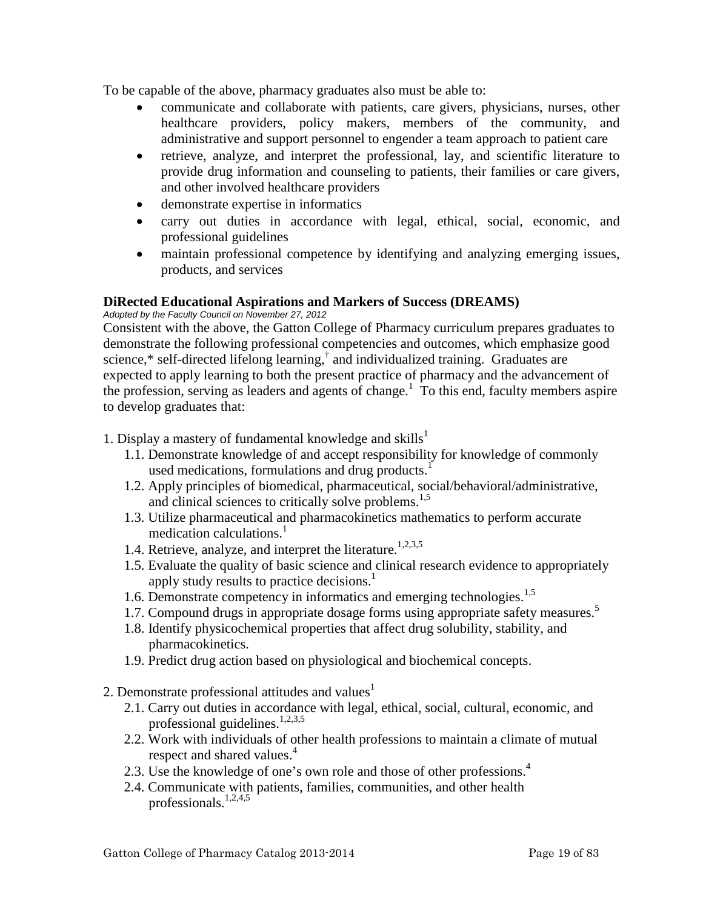To be capable of the above, pharmacy graduates also must be able to:

- communicate and collaborate with patients, care givers, physicians, nurses, other healthcare providers, policy makers, members of the community, and administrative and support personnel to engender a team approach to patient care
- retrieve, analyze, and interpret the professional, lay, and scientific literature to provide drug information and counseling to patients, their families or care givers, and other involved healthcare providers
- demonstrate expertise in informatics
- carry out duties in accordance with legal, ethical, social, economic, and professional guidelines
- maintain professional competence by identifying and analyzing emerging issues, products, and services

### DiRected Educational Aspirations and Markers of Success (DREAMS)

*Adopted by the Faculty Council on November 27, 2012*

Consistent with the above, the Gatton College of Pharmacy curriculum prepares graduates to demonstrate the following professional competencies and outcomes, which emphasize good science,* self-directed lifelong learning,† and individualized training. Graduates are expected to apply learning to both the present practice of pharmacy and the advancement of the profession, serving as leaders and agents of change.[1] To this end, faculty members aspire to develop graduates that:

1. Display a mastery of fundamental knowledge and skills[1]
   - 1.1. Demonstrate knowledge of and accept responsibility for knowledge of commonly used medications, formulations and drug products.[1]
   - 1.2. Apply principles of biomedical, pharmaceutical, social/behavioral/administrative, and clinical sciences to critically solve problems.[1,5]
   - 1.3. Utilize pharmaceutical and pharmacokinetics mathematics to perform accurate medication calculations.[1]
   - 1.4. Retrieve, analyze, and interpret the literature.[1,2,3,5]
   - 1.5. Evaluate the quality of basic science and clinical research evidence to appropriately apply study results to practice decisions.[1]
   - 1.6. Demonstrate competency in informatics and emerging technologies.[1,5]
   - 1.7. Compound drugs in appropriate dosage forms using appropriate safety measures.[5]
   - 1.8. Identify physicochemical properties that affect drug solubility, stability, and pharmacokinetics.
   - 1.9. Predict drug action based on physiological and biochemical concepts.

2. Demonstrate professional attitudes and values[1]
   - 2.1. Carry out duties in accordance with legal, ethical, social, cultural, economic, and professional guidelines.[1,2,3,5]
   - 2.2. Work with individuals of other health professions to maintain a climate of mutual respect and shared values.[4]
   - 2.3. Use the knowledge of one's own role and those of other professions.[4]
   - 2.4. Communicate with patients, families, communities, and other health professionals.[1,2,4,5]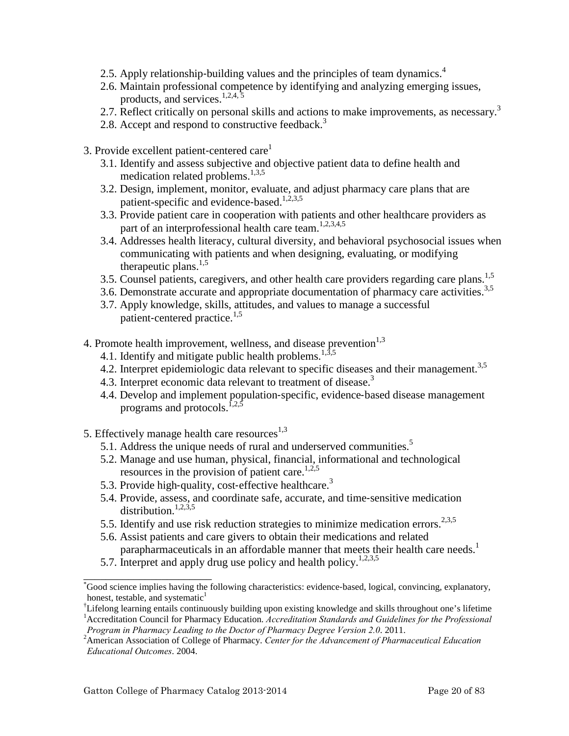- 2.5. Apply relationship-building values and the principles of team dynamics.[4]
   - 2.6. Maintain professional competence by identifying and analyzing emerging issues, products, and services.[1,2,4, 5]
   - 2.7. Reflect critically on personal skills and actions to make improvements, as necessary.[3]
   - 2.8. Accept and respond to constructive feedback.[3]

3. Provide excellent patient-centered care[1]
   - 3.1. Identify and assess subjective and objective patient data to define health and medication related problems.[1,3,5]
   - 3.2. Design, implement, monitor, evaluate, and adjust pharmacy care plans that are patient-specific and evidence-based.[1,2,3,5]
   - 3.3. Provide patient care in cooperation with patients and other healthcare providers as part of an interprofessional health care team.[1,2,3,4,5]
   - 3.4. Addresses health literacy, cultural diversity, and behavioral psychosocial issues when communicating with patients and when designing, evaluating, or modifying therapeutic plans.[1,5]
   - 3.5. Counsel patients, caregivers, and other health care providers regarding care plans.[1,5]
   - 3.6. Demonstrate accurate and appropriate documentation of pharmacy care activities.[3,5]
   - 3.7. Apply knowledge, skills, attitudes, and values to manage a successful patient-centered practice.[1,5]

4. Promote health improvement, wellness, and disease prevention[1,3]
   - 4.1. Identify and mitigate public health problems.[1,3,5]
   - 4.2. Interpret epidemiologic data relevant to specific diseases and their management.[3,5]
   - 4.3. Interpret economic data relevant to treatment of disease.[3]
   - 4.4. Develop and implement population-specific, evidence-based disease management programs and protocols.[1,2,5]

5. Effectively manage health care resources[1,3]
   - 5.1. Address the unique needs of rural and underserved communities.[5]
   - 5.2. Manage and use human, physical, financial, informational and technological resources in the provision of patient care.[1,2,5]
   - 5.3. Provide high-quality, cost-effective healthcare.[3]
   - 5.4. Provide, assess, and coordinate safe, accurate, and time-sensitive medication distribution.[1,2,3,5]
   - 5.5. Identify and use risk reduction strategies to minimize medication errors.[2,3,5]
   - 5.6. Assist patients and care givers to obtain their medications and related parapharmaceuticals in an affordable manner that meets their health care needs.[1]
   - 5.7. Interpret and apply drug use policy and health policy.[1,2,3,5]

---

[*] Good science implies having the following characteristics: evidence-based, logical, convincing, explanatory, honest, testable, and systematic[1]

[†] Lifelong learning entails continuously building upon existing knowledge and skills throughout one's lifetime

[1] Accreditation Council for Pharmacy Education. *Accreditation Standards and Guidelines for the Professional Program in Pharmacy Leading to the Doctor of Pharmacy Degree Version 2.0*. 2011.

[2] American Association of College of Pharmacy. *Center for the Advancement of Pharmaceutical Education Educational Outcomes*. 2004.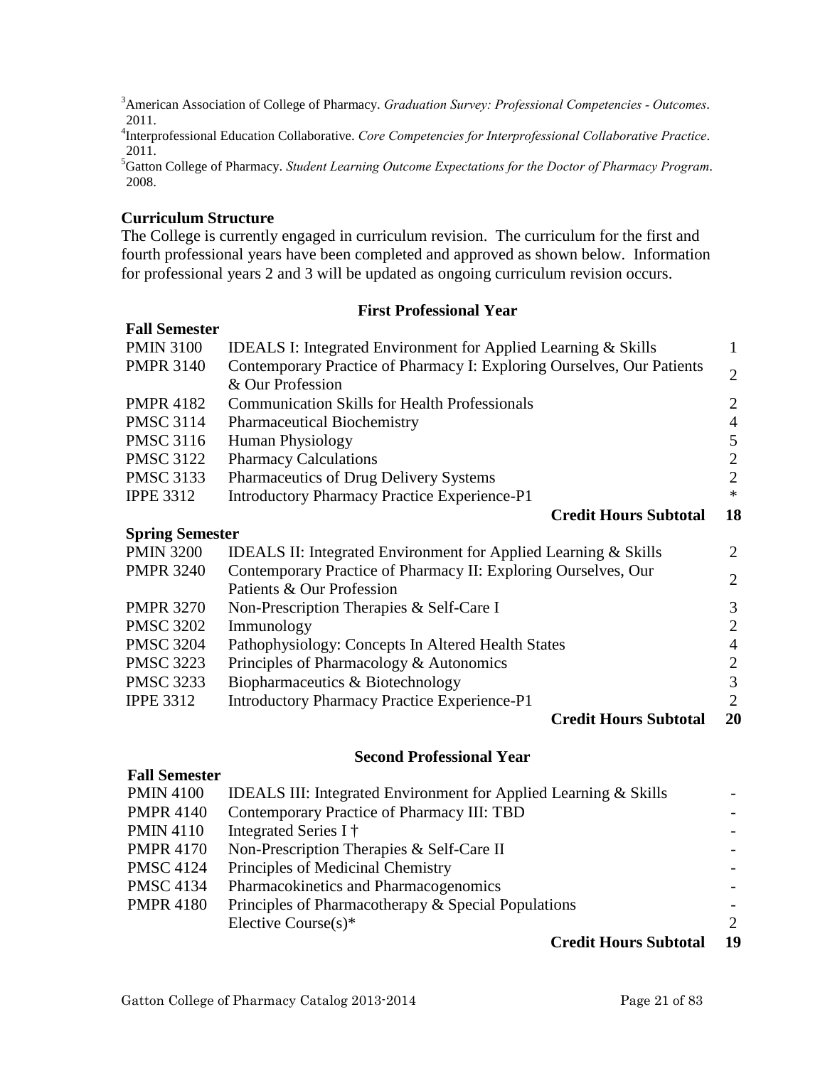[3]American Association of College of Pharmacy. *Graduation Survey: Professional Competencies - Outcomes*. 2011.

[4]Interprofessional Education Collaborative. *Core Competencies for Interprofessional Collaborative Practice*. 2011.

[5]Gatton College of Pharmacy. *Student Learning Outcome Expectations for the Doctor of Pharmacy Program*. 2008.

### Curriculum Structure

The College is currently engaged in curriculum revision. The curriculum for the first and fourth professional years have been completed and approved as shown below. Information for professional years 2 and 3 will be updated as ongoing curriculum revision occurs.

#### First Professional Year

**Fall Semester**

| | | |
|---|---|---|
| PMIN 3100 | IDEALS I: Integrated Environment for Applied Learning & Skills | 1 |
| PMPR 3140 | Contemporary Practice of Pharmacy I: Exploring Ourselves, Our Patients & Our Profession | 2 |
| PMPR 4182 | Communication Skills for Health Professionals | 2 |
| PMSC 3114 | Pharmaceutical Biochemistry | 4 |
| PMSC 3116 | Human Physiology | 5 |
| PMSC 3122 | Pharmacy Calculations | 2 |
| PMSC 3133 | Pharmaceutics of Drug Delivery Systems | 2 |
| IPPE 3312 | Introductory Pharmacy Practice Experience-P1 | * |
| | **Credit Hours Subtotal** | **18** |

**Spring Semester**

| | | |
|---|---|---|
| PMIN 3200 | IDEALS II: Integrated Environment for Applied Learning & Skills | 2 |
| PMPR 3240 | Contemporary Practice of Pharmacy II: Exploring Ourselves, Our Patients & Our Profession | 2 |
| PMPR 3270 | Non-Prescription Therapies & Self-Care I | 3 |
| PMSC 3202 | Immunology | 2 |
| PMSC 3204 | Pathophysiology: Concepts In Altered Health States | 4 |
| PMSC 3223 | Principles of Pharmacology & Autonomics | 2 |
| PMSC 3233 | Biopharmaceutics & Biotechnology | 3 |
| IPPE 3312 | Introductory Pharmacy Practice Experience-P1 | 2 |
| | **Credit Hours Subtotal** | **20** |

#### Second Professional Year

**Fall Semester**

| | | |
|---|---|---|
| PMIN 4100 | IDEALS III: Integrated Environment for Applied Learning & Skills | - |
| PMPR 4140 | Contemporary Practice of Pharmacy III: TBD | - |
| PMIN 4110 | Integrated Series I † | - |
| PMPR 4170 | Non-Prescription Therapies & Self-Care II | - |
| PMSC 4124 | Principles of Medicinal Chemistry | - |
| PMSC 4134 | Pharmacokinetics and Pharmacogenomics | - |
| PMPR 4180 | Principles of Pharmacotherapy & Special Populations | - |
| | Elective Course(s)* | 2 |
| | **Credit Hours Subtotal** | **19** |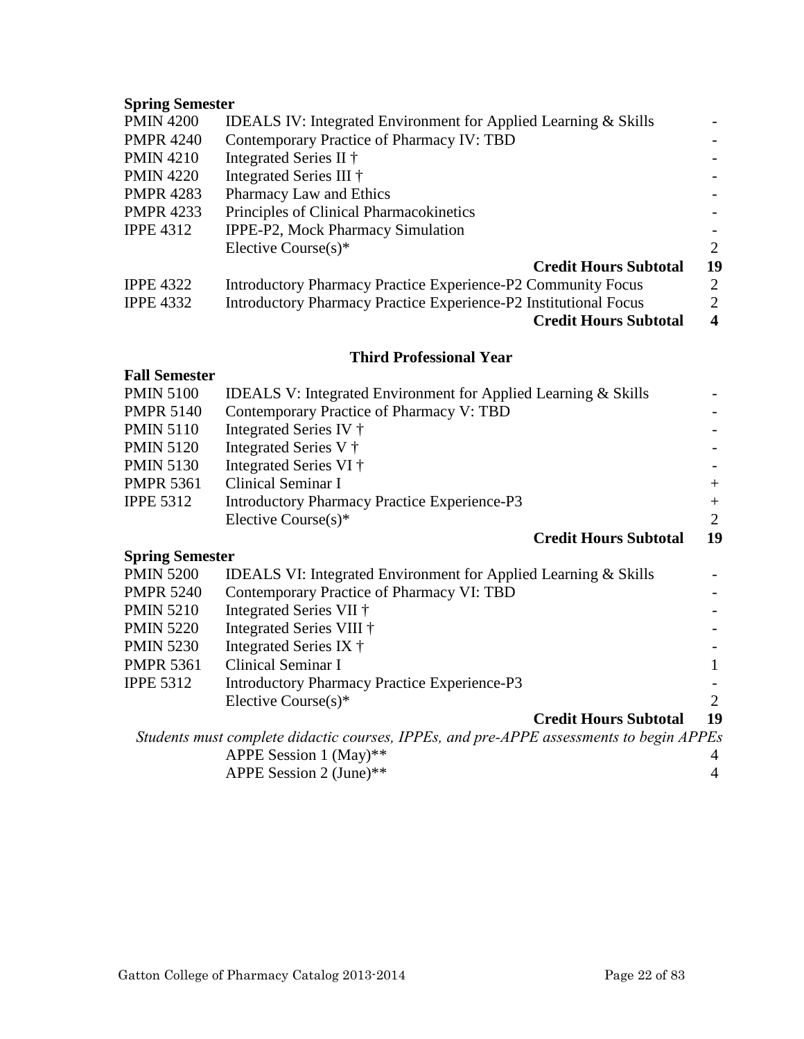**Spring Semester**

| | | |
|---|---|---|
| PMIN 4200 | IDEALS IV: Integrated Environment for Applied Learning & Skills | - |
| PMPR 4240 | Contemporary Practice of Pharmacy IV: TBD | - |
| PMIN 4210 | Integrated Series II † | - |
| PMIN 4220 | Integrated Series III † | - |
| PMPR 4283 | Pharmacy Law and Ethics | - |
| PMPR 4233 | Principles of Clinical Pharmacokinetics | - |
| IPPE 4312 | IPPE-P2, Mock Pharmacy Simulation | - |
| | Elective Course(s)* | 2 |
| | **Credit Hours Subtotal** | **19** |
| IPPE 4322 | Introductory Pharmacy Practice Experience-P2 Community Focus | 2 |
| IPPE 4332 | Introductory Pharmacy Practice Experience-P2 Institutional Focus | 2 |
| | **Credit Hours Subtotal** | **4** |

## Third Professional Year

**Fall Semester**

| | | |
|---|---|---|
| PMIN 5100 | IDEALS V: Integrated Environment for Applied Learning & Skills | - |
| PMPR 5140 | Contemporary Practice of Pharmacy V: TBD | - |
| PMIN 5110 | Integrated Series IV † | - |
| PMIN 5120 | Integrated Series V † | - |
| PMIN 5130 | Integrated Series VI † | - |
| PMPR 5361 | Clinical Seminar I | + |
| IPPE 5312 | Introductory Pharmacy Practice Experience-P3 | + |
| | Elective Course(s)* | 2 |
| | **Credit Hours Subtotal** | **19** |

**Spring Semester**

| | | |
|---|---|---|
| PMIN 5200 | IDEALS VI: Integrated Environment for Applied Learning & Skills | - |
| PMPR 5240 | Contemporary Practice of Pharmacy VI: TBD | - |
| PMIN 5210 | Integrated Series VII † | - |
| PMIN 5220 | Integrated Series VIII † | - |
| PMIN 5230 | Integrated Series IX † | - |
| PMPR 5361 | Clinical Seminar I | 1 |
| IPPE 5312 | Introductory Pharmacy Practice Experience-P3 | - |
| | Elective Course(s)* | 2 |
| | **Credit Hours Subtotal** | **19** |

*Students must complete didactic courses, IPPEs, and pre-APPE assessments to begin APPEs*

| | | |
|---|---|---|
| | APPE Session 1 (May)** | 4 |
| | APPE Session 2 (June)** | 4 |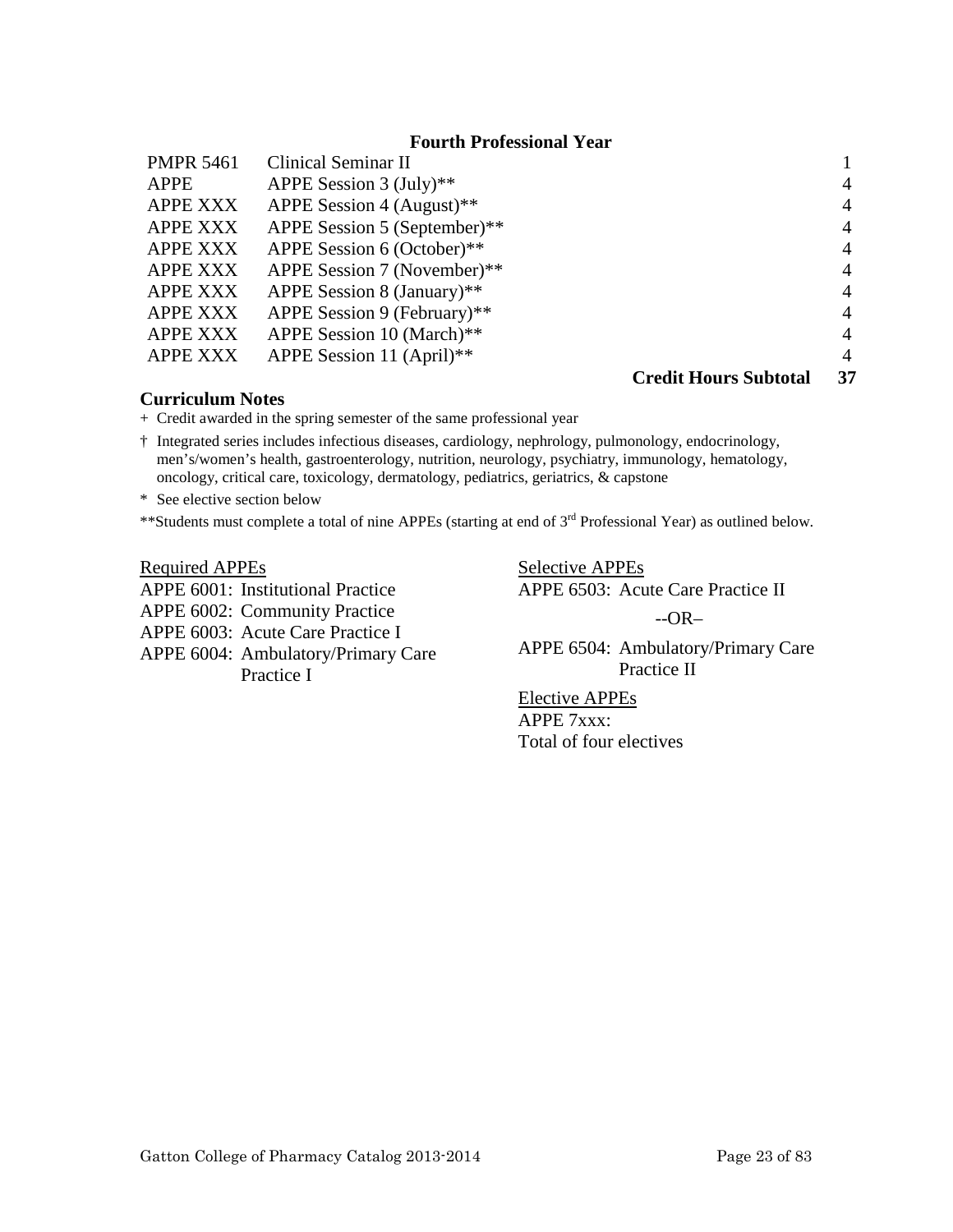### Fourth Professional Year

| | | |
|---|---|---|
| PMPR 5461 | Clinical Seminar II | 1 |
| APPE | APPE Session 3 (July)** | 4 |
| APPE XXX | APPE Session 4 (August)** | 4 |
| APPE XXX | APPE Session 5 (September)** | 4 |
| APPE XXX | APPE Session 6 (October)** | 4 |
| APPE XXX | APPE Session 7 (November)** | 4 |
| APPE XXX | APPE Session 8 (January)** | 4 |
| APPE XXX | APPE Session 9 (February)** | 4 |
| APPE XXX | APPE Session 10 (March)** | 4 |
| APPE XXX | APPE Session 11 (April)** | 4 |
| | **Credit Hours Subtotal** | **37** |

**Curriculum Notes**

+ Credit awarded in the spring semester of the same professional year

† Integrated series includes infectious diseases, cardiology, nephrology, pulmonology, endocrinology, men's/women's health, gastroenterology, nutrition, neurology, psychiatry, immunology, hematology, oncology, critical care, toxicology, dermatology, pediatrics, geriatrics, & capstone

\* See elective section below

**Students must complete a total of nine APPEs (starting at end of 3rd Professional Year) as outlined below.

<u>Required APPEs</u>

APPE 6001: Institutional Practice
APPE 6002: Community Practice
APPE 6003: Acute Care Practice I
APPE 6004: Ambulatory/Primary Care Practice I

<u>Selective APPEs</u>

APPE 6503: Acute Care Practice II

--OR–

APPE 6504: Ambulatory/Primary Care Practice II

<u>Elective APPEs</u>

APPE 7xxx:
Total of four electives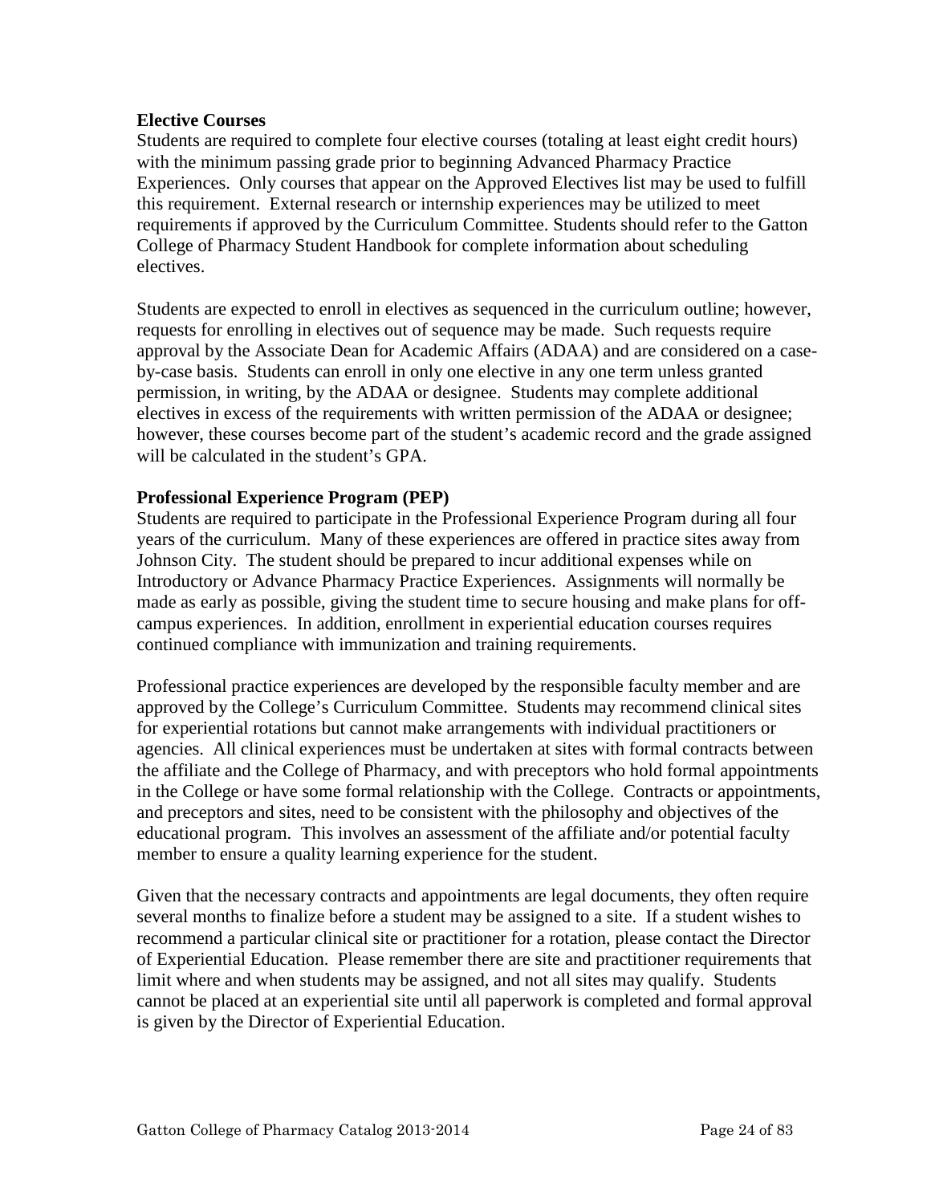**Elective Courses**

Students are required to complete four elective courses (totaling at least eight credit hours) with the minimum passing grade prior to beginning Advanced Pharmacy Practice Experiences. Only courses that appear on the Approved Electives list may be used to fulfill this requirement. External research or internship experiences may be utilized to meet requirements if approved by the Curriculum Committee. Students should refer to the Gatton College of Pharmacy Student Handbook for complete information about scheduling electives.

Students are expected to enroll in electives as sequenced in the curriculum outline; however, requests for enrolling in electives out of sequence may be made. Such requests require approval by the Associate Dean for Academic Affairs (ADAA) and are considered on a case-by-case basis. Students can enroll in only one elective in any one term unless granted permission, in writing, by the ADAA or designee. Students may complete additional electives in excess of the requirements with written permission of the ADAA or designee; however, these courses become part of the student's academic record and the grade assigned will be calculated in the student's GPA.

**Professional Experience Program (PEP)**

Students are required to participate in the Professional Experience Program during all four years of the curriculum. Many of these experiences are offered in practice sites away from Johnson City. The student should be prepared to incur additional expenses while on Introductory or Advance Pharmacy Practice Experiences. Assignments will normally be made as early as possible, giving the student time to secure housing and make plans for off-campus experiences. In addition, enrollment in experiential education courses requires continued compliance with immunization and training requirements.

Professional practice experiences are developed by the responsible faculty member and are approved by the College's Curriculum Committee. Students may recommend clinical sites for experiential rotations but cannot make arrangements with individual practitioners or agencies. All clinical experiences must be undertaken at sites with formal contracts between the affiliate and the College of Pharmacy, and with preceptors who hold formal appointments in the College or have some formal relationship with the College. Contracts or appointments, and preceptors and sites, need to be consistent with the philosophy and objectives of the educational program. This involves an assessment of the affiliate and/or potential faculty member to ensure a quality learning experience for the student.

Given that the necessary contracts and appointments are legal documents, they often require several months to finalize before a student may be assigned to a site. If a student wishes to recommend a particular clinical site or practitioner for a rotation, please contact the Director of Experiential Education. Please remember there are site and practitioner requirements that limit where and when students may be assigned, and not all sites may qualify. Students cannot be placed at an experiential site until all paperwork is completed and formal approval is given by the Director of Experiential Education.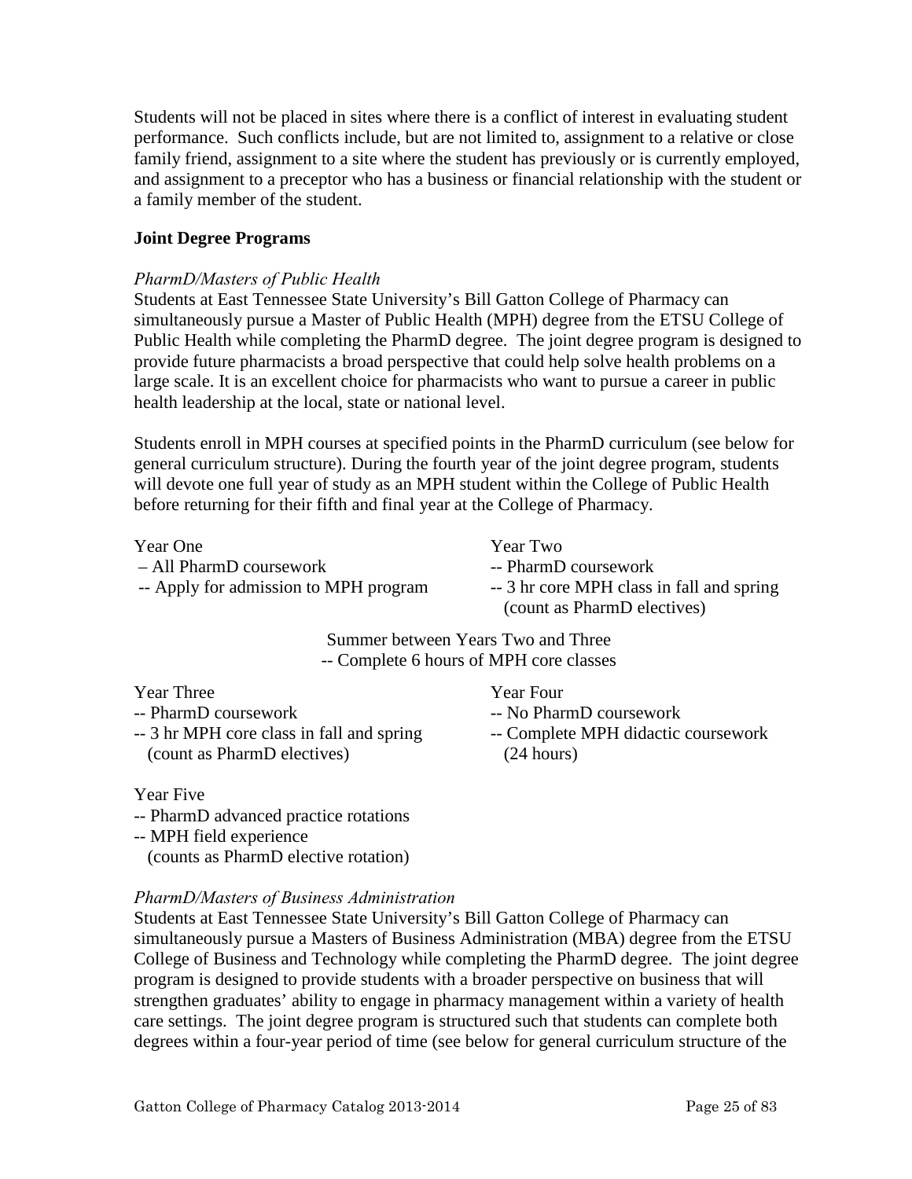Students will not be placed in sites where there is a conflict of interest in evaluating student performance. Such conflicts include, but are not limited to, assignment to a relative or close family friend, assignment to a site where the student has previously or is currently employed, and assignment to a preceptor who has a business or financial relationship with the student or a family member of the student.

## Joint Degree Programs

### *PharmD/Masters of Public Health*

Students at East Tennessee State University's Bill Gatton College of Pharmacy can simultaneously pursue a Master of Public Health (MPH) degree from the ETSU College of Public Health while completing the PharmD degree. The joint degree program is designed to provide future pharmacists a broad perspective that could help solve health problems on a large scale. It is an excellent choice for pharmacists who want to pursue a career in public health leadership at the local, state or national level.

Students enroll in MPH courses at specified points in the PharmD curriculum (see below for general curriculum structure). During the fourth year of the joint degree program, students will devote one full year of study as an MPH student within the College of Public Health before returning for their fifth and final year at the College of Pharmacy.

Year One
– All PharmD coursework
-- Apply for admission to MPH program

Year Two
-- PharmD coursework
-- 3 hr core MPH class in fall and spring (count as PharmD electives)

Summer between Years Two and Three
-- Complete 6 hours of MPH core classes

Year Three
-- PharmD coursework
-- 3 hr MPH core class in fall and spring (count as PharmD electives)

Year Four
-- No PharmD coursework
-- Complete MPH didactic coursework (24 hours)

Year Five
-- PharmD advanced practice rotations
-- MPH field experience (counts as PharmD elective rotation)

### *PharmD/Masters of Business Administration*

Students at East Tennessee State University's Bill Gatton College of Pharmacy can simultaneously pursue a Masters of Business Administration (MBA) degree from the ETSU College of Business and Technology while completing the PharmD degree. The joint degree program is designed to provide students with a broader perspective on business that will strengthen graduates' ability to engage in pharmacy management within a variety of health care settings. The joint degree program is structured such that students can complete both degrees within a four-year period of time (see below for general curriculum structure of the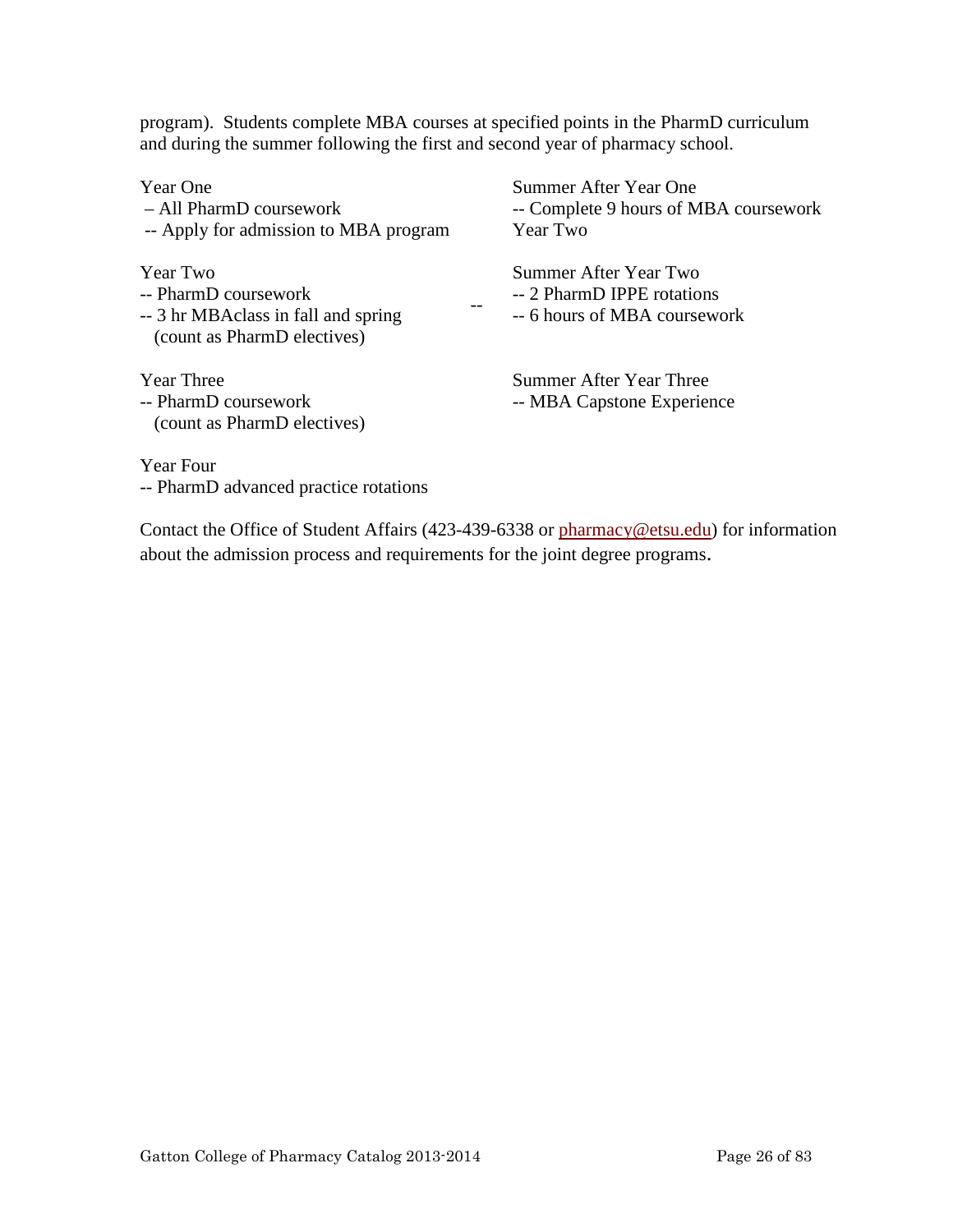program). Students complete MBA courses at specified points in the PharmD curriculum and during the summer following the first and second year of pharmacy school.

Year One
– All PharmD coursework
-- Apply for admission to MBA program

Summer After Year One
-- Complete 9 hours of MBA coursework Year Two

Year Two
-- PharmD coursework
-- 3 hr MBAclass in fall and spring
(count as PharmD electives)

Summer After Year Two
-- 2 PharmD IPPE rotations
-- 6 hours of MBA coursework

Year Three
-- PharmD coursework
(count as PharmD electives)

Summer After Year Three
-- MBA Capstone Experience

Year Four
-- PharmD advanced practice rotations

Contact the Office of Student Affairs (423-439-6338 or pharmacy@etsu.edu) for information about the admission process and requirements for the joint degree programs.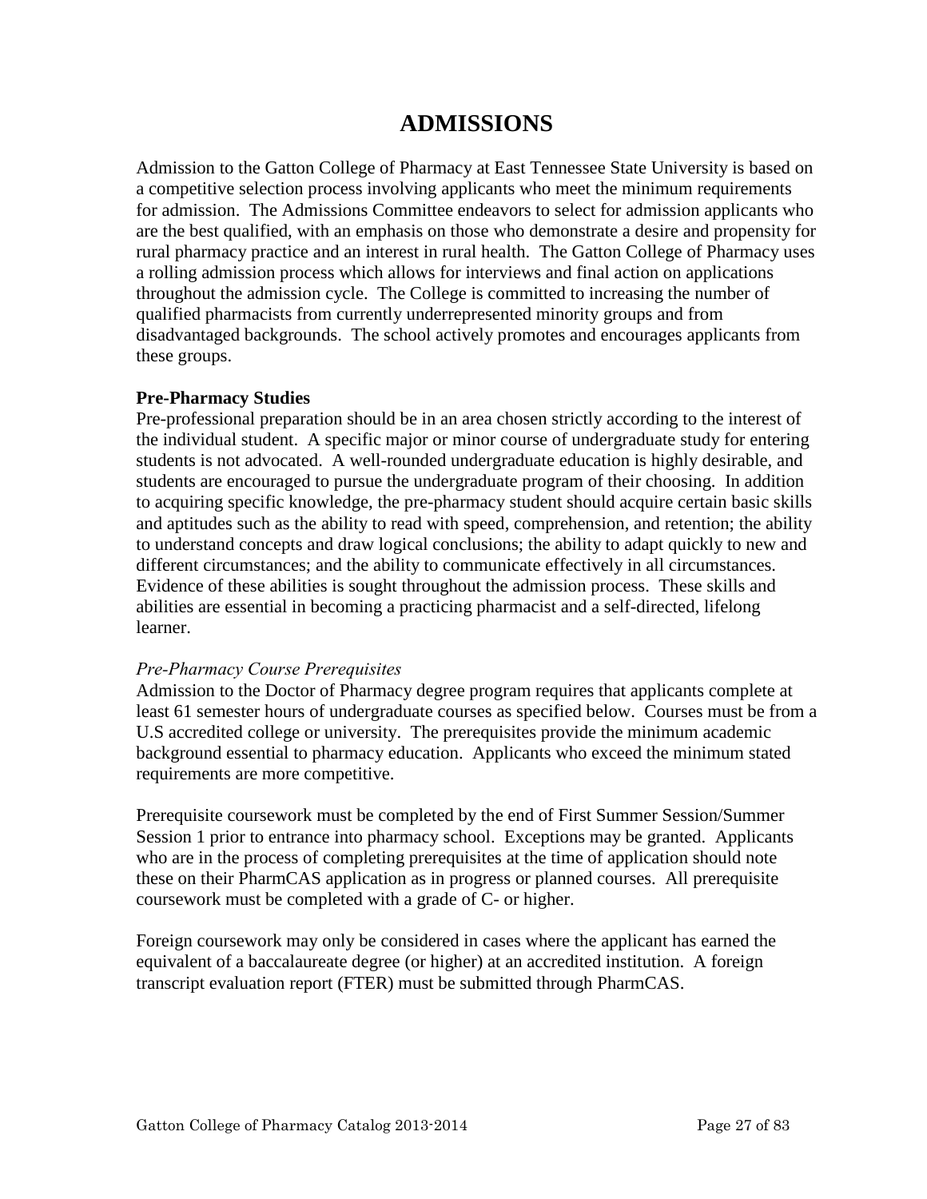# ADMISSIONS

Admission to the Gatton College of Pharmacy at East Tennessee State University is based on a competitive selection process involving applicants who meet the minimum requirements for admission. The Admissions Committee endeavors to select for admission applicants who are the best qualified, with an emphasis on those who demonstrate a desire and propensity for rural pharmacy practice and an interest in rural health. The Gatton College of Pharmacy uses a rolling admission process which allows for interviews and final action on applications throughout the admission cycle. The College is committed to increasing the number of qualified pharmacists from currently underrepresented minority groups and from disadvantaged backgrounds. The school actively promotes and encourages applicants from these groups.

**Pre-Pharmacy Studies**

Pre-professional preparation should be in an area chosen strictly according to the interest of the individual student. A specific major or minor course of undergraduate study for entering students is not advocated. A well-rounded undergraduate education is highly desirable, and students are encouraged to pursue the undergraduate program of their choosing. In addition to acquiring specific knowledge, the pre-pharmacy student should acquire certain basic skills and aptitudes such as the ability to read with speed, comprehension, and retention; the ability to understand concepts and draw logical conclusions; the ability to adapt quickly to new and different circumstances; and the ability to communicate effectively in all circumstances. Evidence of these abilities is sought throughout the admission process. These skills and abilities are essential in becoming a practicing pharmacist and a self-directed, lifelong learner.

*Pre-Pharmacy Course Prerequisites*

Admission to the Doctor of Pharmacy degree program requires that applicants complete at least 61 semester hours of undergraduate courses as specified below. Courses must be from a U.S accredited college or university. The prerequisites provide the minimum academic background essential to pharmacy education. Applicants who exceed the minimum stated requirements are more competitive.

Prerequisite coursework must be completed by the end of First Summer Session/Summer Session 1 prior to entrance into pharmacy school. Exceptions may be granted. Applicants who are in the process of completing prerequisites at the time of application should note these on their PharmCAS application as in progress or planned courses. All prerequisite coursework must be completed with a grade of C- or higher.

Foreign coursework may only be considered in cases where the applicant has earned the equivalent of a baccalaureate degree (or higher) at an accredited institution. A foreign transcript evaluation report (FTER) must be submitted through PharmCAS.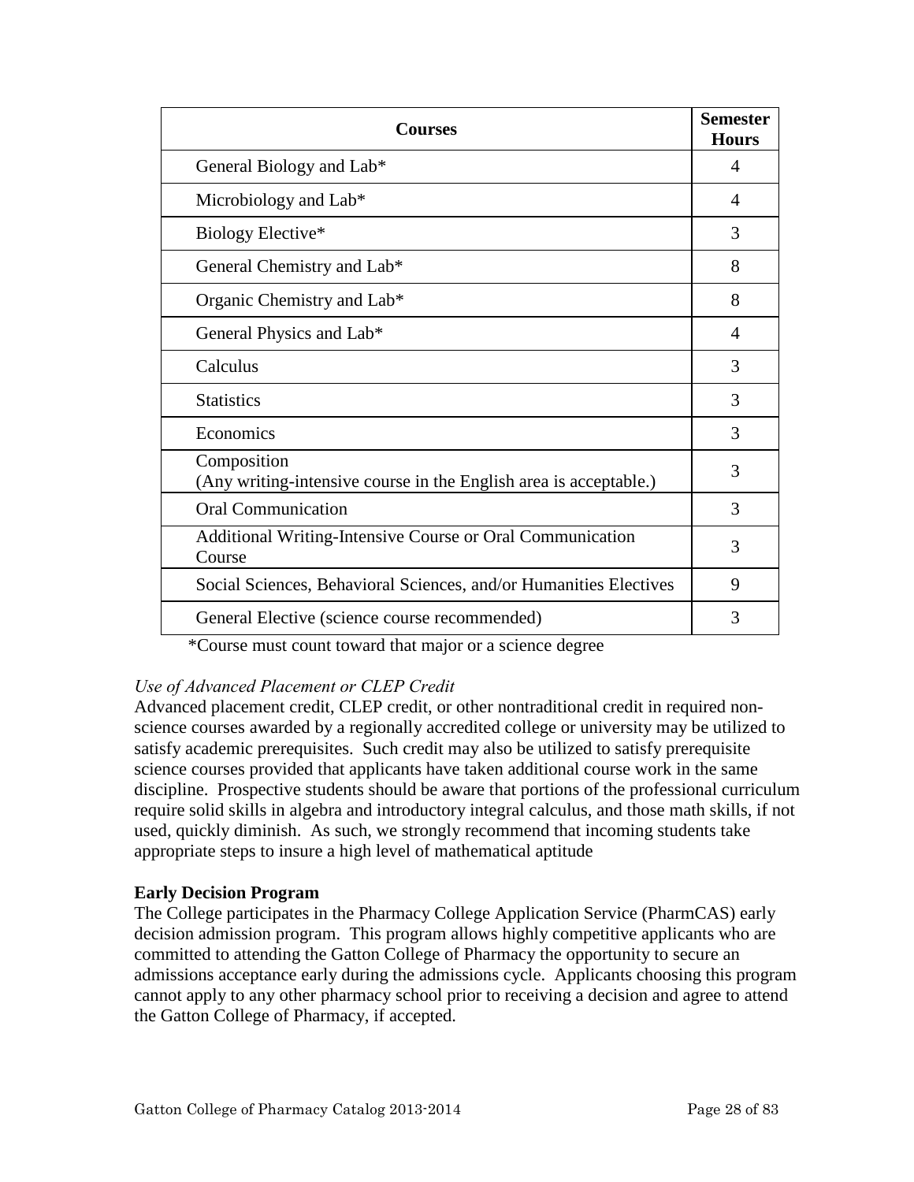| Courses | Semester Hours |
|---|---|
| General Biology and Lab* | 4 |
| Microbiology and Lab* | 4 |
| Biology Elective* | 3 |
| General Chemistry and Lab* | 8 |
| Organic Chemistry and Lab* | 8 |
| General Physics and Lab* | 4 |
| Calculus | 3 |
| Statistics | 3 |
| Economics | 3 |
| Composition (Any writing-intensive course in the English area is acceptable.) | 3 |
| Oral Communication | 3 |
| Additional Writing-Intensive Course or Oral Communication Course | 3 |
| Social Sciences, Behavioral Sciences, and/or Humanities Electives | 9 |
| General Elective (science course recommended) | 3 |

*Course must count toward that major or a science degree

*Use of Advanced Placement or CLEP Credit*

Advanced placement credit, CLEP credit, or other nontraditional credit in required non-science courses awarded by a regionally accredited college or university may be utilized to satisfy academic prerequisites. Such credit may also be utilized to satisfy prerequisite science courses provided that applicants have taken additional course work in the same discipline. Prospective students should be aware that portions of the professional curriculum require solid skills in algebra and introductory integral calculus, and those math skills, if not used, quickly diminish. As such, we strongly recommend that incoming students take appropriate steps to insure a high level of mathematical aptitude

**Early Decision Program**

The College participates in the Pharmacy College Application Service (PharmCAS) early decision admission program. This program allows highly competitive applicants who are committed to attending the Gatton College of Pharmacy the opportunity to secure an admissions acceptance early during the admissions cycle. Applicants choosing this program cannot apply to any other pharmacy school prior to receiving a decision and agree to attend the Gatton College of Pharmacy, if accepted.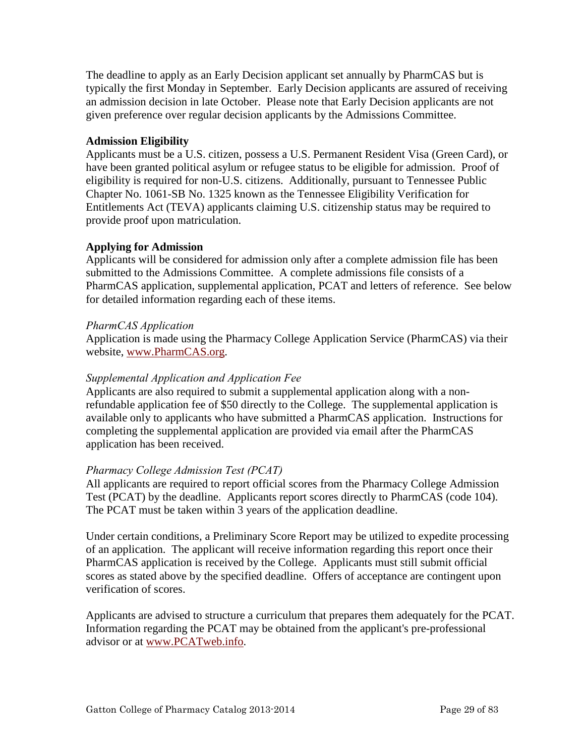The deadline to apply as an Early Decision applicant set annually by PharmCAS but is typically the first Monday in September. Early Decision applicants are assured of receiving an admission decision in late October. Please note that Early Decision applicants are not given preference over regular decision applicants by the Admissions Committee.

**Admission Eligibility**

Applicants must be a U.S. citizen, possess a U.S. Permanent Resident Visa (Green Card), or have been granted political asylum or refugee status to be eligible for admission. Proof of eligibility is required for non-U.S. citizens. Additionally, pursuant to Tennessee Public Chapter No. 1061-SB No. 1325 known as the Tennessee Eligibility Verification for Entitlements Act (TEVA) applicants claiming U.S. citizenship status may be required to provide proof upon matriculation.

**Applying for Admission**

Applicants will be considered for admission only after a complete admission file has been submitted to the Admissions Committee. A complete admissions file consists of a PharmCAS application, supplemental application, PCAT and letters of reference. See below for detailed information regarding each of these items.

*PharmCAS Application*

Application is made using the Pharmacy College Application Service (PharmCAS) via their website, [www.PharmCAS.org](http://www.PharmCAS.org).

*Supplemental Application and Application Fee*

Applicants are also required to submit a supplemental application along with a non-refundable application fee of $50 directly to the College. The supplemental application is available only to applicants who have submitted a PharmCAS application. Instructions for completing the supplemental application are provided via email after the PharmCAS application has been received.

*Pharmacy College Admission Test (PCAT)*

All applicants are required to report official scores from the Pharmacy College Admission Test (PCAT) by the deadline. Applicants report scores directly to PharmCAS (code 104). The PCAT must be taken within 3 years of the application deadline.

Under certain conditions, a Preliminary Score Report may be utilized to expedite processing of an application. The applicant will receive information regarding this report once their PharmCAS application is received by the College. Applicants must still submit official scores as stated above by the specified deadline. Offers of acceptance are contingent upon verification of scores.

Applicants are advised to structure a curriculum that prepares them adequately for the PCAT. Information regarding the PCAT may be obtained from the applicant's pre-professional advisor or at [www.PCATweb.info](http://www.PCATweb.info).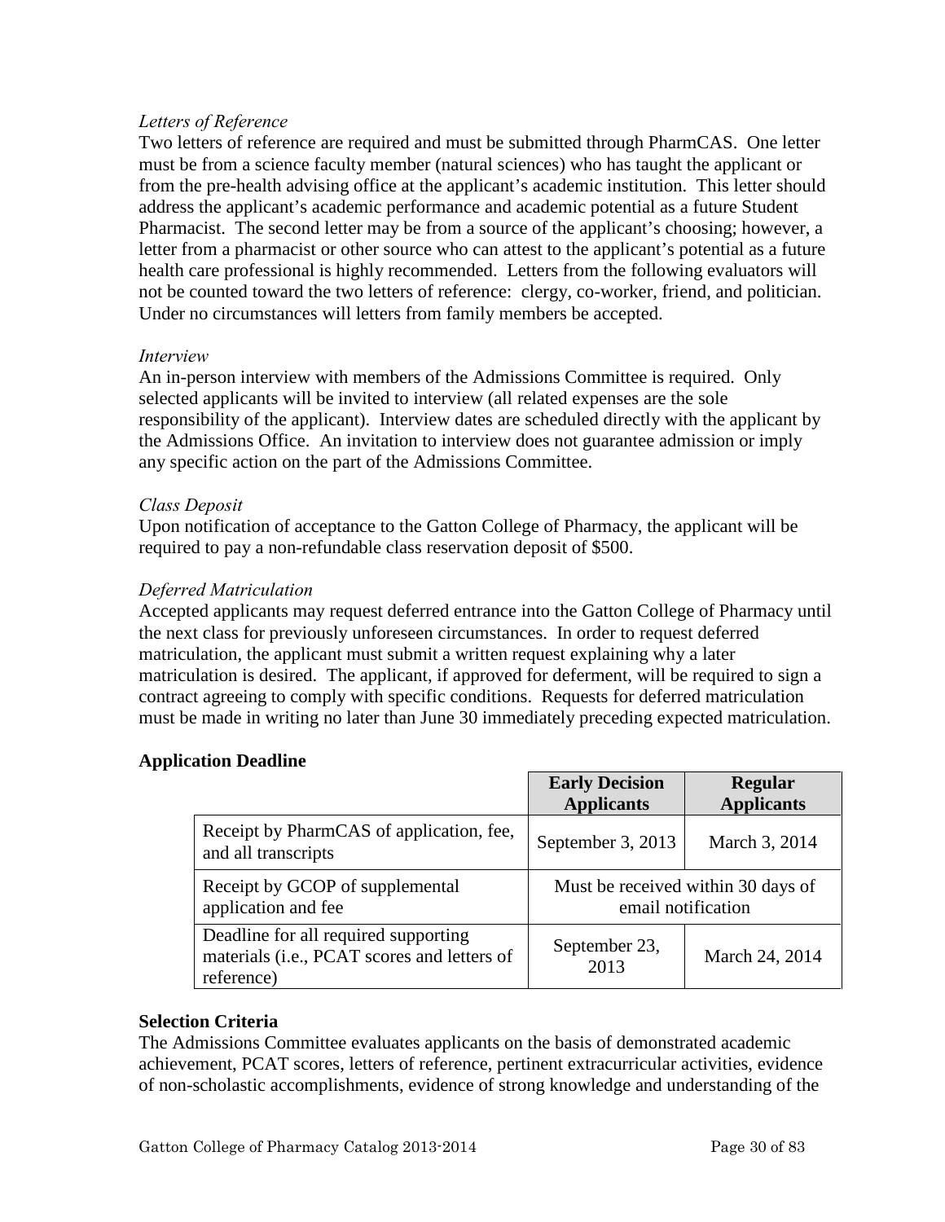*Letters of Reference*

Two letters of reference are required and must be submitted through PharmCAS. One letter must be from a science faculty member (natural sciences) who has taught the applicant or from the pre-health advising office at the applicant's academic institution. This letter should address the applicant's academic performance and academic potential as a future Student Pharmacist. The second letter may be from a source of the applicant's choosing; however, a letter from a pharmacist or other source who can attest to the applicant's potential as a future health care professional is highly recommended. Letters from the following evaluators will not be counted toward the two letters of reference: clergy, co-worker, friend, and politician. Under no circumstances will letters from family members be accepted.

*Interview*

An in-person interview with members of the Admissions Committee is required. Only selected applicants will be invited to interview (all related expenses are the sole responsibility of the applicant). Interview dates are scheduled directly with the applicant by the Admissions Office. An invitation to interview does not guarantee admission or imply any specific action on the part of the Admissions Committee.

*Class Deposit*

Upon notification of acceptance to the Gatton College of Pharmacy, the applicant will be required to pay a non-refundable class reservation deposit of $500.

*Deferred Matriculation*

Accepted applicants may request deferred entrance into the Gatton College of Pharmacy until the next class for previously unforeseen circumstances. In order to request deferred matriculation, the applicant must submit a written request explaining why a later matriculation is desired. The applicant, if approved for deferment, will be required to sign a contract agreeing to comply with specific conditions. Requests for deferred matriculation must be made in writing no later than June 30 immediately preceding expected matriculation.

**Application Deadline**

| | **Early Decision Applicants** | **Regular Applicants** |
|---|---|---|
| Receipt by PharmCAS of application, fee, and all transcripts | September 3, 2013 | March 3, 2014 |
| Receipt by GCOP of supplemental application and fee | Must be received within 30 days of email notification | |
| Deadline for all required supporting materials (i.e., PCAT scores and letters of reference) | September 23, 2013 | March 24, 2014 |

**Selection Criteria**

The Admissions Committee evaluates applicants on the basis of demonstrated academic achievement, PCAT scores, letters of reference, pertinent extracurricular activities, evidence of non-scholastic accomplishments, evidence of strong knowledge and understanding of the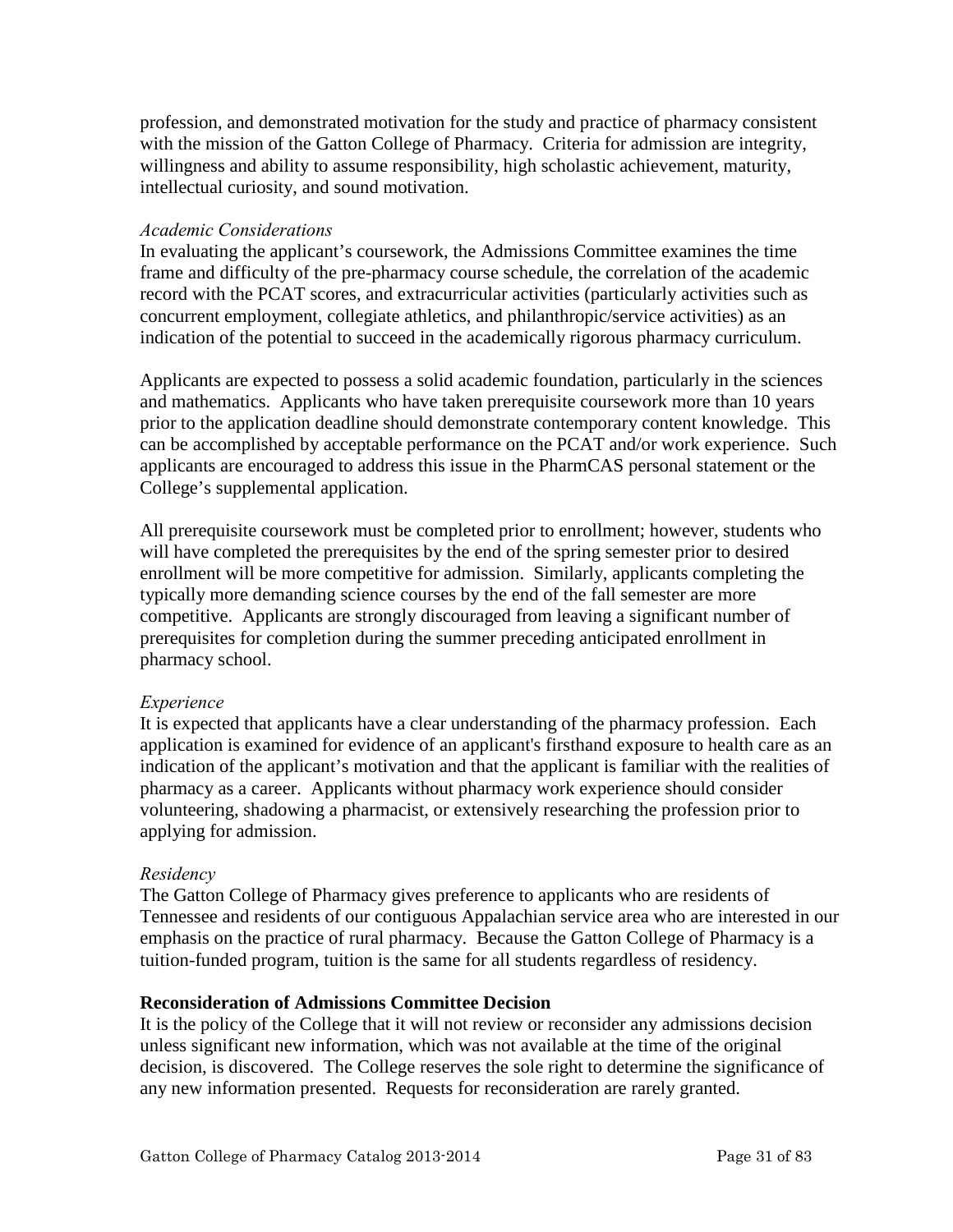profession, and demonstrated motivation for the study and practice of pharmacy consistent with the mission of the Gatton College of Pharmacy. Criteria for admission are integrity, willingness and ability to assume responsibility, high scholastic achievement, maturity, intellectual curiosity, and sound motivation.

*Academic Considerations*

In evaluating the applicant's coursework, the Admissions Committee examines the time frame and difficulty of the pre-pharmacy course schedule, the correlation of the academic record with the PCAT scores, and extracurricular activities (particularly activities such as concurrent employment, collegiate athletics, and philanthropic/service activities) as an indication of the potential to succeed in the academically rigorous pharmacy curriculum.

Applicants are expected to possess a solid academic foundation, particularly in the sciences and mathematics. Applicants who have taken prerequisite coursework more than 10 years prior to the application deadline should demonstrate contemporary content knowledge. This can be accomplished by acceptable performance on the PCAT and/or work experience. Such applicants are encouraged to address this issue in the PharmCAS personal statement or the College's supplemental application.

All prerequisite coursework must be completed prior to enrollment; however, students who will have completed the prerequisites by the end of the spring semester prior to desired enrollment will be more competitive for admission. Similarly, applicants completing the typically more demanding science courses by the end of the fall semester are more competitive. Applicants are strongly discouraged from leaving a significant number of prerequisites for completion during the summer preceding anticipated enrollment in pharmacy school.

*Experience*

It is expected that applicants have a clear understanding of the pharmacy profession. Each application is examined for evidence of an applicant's firsthand exposure to health care as an indication of the applicant's motivation and that the applicant is familiar with the realities of pharmacy as a career. Applicants without pharmacy work experience should consider volunteering, shadowing a pharmacist, or extensively researching the profession prior to applying for admission.

*Residency*

The Gatton College of Pharmacy gives preference to applicants who are residents of Tennessee and residents of our contiguous Appalachian service area who are interested in our emphasis on the practice of rural pharmacy. Because the Gatton College of Pharmacy is a tuition-funded program, tuition is the same for all students regardless of residency.

**Reconsideration of Admissions Committee Decision**

It is the policy of the College that it will not review or reconsider any admissions decision unless significant new information, which was not available at the time of the original decision, is discovered. The College reserves the sole right to determine the significance of any new information presented. Requests for reconsideration are rarely granted.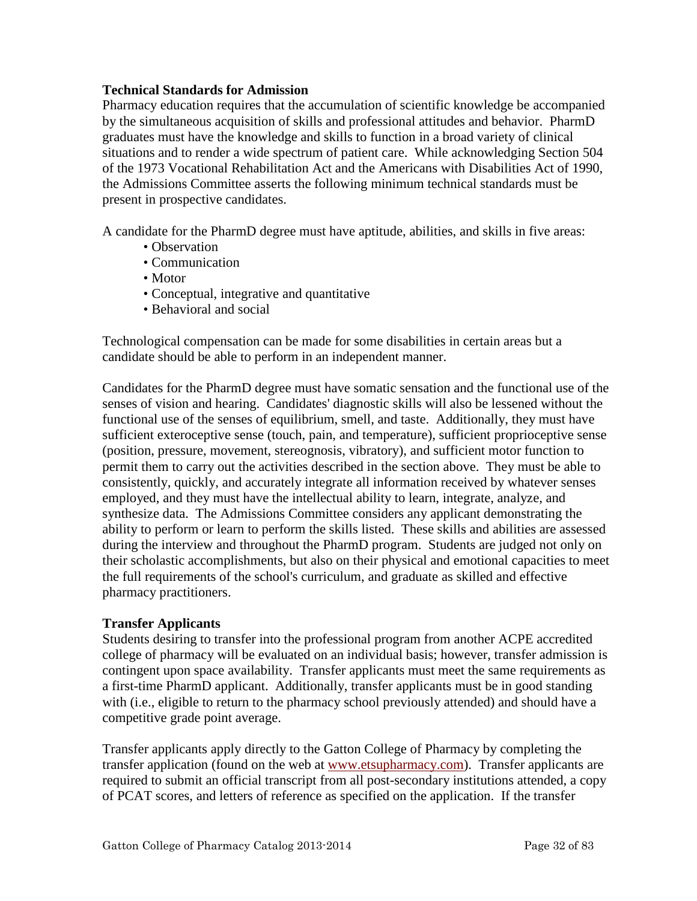**Technical Standards for Admission**

Pharmacy education requires that the accumulation of scientific knowledge be accompanied by the simultaneous acquisition of skills and professional attitudes and behavior. PharmD graduates must have the knowledge and skills to function in a broad variety of clinical situations and to render a wide spectrum of patient care. While acknowledging Section 504 of the 1973 Vocational Rehabilitation Act and the Americans with Disabilities Act of 1990, the Admissions Committee asserts the following minimum technical standards must be present in prospective candidates.

A candidate for the PharmD degree must have aptitude, abilities, and skills in five areas:

- Observation
- Communication
- Motor
- Conceptual, integrative and quantitative
- Behavioral and social

Technological compensation can be made for some disabilities in certain areas but a candidate should be able to perform in an independent manner.

Candidates for the PharmD degree must have somatic sensation and the functional use of the senses of vision and hearing. Candidates' diagnostic skills will also be lessened without the functional use of the senses of equilibrium, smell, and taste. Additionally, they must have sufficient exteroceptive sense (touch, pain, and temperature), sufficient proprioceptive sense (position, pressure, movement, stereognosis, vibratory), and sufficient motor function to permit them to carry out the activities described in the section above. They must be able to consistently, quickly, and accurately integrate all information received by whatever senses employed, and they must have the intellectual ability to learn, integrate, analyze, and synthesize data. The Admissions Committee considers any applicant demonstrating the ability to perform or learn to perform the skills listed. These skills and abilities are assessed during the interview and throughout the PharmD program. Students are judged not only on their scholastic accomplishments, but also on their physical and emotional capacities to meet the full requirements of the school's curriculum, and graduate as skilled and effective pharmacy practitioners.

**Transfer Applicants**

Students desiring to transfer into the professional program from another ACPE accredited college of pharmacy will be evaluated on an individual basis; however, transfer admission is contingent upon space availability. Transfer applicants must meet the same requirements as a first-time PharmD applicant. Additionally, transfer applicants must be in good standing with (i.e., eligible to return to the pharmacy school previously attended) and should have a competitive grade point average.

Transfer applicants apply directly to the Gatton College of Pharmacy by completing the transfer application (found on the web at www.etsupharmacy.com). Transfer applicants are required to submit an official transcript from all post-secondary institutions attended, a copy of PCAT scores, and letters of reference as specified on the application. If the transfer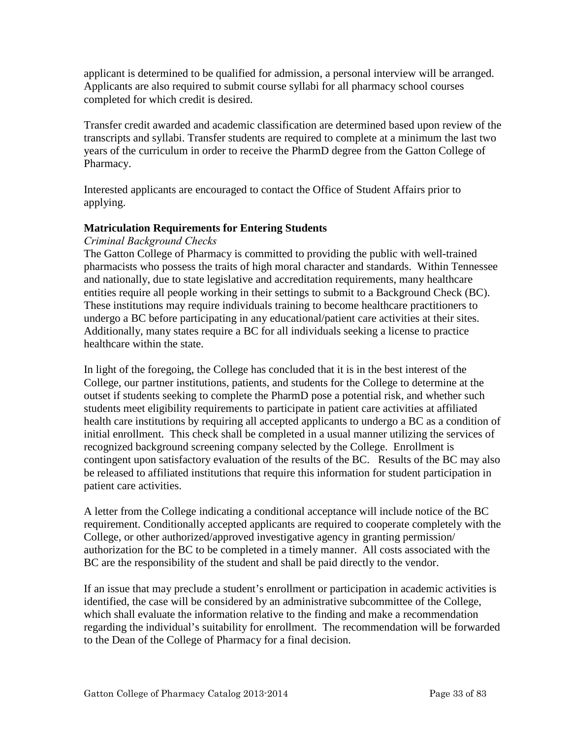applicant is determined to be qualified for admission, a personal interview will be arranged. Applicants are also required to submit course syllabi for all pharmacy school courses completed for which credit is desired.

Transfer credit awarded and academic classification are determined based upon review of the transcripts and syllabi. Transfer students are required to complete at a minimum the last two years of the curriculum in order to receive the PharmD degree from the Gatton College of Pharmacy.

Interested applicants are encouraged to contact the Office of Student Affairs prior to applying.

**Matriculation Requirements for Entering Students**

*Criminal Background Checks*

The Gatton College of Pharmacy is committed to providing the public with well-trained pharmacists who possess the traits of high moral character and standards. Within Tennessee and nationally, due to state legislative and accreditation requirements, many healthcare entities require all people working in their settings to submit to a Background Check (BC). These institutions may require individuals training to become healthcare practitioners to undergo a BC before participating in any educational/patient care activities at their sites. Additionally, many states require a BC for all individuals seeking a license to practice healthcare within the state.

In light of the foregoing, the College has concluded that it is in the best interest of the College, our partner institutions, patients, and students for the College to determine at the outset if students seeking to complete the PharmD pose a potential risk, and whether such students meet eligibility requirements to participate in patient care activities at affiliated health care institutions by requiring all accepted applicants to undergo a BC as a condition of initial enrollment. This check shall be completed in a usual manner utilizing the services of recognized background screening company selected by the College. Enrollment is contingent upon satisfactory evaluation of the results of the BC. Results of the BC may also be released to affiliated institutions that require this information for student participation in patient care activities.

A letter from the College indicating a conditional acceptance will include notice of the BC requirement. Conditionally accepted applicants are required to cooperate completely with the College, or other authorized/approved investigative agency in granting permission/ authorization for the BC to be completed in a timely manner. All costs associated with the BC are the responsibility of the student and shall be paid directly to the vendor.

If an issue that may preclude a student's enrollment or participation in academic activities is identified, the case will be considered by an administrative subcommittee of the College, which shall evaluate the information relative to the finding and make a recommendation regarding the individual's suitability for enrollment. The recommendation will be forwarded to the Dean of the College of Pharmacy for a final decision.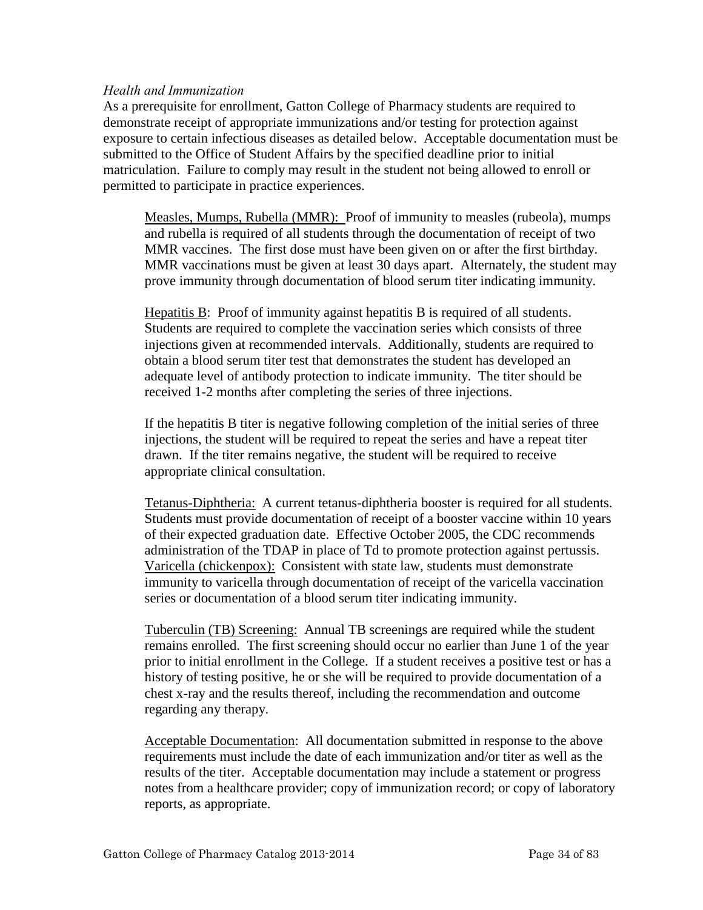*Health and Immunization*

As a prerequisite for enrollment, Gatton College of Pharmacy students are required to demonstrate receipt of appropriate immunizations and/or testing for protection against exposure to certain infectious diseases as detailed below. Acceptable documentation must be submitted to the Office of Student Affairs by the specified deadline prior to initial matriculation. Failure to comply may result in the student not being allowed to enroll or permitted to participate in practice experiences.

<u>Measles, Mumps, Rubella (MMR):</u> Proof of immunity to measles (rubeola), mumps and rubella is required of all students through the documentation of receipt of two MMR vaccines. The first dose must have been given on or after the first birthday. MMR vaccinations must be given at least 30 days apart. Alternately, the student may prove immunity through documentation of blood serum titer indicating immunity.

<u>Hepatitis B</u>: Proof of immunity against hepatitis B is required of all students. Students are required to complete the vaccination series which consists of three injections given at recommended intervals. Additionally, students are required to obtain a blood serum titer test that demonstrates the student has developed an adequate level of antibody protection to indicate immunity. The titer should be received 1-2 months after completing the series of three injections.

If the hepatitis B titer is negative following completion of the initial series of three injections, the student will be required to repeat the series and have a repeat titer drawn. If the titer remains negative, the student will be required to receive appropriate clinical consultation.

<u>Tetanus-Diphtheria:</u> A current tetanus-diphtheria booster is required for all students. Students must provide documentation of receipt of a booster vaccine within 10 years of their expected graduation date. Effective October 2005, the CDC recommends administration of the TDAP in place of Td to promote protection against pertussis.

<u>Varicella (chickenpox):</u> Consistent with state law, students must demonstrate immunity to varicella through documentation of receipt of the varicella vaccination series or documentation of a blood serum titer indicating immunity.

<u>Tuberculin (TB) Screening:</u> Annual TB screenings are required while the student remains enrolled. The first screening should occur no earlier than June 1 of the year prior to initial enrollment in the College. If a student receives a positive test or has a history of testing positive, he or she will be required to provide documentation of a chest x-ray and the results thereof, including the recommendation and outcome regarding any therapy.

<u>Acceptable Documentation</u>: All documentation submitted in response to the above requirements must include the date of each immunization and/or titer as well as the results of the titer. Acceptable documentation may include a statement or progress notes from a healthcare provider; copy of immunization record; or copy of laboratory reports, as appropriate.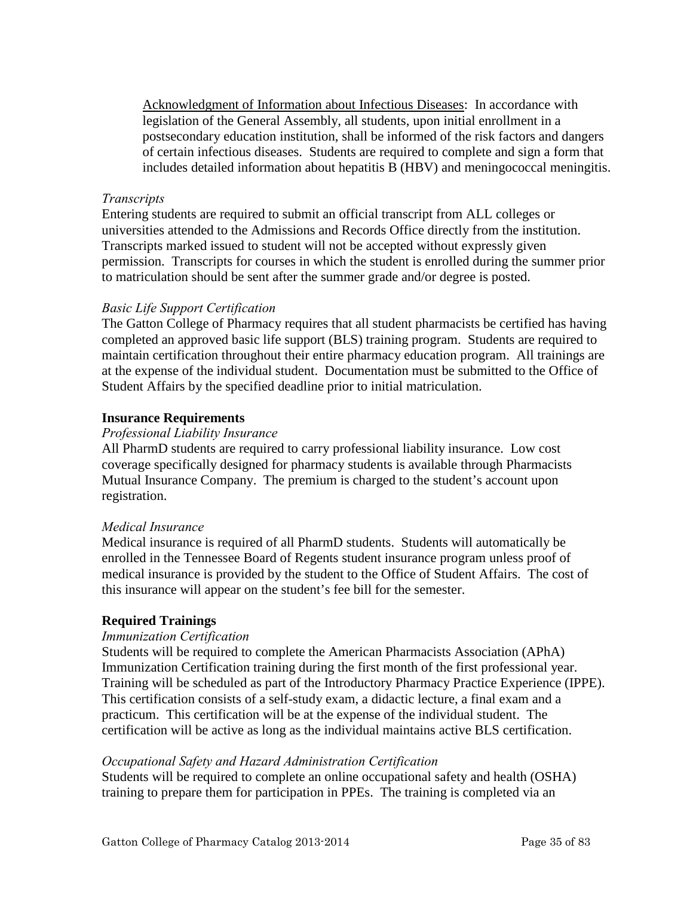Acknowledgment of Information about Infectious Diseases: In accordance with legislation of the General Assembly, all students, upon initial enrollment in a postsecondary education institution, shall be informed of the risk factors and dangers of certain infectious diseases. Students are required to complete and sign a form that includes detailed information about hepatitis B (HBV) and meningococcal meningitis.

*Transcripts*

Entering students are required to submit an official transcript from ALL colleges or universities attended to the Admissions and Records Office directly from the institution. Transcripts marked issued to student will not be accepted without expressly given permission. Transcripts for courses in which the student is enrolled during the summer prior to matriculation should be sent after the summer grade and/or degree is posted.

*Basic Life Support Certification*

The Gatton College of Pharmacy requires that all student pharmacists be certified has having completed an approved basic life support (BLS) training program. Students are required to maintain certification throughout their entire pharmacy education program. All trainings are at the expense of the individual student. Documentation must be submitted to the Office of Student Affairs by the specified deadline prior to initial matriculation.

**Insurance Requirements**

*Professional Liability Insurance*

All PharmD students are required to carry professional liability insurance. Low cost coverage specifically designed for pharmacy students is available through Pharmacists Mutual Insurance Company. The premium is charged to the student's account upon registration.

*Medical Insurance*

Medical insurance is required of all PharmD students. Students will automatically be enrolled in the Tennessee Board of Regents student insurance program unless proof of medical insurance is provided by the student to the Office of Student Affairs. The cost of this insurance will appear on the student's fee bill for the semester.

**Required Trainings**

*Immunization Certification*

Students will be required to complete the American Pharmacists Association (APhA) Immunization Certification training during the first month of the first professional year. Training will be scheduled as part of the Introductory Pharmacy Practice Experience (IPPE). This certification consists of a self-study exam, a didactic lecture, a final exam and a practicum. This certification will be at the expense of the individual student. The certification will be active as long as the individual maintains active BLS certification.

*Occupational Safety and Hazard Administration Certification*

Students will be required to complete an online occupational safety and health (OSHA) training to prepare them for participation in PPEs. The training is completed via an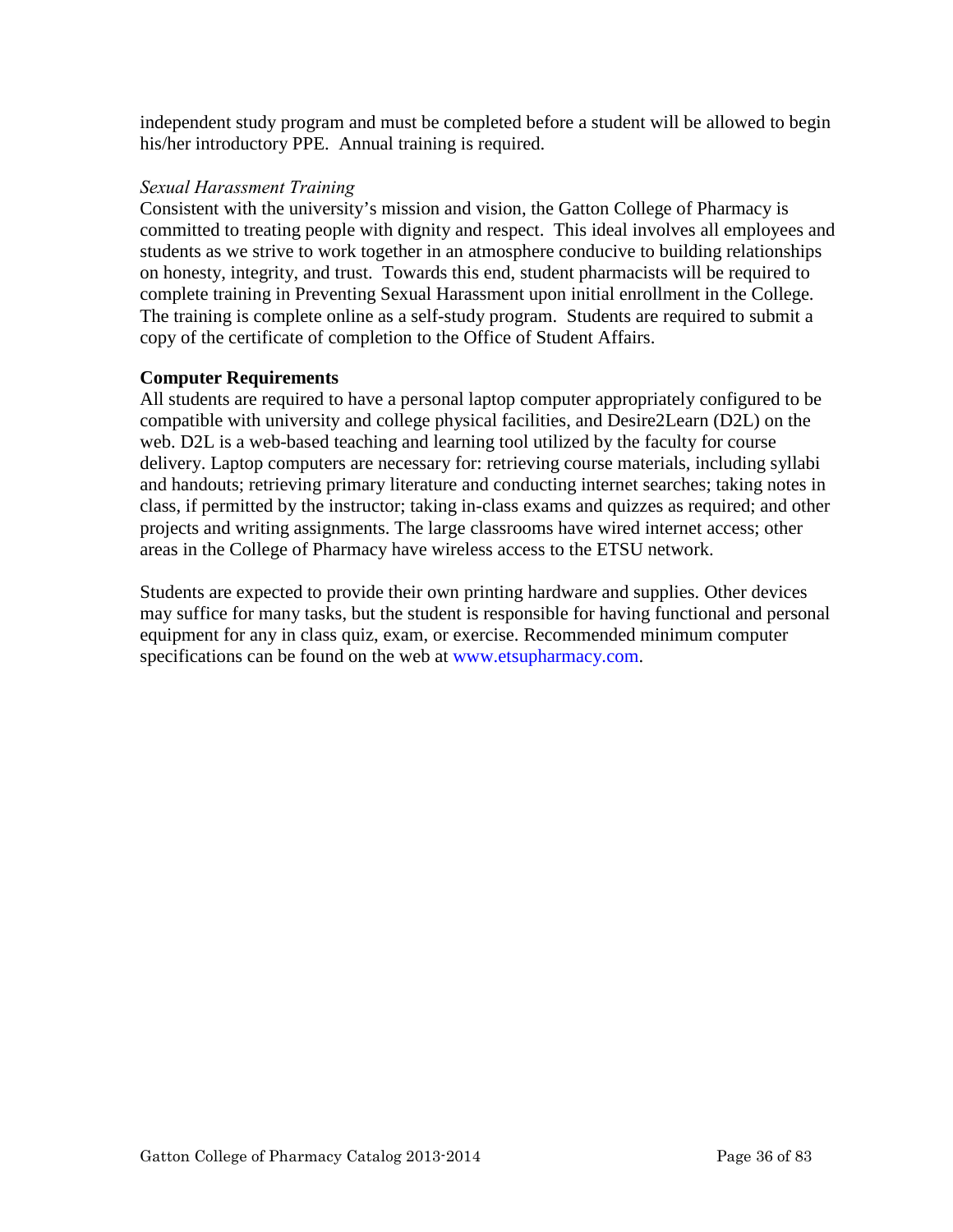independent study program and must be completed before a student will be allowed to begin his/her introductory PPE. Annual training is required.

*Sexual Harassment Training*

Consistent with the university's mission and vision, the Gatton College of Pharmacy is committed to treating people with dignity and respect. This ideal involves all employees and students as we strive to work together in an atmosphere conducive to building relationships on honesty, integrity, and trust. Towards this end, student pharmacists will be required to complete training in Preventing Sexual Harassment upon initial enrollment in the College. The training is complete online as a self-study program. Students are required to submit a copy of the certificate of completion to the Office of Student Affairs.

**Computer Requirements**

All students are required to have a personal laptop computer appropriately configured to be compatible with university and college physical facilities, and Desire2Learn (D2L) on the web. D2L is a web-based teaching and learning tool utilized by the faculty for course delivery. Laptop computers are necessary for: retrieving course materials, including syllabi and handouts; retrieving primary literature and conducting internet searches; taking notes in class, if permitted by the instructor; taking in-class exams and quizzes as required; and other projects and writing assignments. The large classrooms have wired internet access; other areas in the College of Pharmacy have wireless access to the ETSU network.

Students are expected to provide their own printing hardware and supplies. Other devices may suffice for many tasks, but the student is responsible for having functional and personal equipment for any in class quiz, exam, or exercise. Recommended minimum computer specifications can be found on the web at www.etsupharmacy.com.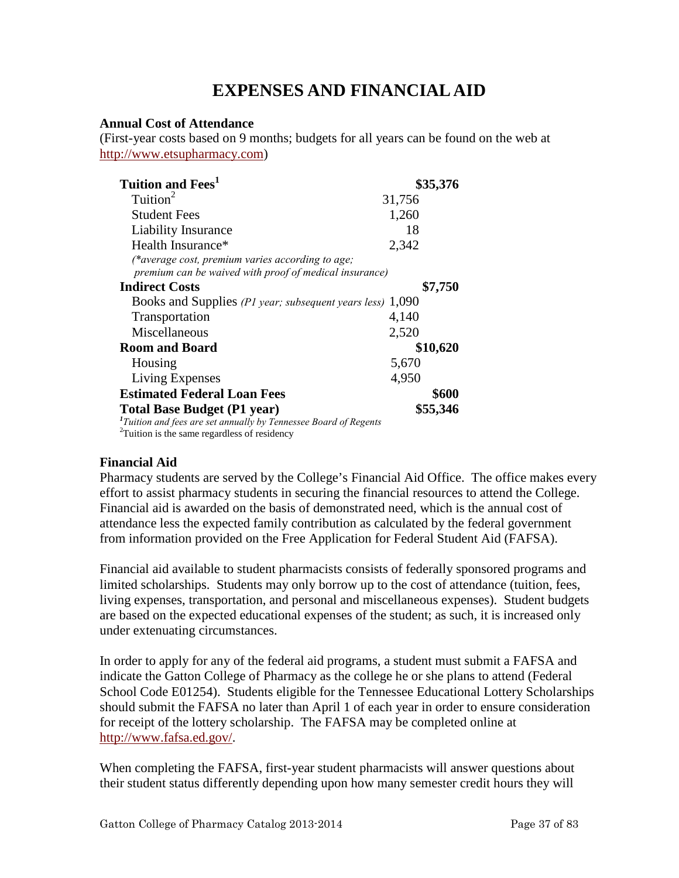# EXPENSES AND FINANCIAL AID

**Annual Cost of Attendance**

(First-year costs based on 9 months; budgets for all years can be found on the web at http://www.etsupharmacy.com)

| Item | Amount | Total |
|---|---|---|
| **Tuition and Fees**[1] | | **$35,376** |
| Tuition[2] | 31,756 | |
| Student Fees | 1,260 | |
| Liability Insurance | 18 | |
| Health Insurance* | 2,342 | |
| *(\*average cost, premium varies according to age; premium can be waived with proof of medical insurance)* | | |
| **Indirect Costs** | | **$7,750** |
| Books and Supplies *(P1 year; subsequent years less)* | 1,090 | |
| Transportation | 4,140 | |
| Miscellaneous | 2,520 | |
| **Room and Board** | | **$10,620** |
| Housing | 5,670 | |
| Living Expenses | 4,950 | |
| **Estimated Federal Loan Fees** | | **$600** |
| **Total Base Budget (P1 year)** | | **$55,346** |

[1] *Tuition and fees are set annually by Tennessee Board of Regents*

[2] Tuition is the same regardless of residency

**Financial Aid**

Pharmacy students are served by the College's Financial Aid Office. The office makes every effort to assist pharmacy students in securing the financial resources to attend the College. Financial aid is awarded on the basis of demonstrated need, which is the annual cost of attendance less the expected family contribution as calculated by the federal government from information provided on the Free Application for Federal Student Aid (FAFSA).

Financial aid available to student pharmacists consists of federally sponsored programs and limited scholarships. Students may only borrow up to the cost of attendance (tuition, fees, living expenses, transportation, and personal and miscellaneous expenses). Student budgets are based on the expected educational expenses of the student; as such, it is increased only under extenuating circumstances.

In order to apply for any of the federal aid programs, a student must submit a FAFSA and indicate the Gatton College of Pharmacy as the college he or she plans to attend (Federal School Code E01254). Students eligible for the Tennessee Educational Lottery Scholarships should submit the FAFSA no later than April 1 of each year in order to ensure consideration for receipt of the lottery scholarship. The FAFSA may be completed online at http://www.fafsa.ed.gov/.

When completing the FAFSA, first-year student pharmacists will answer questions about their student status differently depending upon how many semester credit hours they will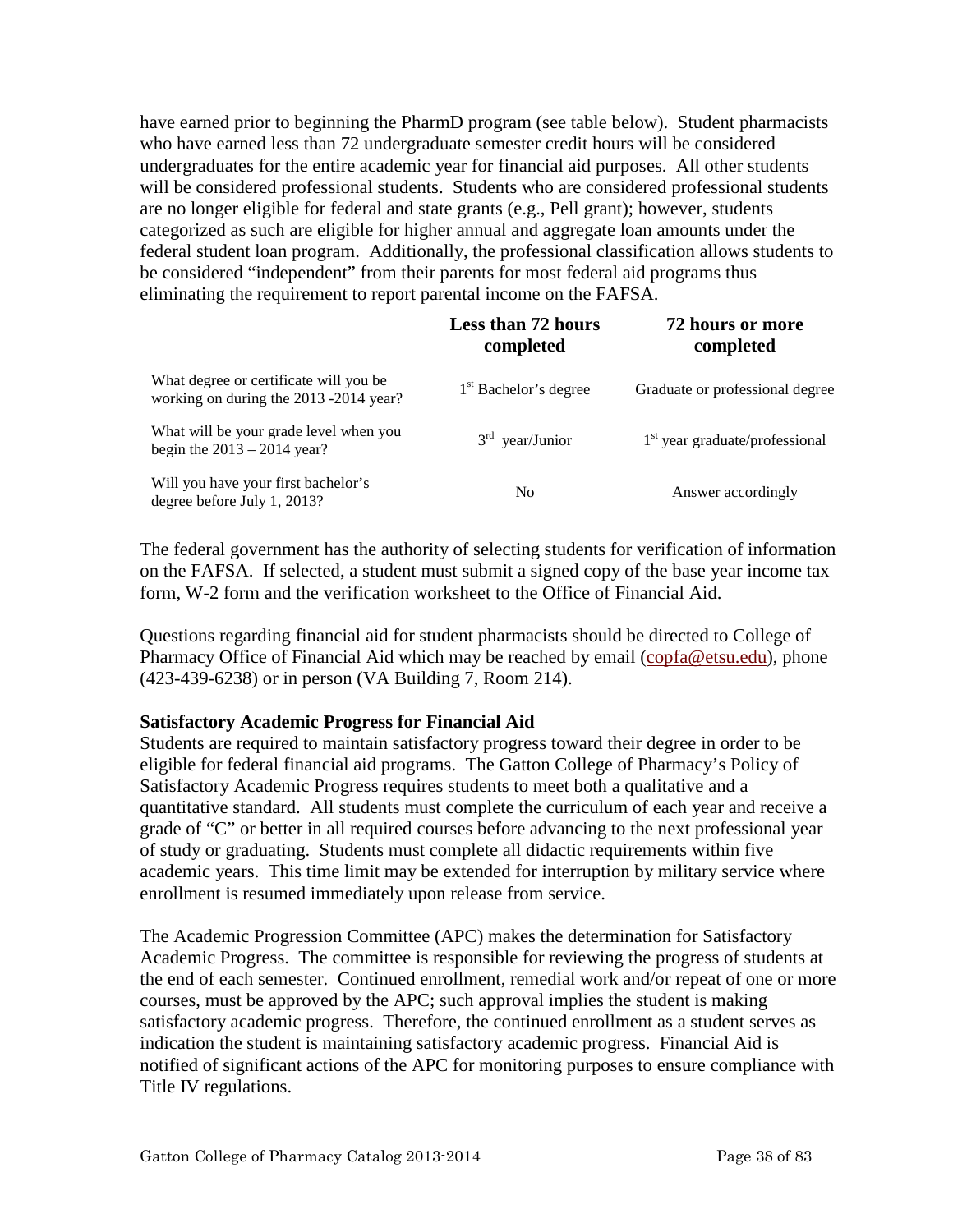have earned prior to beginning the PharmD program (see table below). Student pharmacists who have earned less than 72 undergraduate semester credit hours will be considered undergraduates for the entire academic year for financial aid purposes. All other students will be considered professional students. Students who are considered professional students are no longer eligible for federal and state grants (e.g., Pell grant); however, students categorized as such are eligible for higher annual and aggregate loan amounts under the federal student loan program. Additionally, the professional classification allows students to be considered "independent" from their parents for most federal aid programs thus eliminating the requirement to report parental income on the FAFSA.

| | **Less than 72 hours completed** | **72 hours or more completed** |
|---|---|---|
| What degree or certificate will you be working on during the 2013 -2014 year? | 1st Bachelor's degree | Graduate or professional degree |
| What will be your grade level when you begin the 2013 – 2014 year? | 3rd year/Junior | 1st year graduate/professional |
| Will you have your first bachelor's degree before July 1, 2013? | No | Answer accordingly |

The federal government has the authority of selecting students for verification of information on the FAFSA. If selected, a student must submit a signed copy of the base year income tax form, W-2 form and the verification worksheet to the Office of Financial Aid.

Questions regarding financial aid for student pharmacists should be directed to College of Pharmacy Office of Financial Aid which may be reached by email (copfa@etsu.edu), phone (423-439-6238) or in person (VA Building 7, Room 214).

**Satisfactory Academic Progress for Financial Aid**

Students are required to maintain satisfactory progress toward their degree in order to be eligible for federal financial aid programs. The Gatton College of Pharmacy's Policy of Satisfactory Academic Progress requires students to meet both a qualitative and a quantitative standard. All students must complete the curriculum of each year and receive a grade of "C" or better in all required courses before advancing to the next professional year of study or graduating. Students must complete all didactic requirements within five academic years. This time limit may be extended for interruption by military service where enrollment is resumed immediately upon release from service.

The Academic Progression Committee (APC) makes the determination for Satisfactory Academic Progress. The committee is responsible for reviewing the progress of students at the end of each semester. Continued enrollment, remedial work and/or repeat of one or more courses, must be approved by the APC; such approval implies the student is making satisfactory academic progress. Therefore, the continued enrollment as a student serves as indication the student is maintaining satisfactory academic progress. Financial Aid is notified of significant actions of the APC for monitoring purposes to ensure compliance with Title IV regulations.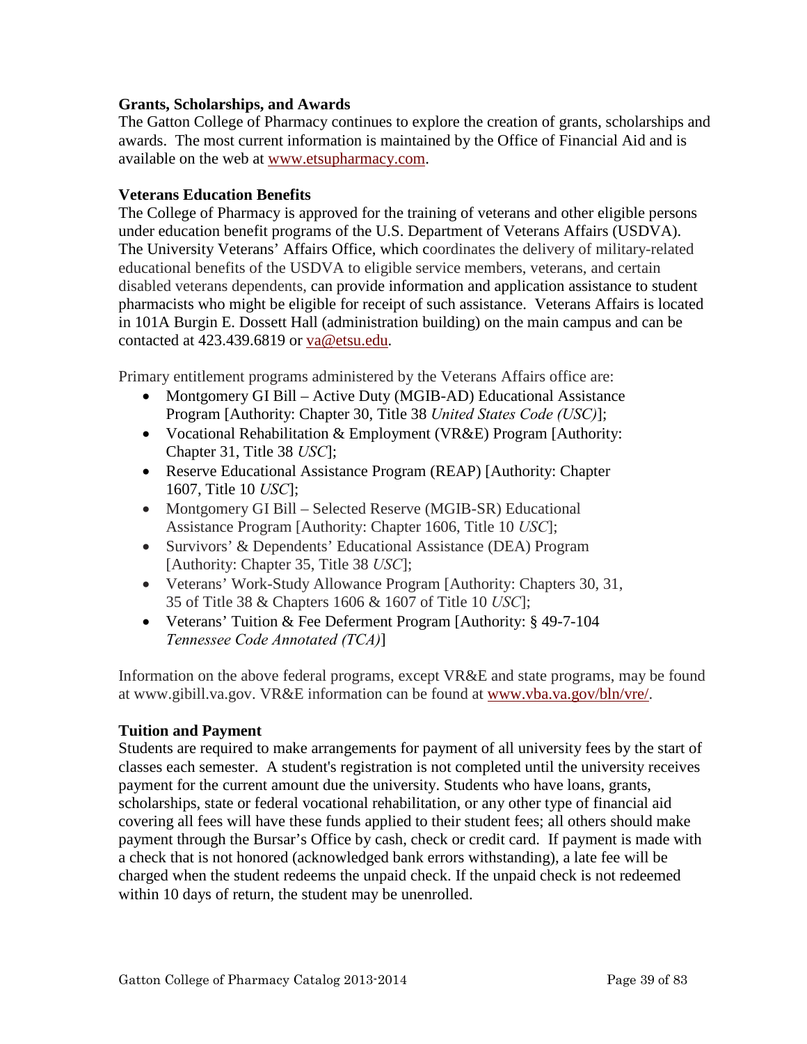**Grants, Scholarships, and Awards**

The Gatton College of Pharmacy continues to explore the creation of grants, scholarships and awards. The most current information is maintained by the Office of Financial Aid and is available on the web at www.etsupharmacy.com.

**Veterans Education Benefits**

The College of Pharmacy is approved for the training of veterans and other eligible persons under education benefit programs of the U.S. Department of Veterans Affairs (USDVA). The University Veterans' Affairs Office, which coordinates the delivery of military-related educational benefits of the USDVA to eligible service members, veterans, and certain disabled veterans dependents, can provide information and application assistance to student pharmacists who might be eligible for receipt of such assistance. Veterans Affairs is located in 101A Burgin E. Dossett Hall (administration building) on the main campus and can be contacted at 423.439.6819 or va@etsu.edu.

Primary entitlement programs administered by the Veterans Affairs office are:

- Montgomery GI Bill – Active Duty (MGIB-AD) Educational Assistance Program [Authority: Chapter 30, Title 38 *United States Code (USC)*];
- Vocational Rehabilitation & Employment (VR&E) Program [Authority: Chapter 31, Title 38 *USC*];
- Reserve Educational Assistance Program (REAP) [Authority: Chapter 1607, Title 10 *USC*];
- Montgomery GI Bill – Selected Reserve (MGIB-SR) Educational Assistance Program [Authority: Chapter 1606, Title 10 *USC*];
- Survivors' & Dependents' Educational Assistance (DEA) Program [Authority: Chapter 35, Title 38 *USC*];
- Veterans' Work-Study Allowance Program [Authority: Chapters 30, 31, 35 of Title 38 & Chapters 1606 & 1607 of Title 10 *USC*];
- Veterans' Tuition & Fee Deferment Program [Authority: § 49-7-104 *Tennessee Code Annotated (TCA)*]

Information on the above federal programs, except VR&E and state programs, may be found at www.gibill.va.gov. VR&E information can be found at www.vba.va.gov/bln/vre/.

**Tuition and Payment**

Students are required to make arrangements for payment of all university fees by the start of classes each semester. A student's registration is not completed until the university receives payment for the current amount due the university. Students who have loans, grants, scholarships, state or federal vocational rehabilitation, or any other type of financial aid covering all fees will have these funds applied to their student fees; all others should make payment through the Bursar's Office by cash, check or credit card. If payment is made with a check that is not honored (acknowledged bank errors withstanding), a late fee will be charged when the student redeems the unpaid check. If the unpaid check is not redeemed within 10 days of return, the student may be unenrolled.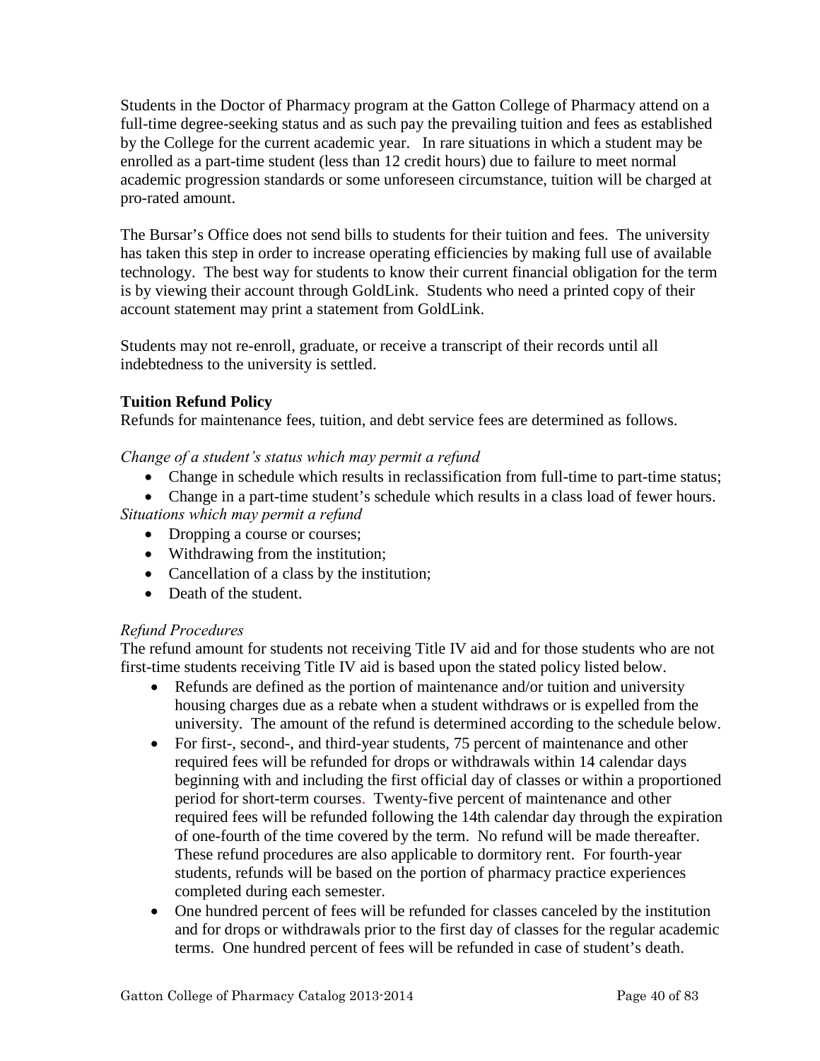Students in the Doctor of Pharmacy program at the Gatton College of Pharmacy attend on a full-time degree-seeking status and as such pay the prevailing tuition and fees as established by the College for the current academic year. In rare situations in which a student may be enrolled as a part-time student (less than 12 credit hours) due to failure to meet normal academic progression standards or some unforeseen circumstance, tuition will be charged at pro-rated amount.

The Bursar's Office does not send bills to students for their tuition and fees. The university has taken this step in order to increase operating efficiencies by making full use of available technology. The best way for students to know their current financial obligation for the term is by viewing their account through GoldLink. Students who need a printed copy of their account statement may print a statement from GoldLink.

Students may not re-enroll, graduate, or receive a transcript of their records until all indebtedness to the university is settled.

**Tuition Refund Policy**

Refunds for maintenance fees, tuition, and debt service fees are determined as follows.

*Change of a student's status which may permit a refund*

- Change in schedule which results in reclassification from full-time to part-time status;
- Change in a part-time student's schedule which results in a class load of fewer hours.

*Situations which may permit a refund*

- Dropping a course or courses;
- Withdrawing from the institution;
- Cancellation of a class by the institution;
- Death of the student.

*Refund Procedures*

The refund amount for students not receiving Title IV aid and for those students who are not first-time students receiving Title IV aid is based upon the stated policy listed below.

- Refunds are defined as the portion of maintenance and/or tuition and university housing charges due as a rebate when a student withdraws or is expelled from the university. The amount of the refund is determined according to the schedule below.
- For first-, second-, and third-year students, 75 percent of maintenance and other required fees will be refunded for drops or withdrawals within 14 calendar days beginning with and including the first official day of classes or within a proportioned period for short-term courses. Twenty-five percent of maintenance and other required fees will be refunded following the 14th calendar day through the expiration of one-fourth of the time covered by the term. No refund will be made thereafter. These refund procedures are also applicable to dormitory rent. For fourth-year students, refunds will be based on the portion of pharmacy practice experiences completed during each semester.
- One hundred percent of fees will be refunded for classes canceled by the institution and for drops or withdrawals prior to the first day of classes for the regular academic terms. One hundred percent of fees will be refunded in case of student's death.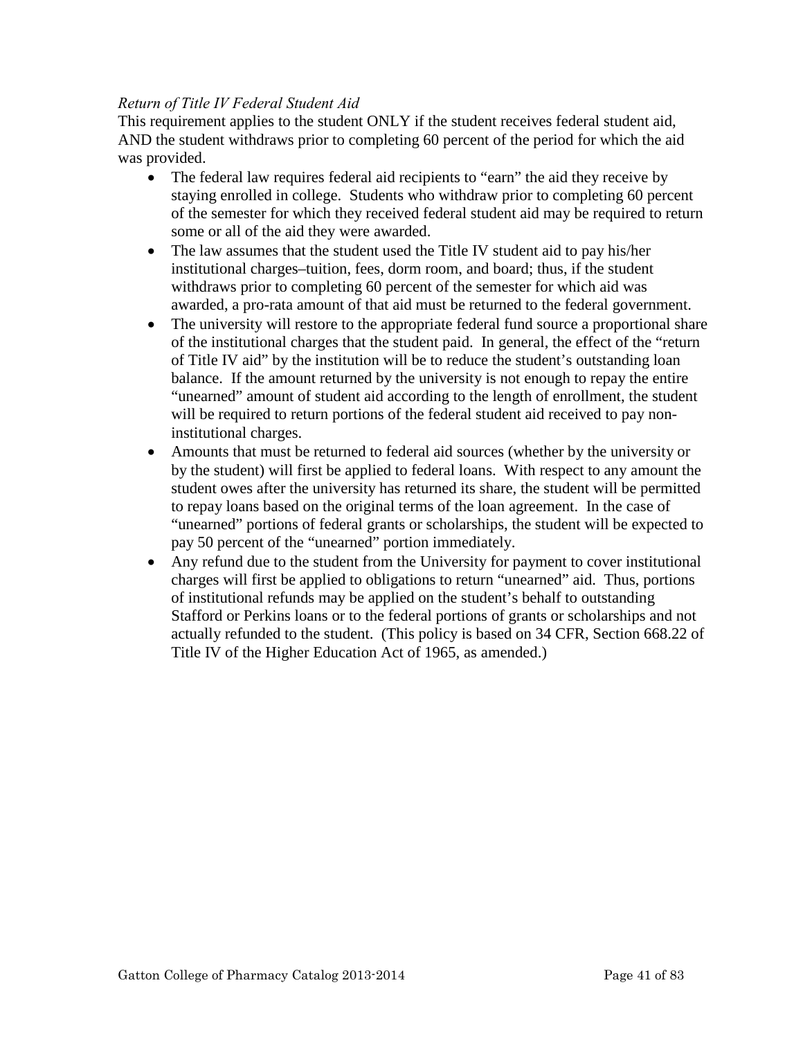*Return of Title IV Federal Student Aid*

This requirement applies to the student ONLY if the student receives federal student aid, AND the student withdraws prior to completing 60 percent of the period for which the aid was provided.

- The federal law requires federal aid recipients to "earn" the aid they receive by staying enrolled in college. Students who withdraw prior to completing 60 percent of the semester for which they received federal student aid may be required to return some or all of the aid they were awarded.
- The law assumes that the student used the Title IV student aid to pay his/her institutional charges–tuition, fees, dorm room, and board; thus, if the student withdraws prior to completing 60 percent of the semester for which aid was awarded, a pro-rata amount of that aid must be returned to the federal government.
- The university will restore to the appropriate federal fund source a proportional share of the institutional charges that the student paid. In general, the effect of the "return of Title IV aid" by the institution will be to reduce the student's outstanding loan balance. If the amount returned by the university is not enough to repay the entire "unearned" amount of student aid according to the length of enrollment, the student will be required to return portions of the federal student aid received to pay non-institutional charges.
- Amounts that must be returned to federal aid sources (whether by the university or by the student) will first be applied to federal loans. With respect to any amount the student owes after the university has returned its share, the student will be permitted to repay loans based on the original terms of the loan agreement. In the case of "unearned" portions of federal grants or scholarships, the student will be expected to pay 50 percent of the "unearned" portion immediately.
- Any refund due to the student from the University for payment to cover institutional charges will first be applied to obligations to return "unearned" aid. Thus, portions of institutional refunds may be applied on the student's behalf to outstanding Stafford or Perkins loans or to the federal portions of grants or scholarships and not actually refunded to the student. (This policy is based on 34 CFR, Section 668.22 of Title IV of the Higher Education Act of 1965, as amended.)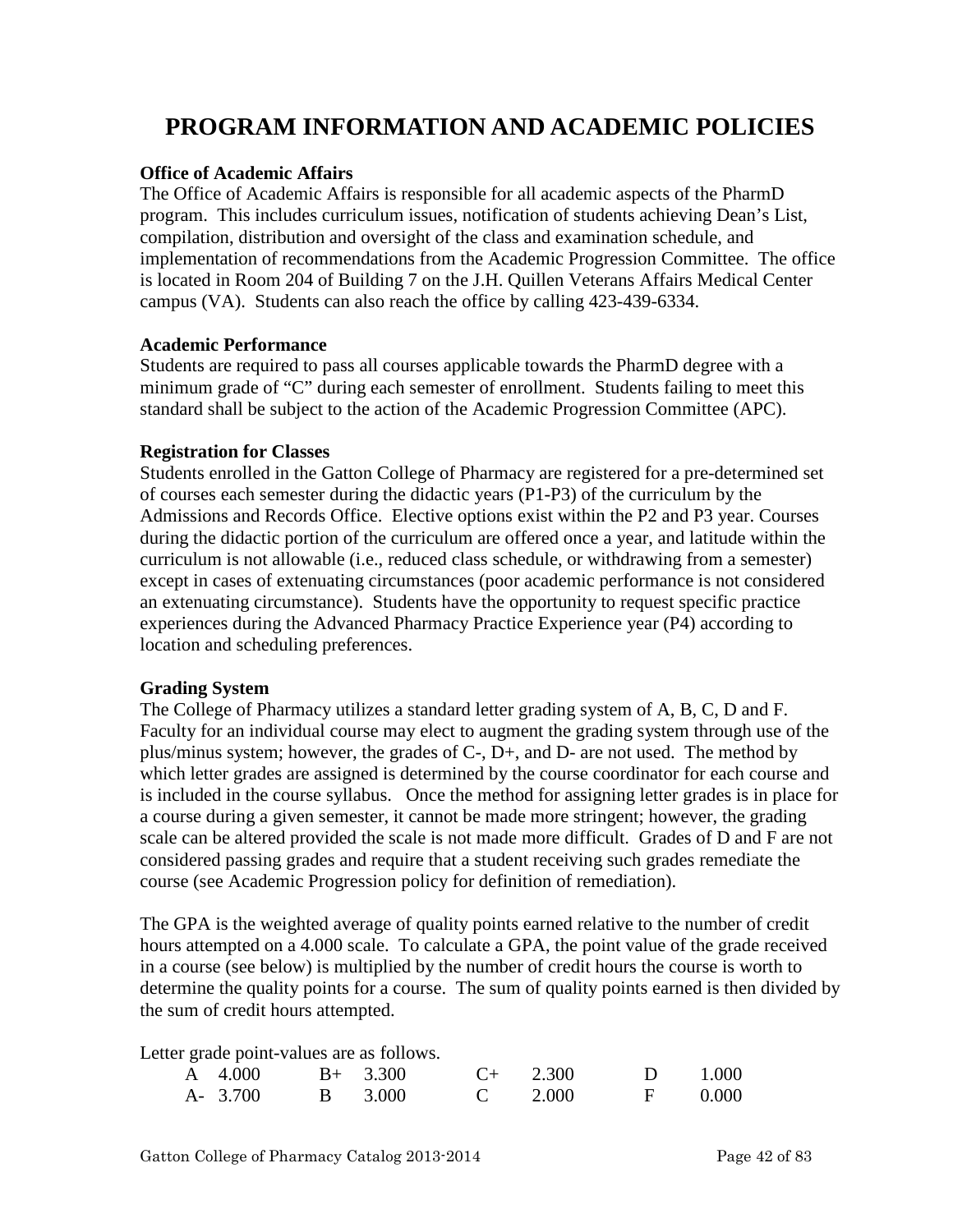# PROGRAM INFORMATION AND ACADEMIC POLICIES

**Office of Academic Affairs**
The Office of Academic Affairs is responsible for all academic aspects of the PharmD program. This includes curriculum issues, notification of students achieving Dean's List, compilation, distribution and oversight of the class and examination schedule, and implementation of recommendations from the Academic Progression Committee. The office is located in Room 204 of Building 7 on the J.H. Quillen Veterans Affairs Medical Center campus (VA). Students can also reach the office by calling 423-439-6334.

**Academic Performance**
Students are required to pass all courses applicable towards the PharmD degree with a minimum grade of "C" during each semester of enrollment. Students failing to meet this standard shall be subject to the action of the Academic Progression Committee (APC).

**Registration for Classes**
Students enrolled in the Gatton College of Pharmacy are registered for a pre-determined set of courses each semester during the didactic years (P1-P3) of the curriculum by the Admissions and Records Office. Elective options exist within the P2 and P3 year. Courses during the didactic portion of the curriculum are offered once a year, and latitude within the curriculum is not allowable (i.e., reduced class schedule, or withdrawing from a semester) except in cases of extenuating circumstances (poor academic performance is not considered an extenuating circumstance). Students have the opportunity to request specific practice experiences during the Advanced Pharmacy Practice Experience year (P4) according to location and scheduling preferences.

**Grading System**
The College of Pharmacy utilizes a standard letter grading system of A, B, C, D and F. Faculty for an individual course may elect to augment the grading system through use of the plus/minus system; however, the grades of C-, D+, and D- are not used. The method by which letter grades are assigned is determined by the course coordinator for each course and is included in the course syllabus. Once the method for assigning letter grades is in place for a course during a given semester, it cannot be made more stringent; however, the grading scale can be altered provided the scale is not made more difficult. Grades of D and F are not considered passing grades and require that a student receiving such grades remediate the course (see Academic Progression policy for definition of remediation).

The GPA is the weighted average of quality points earned relative to the number of credit hours attempted on a 4.000 scale. To calculate a GPA, the point value of the grade received in a course (see below) is multiplied by the number of credit hours the course is worth to determine the quality points for a course. The sum of quality points earned is then divided by the sum of credit hours attempted.

Letter grade point-values are as follows.

| | | | | | | | |
|---|---|---|---|---|---|---|---|
| A | 4.000 | B+ | 3.300 | C+ | 2.300 | D | 1.000 |
| A- | 3.700 | B | 3.000 | C | 2.000 | F | 0.000 |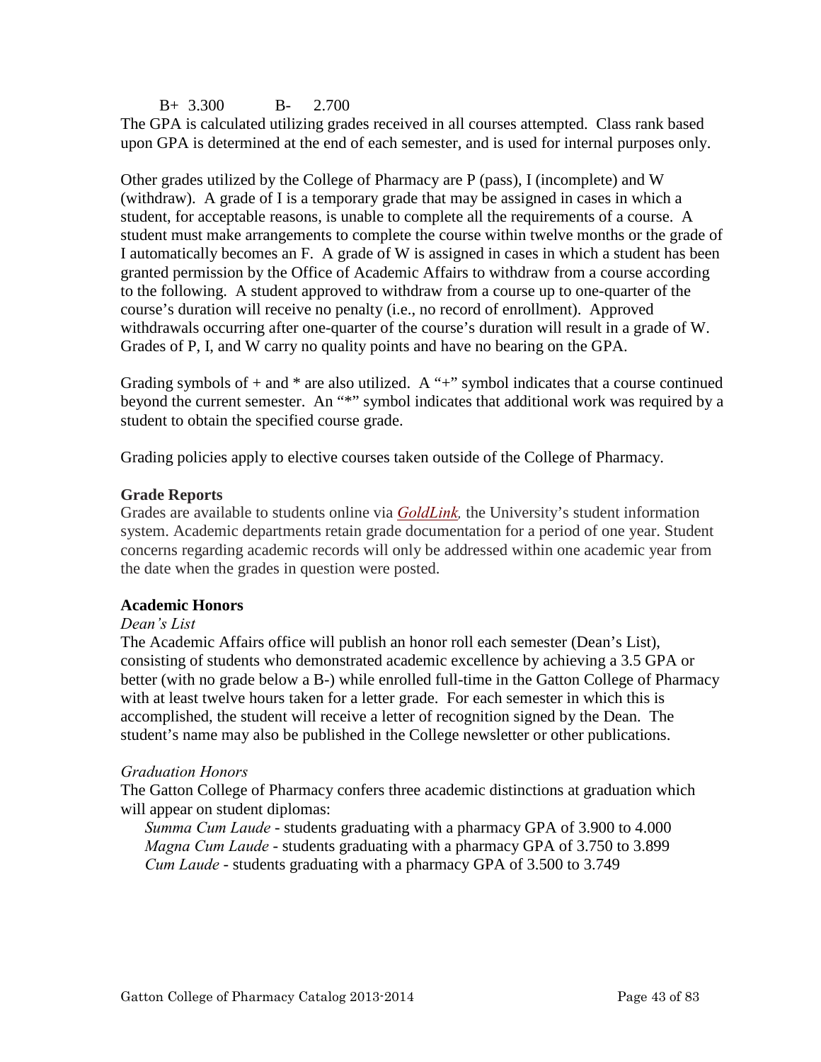B+ 3.300 B- 2.700

The GPA is calculated utilizing grades received in all courses attempted. Class rank based upon GPA is determined at the end of each semester, and is used for internal purposes only.

Other grades utilized by the College of Pharmacy are P (pass), I (incomplete) and W (withdraw). A grade of I is a temporary grade that may be assigned in cases in which a student, for acceptable reasons, is unable to complete all the requirements of a course. A student must make arrangements to complete the course within twelve months or the grade of I automatically becomes an F. A grade of W is assigned in cases in which a student has been granted permission by the Office of Academic Affairs to withdraw from a course according to the following. A student approved to withdraw from a course up to one-quarter of the course's duration will receive no penalty (i.e., no record of enrollment). Approved withdrawals occurring after one-quarter of the course's duration will result in a grade of W. Grades of P, I, and W carry no quality points and have no bearing on the GPA.

Grading symbols of + and * are also utilized. A "+" symbol indicates that a course continued beyond the current semester. An "*" symbol indicates that additional work was required by a student to obtain the specified course grade.

Grading policies apply to elective courses taken outside of the College of Pharmacy.

### Grade Reports

Grades are available to students online via *GoldLink*, the University's student information system. Academic departments retain grade documentation for a period of one year. Student concerns regarding academic records will only be addressed within one academic year from the date when the grades in question were posted.

### Academic Honors

*Dean's List*

The Academic Affairs office will publish an honor roll each semester (Dean's List), consisting of students who demonstrated academic excellence by achieving a 3.5 GPA or better (with no grade below a B-) while enrolled full-time in the Gatton College of Pharmacy with at least twelve hours taken for a letter grade. For each semester in which this is accomplished, the student will receive a letter of recognition signed by the Dean. The student's name may also be published in the College newsletter or other publications.

*Graduation Honors*

The Gatton College of Pharmacy confers three academic distinctions at graduation which will appear on student diplomas:

- *Summa Cum Laude* - students graduating with a pharmacy GPA of 3.900 to 4.000
- *Magna Cum Laude* - students graduating with a pharmacy GPA of 3.750 to 3.899
- *Cum Laude* - students graduating with a pharmacy GPA of 3.500 to 3.749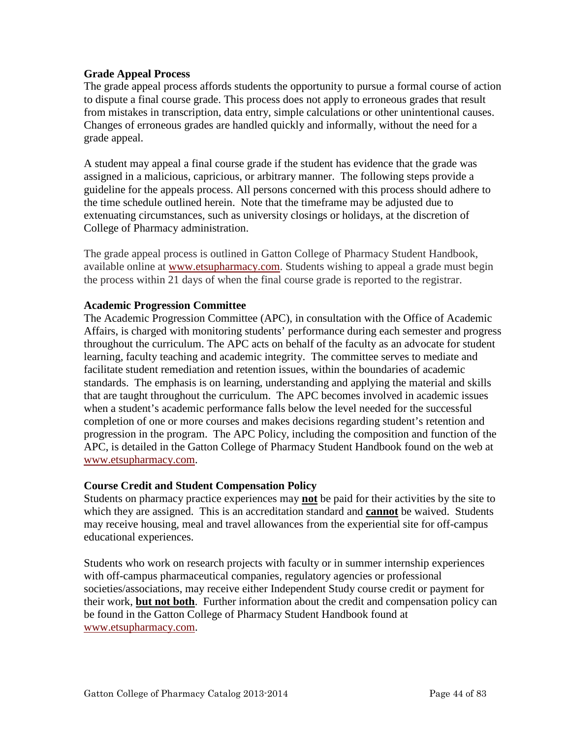### Grade Appeal Process

The grade appeal process affords students the opportunity to pursue a formal course of action to dispute a final course grade. This process does not apply to erroneous grades that result from mistakes in transcription, data entry, simple calculations or other unintentional causes. Changes of erroneous grades are handled quickly and informally, without the need for a grade appeal.

A student may appeal a final course grade if the student has evidence that the grade was assigned in a malicious, capricious, or arbitrary manner. The following steps provide a guideline for the appeals process. All persons concerned with this process should adhere to the time schedule outlined herein. Note that the timeframe may be adjusted due to extenuating circumstances, such as university closings or holidays, at the discretion of College of Pharmacy administration.

The grade appeal process is outlined in Gatton College of Pharmacy Student Handbook, available online at www.etsupharmacy.com. Students wishing to appeal a grade must begin the process within 21 days of when the final course grade is reported to the registrar.

### Academic Progression Committee

The Academic Progression Committee (APC), in consultation with the Office of Academic Affairs, is charged with monitoring students' performance during each semester and progress throughout the curriculum. The APC acts on behalf of the faculty as an advocate for student learning, faculty teaching and academic integrity. The committee serves to mediate and facilitate student remediation and retention issues, within the boundaries of academic standards. The emphasis is on learning, understanding and applying the material and skills that are taught throughout the curriculum. The APC becomes involved in academic issues when a student's academic performance falls below the level needed for the successful completion of one or more courses and makes decisions regarding student's retention and progression in the program. The APC Policy, including the composition and function of the APC, is detailed in the Gatton College of Pharmacy Student Handbook found on the web at www.etsupharmacy.com.

### Course Credit and Student Compensation Policy

Students on pharmacy practice experiences may **not** be paid for their activities by the site to which they are assigned. This is an accreditation standard and **cannot** be waived. Students may receive housing, meal and travel allowances from the experiential site for off-campus educational experiences.

Students who work on research projects with faculty or in summer internship experiences with off-campus pharmaceutical companies, regulatory agencies or professional societies/associations, may receive either Independent Study course credit or payment for their work, **but not both**. Further information about the credit and compensation policy can be found in the Gatton College of Pharmacy Student Handbook found at www.etsupharmacy.com.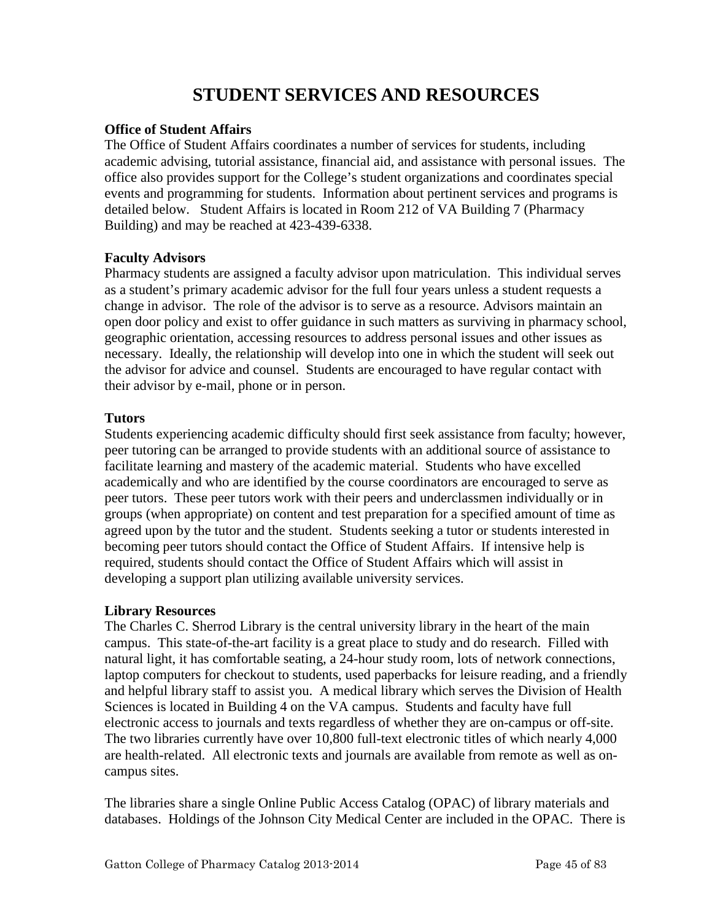# STUDENT SERVICES AND RESOURCES

**Office of Student Affairs**

The Office of Student Affairs coordinates a number of services for students, including academic advising, tutorial assistance, financial aid, and assistance with personal issues. The office also provides support for the College's student organizations and coordinates special events and programming for students. Information about pertinent services and programs is detailed below. Student Affairs is located in Room 212 of VA Building 7 (Pharmacy Building) and may be reached at 423-439-6338.

**Faculty Advisors**

Pharmacy students are assigned a faculty advisor upon matriculation. This individual serves as a student's primary academic advisor for the full four years unless a student requests a change in advisor. The role of the advisor is to serve as a resource. Advisors maintain an open door policy and exist to offer guidance in such matters as surviving in pharmacy school, geographic orientation, accessing resources to address personal issues and other issues as necessary. Ideally, the relationship will develop into one in which the student will seek out the advisor for advice and counsel. Students are encouraged to have regular contact with their advisor by e-mail, phone or in person.

**Tutors**

Students experiencing academic difficulty should first seek assistance from faculty; however, peer tutoring can be arranged to provide students with an additional source of assistance to facilitate learning and mastery of the academic material. Students who have excelled academically and who are identified by the course coordinators are encouraged to serve as peer tutors. These peer tutors work with their peers and underclassmen individually or in groups (when appropriate) on content and test preparation for a specified amount of time as agreed upon by the tutor and the student. Students seeking a tutor or students interested in becoming peer tutors should contact the Office of Student Affairs. If intensive help is required, students should contact the Office of Student Affairs which will assist in developing a support plan utilizing available university services.

**Library Resources**

The Charles C. Sherrod Library is the central university library in the heart of the main campus. This state-of-the-art facility is a great place to study and do research. Filled with natural light, it has comfortable seating, a 24-hour study room, lots of network connections, laptop computers for checkout to students, used paperbacks for leisure reading, and a friendly and helpful library staff to assist you. A medical library which serves the Division of Health Sciences is located in Building 4 on the VA campus. Students and faculty have full electronic access to journals and texts regardless of whether they are on-campus or off-site. The two libraries currently have over 10,800 full-text electronic titles of which nearly 4,000 are health-related. All electronic texts and journals are available from remote as well as on-campus sites.

The libraries share a single Online Public Access Catalog (OPAC) of library materials and databases. Holdings of the Johnson City Medical Center are included in the OPAC. There is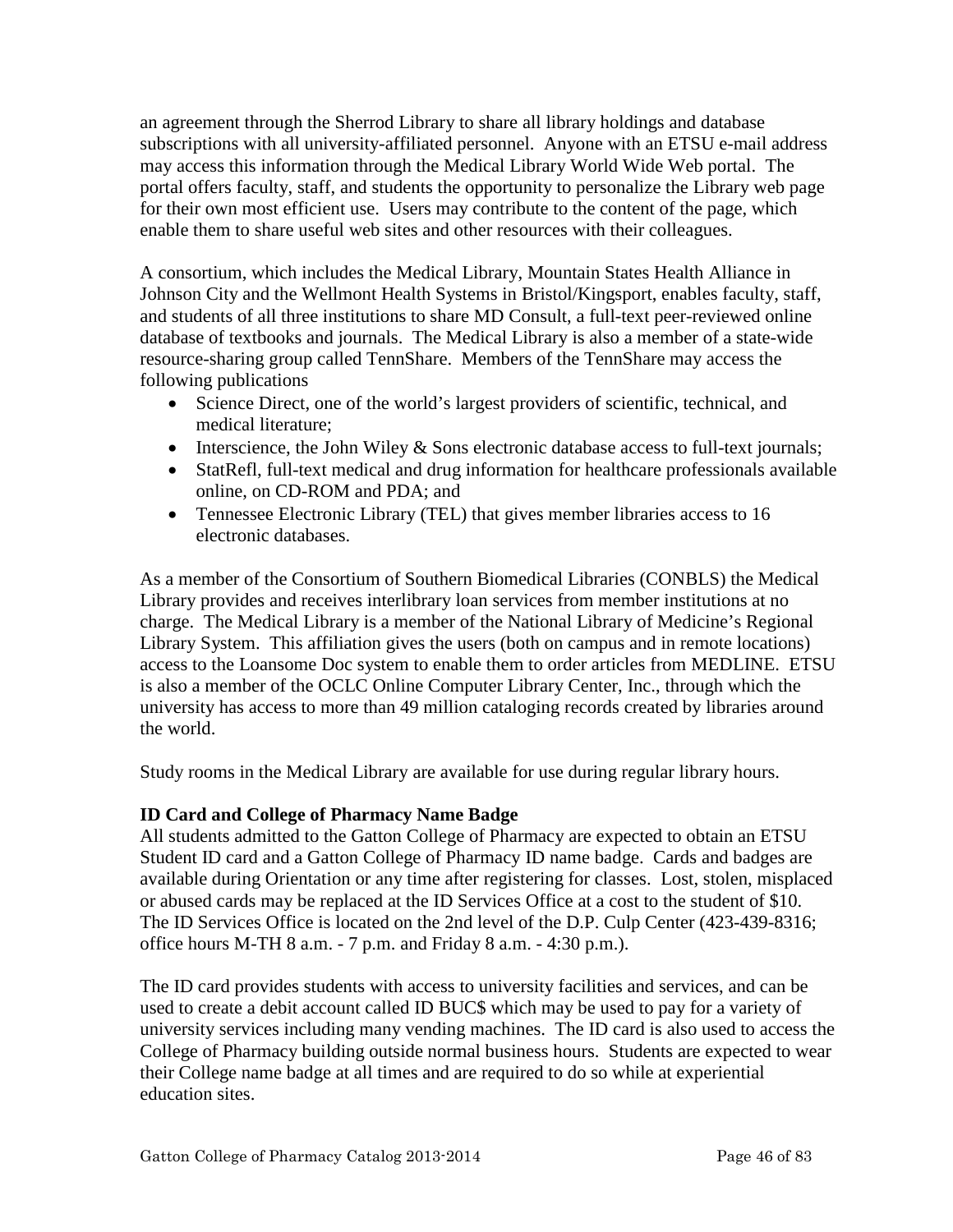an agreement through the Sherrod Library to share all library holdings and database subscriptions with all university-affiliated personnel. Anyone with an ETSU e-mail address may access this information through the Medical Library World Wide Web portal. The portal offers faculty, staff, and students the opportunity to personalize the Library web page for their own most efficient use. Users may contribute to the content of the page, which enable them to share useful web sites and other resources with their colleagues.

A consortium, which includes the Medical Library, Mountain States Health Alliance in Johnson City and the Wellmont Health Systems in Bristol/Kingsport, enables faculty, staff, and students of all three institutions to share MD Consult, a full-text peer-reviewed online database of textbooks and journals. The Medical Library is also a member of a state-wide resource-sharing group called TennShare. Members of the TennShare may access the following publications

- Science Direct, one of the world's largest providers of scientific, technical, and medical literature;
- Interscience, the John Wiley & Sons electronic database access to full-text journals;
- StatRefl, full-text medical and drug information for healthcare professionals available online, on CD-ROM and PDA; and
- Tennessee Electronic Library (TEL) that gives member libraries access to 16 electronic databases.

As a member of the Consortium of Southern Biomedical Libraries (CONBLS) the Medical Library provides and receives interlibrary loan services from member institutions at no charge. The Medical Library is a member of the National Library of Medicine's Regional Library System. This affiliation gives the users (both on campus and in remote locations) access to the Loansome Doc system to enable them to order articles from MEDLINE. ETSU is also a member of the OCLC Online Computer Library Center, Inc., through which the university has access to more than 49 million cataloging records created by libraries around the world.

Study rooms in the Medical Library are available for use during regular library hours.

**ID Card and College of Pharmacy Name Badge**

All students admitted to the Gatton College of Pharmacy are expected to obtain an ETSU Student ID card and a Gatton College of Pharmacy ID name badge. Cards and badges are available during Orientation or any time after registering for classes. Lost, stolen, misplaced or abused cards may be replaced at the ID Services Office at a cost to the student of $10. The ID Services Office is located on the 2nd level of the D.P. Culp Center (423-439-8316; office hours M-TH 8 a.m. - 7 p.m. and Friday 8 a.m. - 4:30 p.m.).

The ID card provides students with access to university facilities and services, and can be used to create a debit account called ID BUC$ which may be used to pay for a variety of university services including many vending machines. The ID card is also used to access the College of Pharmacy building outside normal business hours. Students are expected to wear their College name badge at all times and are required to do so while at experiential education sites.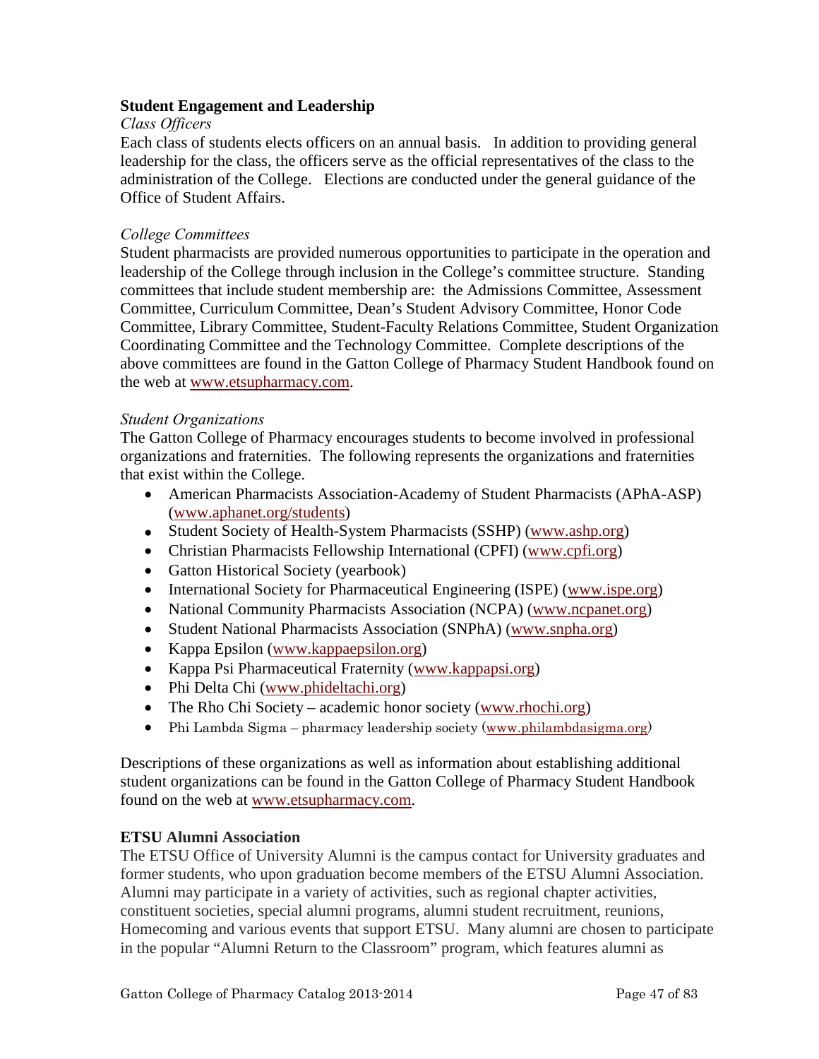**Student Engagement and Leadership**

*Class Officers*

Each class of students elects officers on an annual basis. In addition to providing general leadership for the class, the officers serve as the official representatives of the class to the administration of the College. Elections are conducted under the general guidance of the Office of Student Affairs.

*College Committees*

Student pharmacists are provided numerous opportunities to participate in the operation and leadership of the College through inclusion in the College's committee structure. Standing committees that include student membership are: the Admissions Committee, Assessment Committee, Curriculum Committee, Dean's Student Advisory Committee, Honor Code Committee, Library Committee, Student-Faculty Relations Committee, Student Organization Coordinating Committee and the Technology Committee. Complete descriptions of the above committees are found in the Gatton College of Pharmacy Student Handbook found on the web at www.etsupharmacy.com.

*Student Organizations*

The Gatton College of Pharmacy encourages students to become involved in professional organizations and fraternities. The following represents the organizations and fraternities that exist within the College.

- American Pharmacists Association-Academy of Student Pharmacists (APhA-ASP) (www.aphanet.org/students)
- Student Society of Health-System Pharmacists (SSHP) (www.ashp.org)
- Christian Pharmacists Fellowship International (CPFI) (www.cpfi.org)
- Gatton Historical Society (yearbook)
- International Society for Pharmaceutical Engineering (ISPE) (www.ispe.org)
- National Community Pharmacists Association (NCPA) (www.ncpanet.org)
- Student National Pharmacists Association (SNPhA) (www.snpha.org)
- Kappa Epsilon (www.kappaepsilon.org)
- Kappa Psi Pharmaceutical Fraternity (www.kappapsi.org)
- Phi Delta Chi (www.phideltachi.org)
- The Rho Chi Society – academic honor society (www.rhochi.org)
- Phi Lambda Sigma – pharmacy leadership society (www.philambdasigma.org)

Descriptions of these organizations as well as information about establishing additional student organizations can be found in the Gatton College of Pharmacy Student Handbook found on the web at www.etsupharmacy.com.

**ETSU Alumni Association**

The ETSU Office of University Alumni is the campus contact for University graduates and former students, who upon graduation become members of the ETSU Alumni Association. Alumni may participate in a variety of activities, such as regional chapter activities, constituent societies, special alumni programs, alumni student recruitment, reunions, Homecoming and various events that support ETSU. Many alumni are chosen to participate in the popular "Alumni Return to the Classroom" program, which features alumni as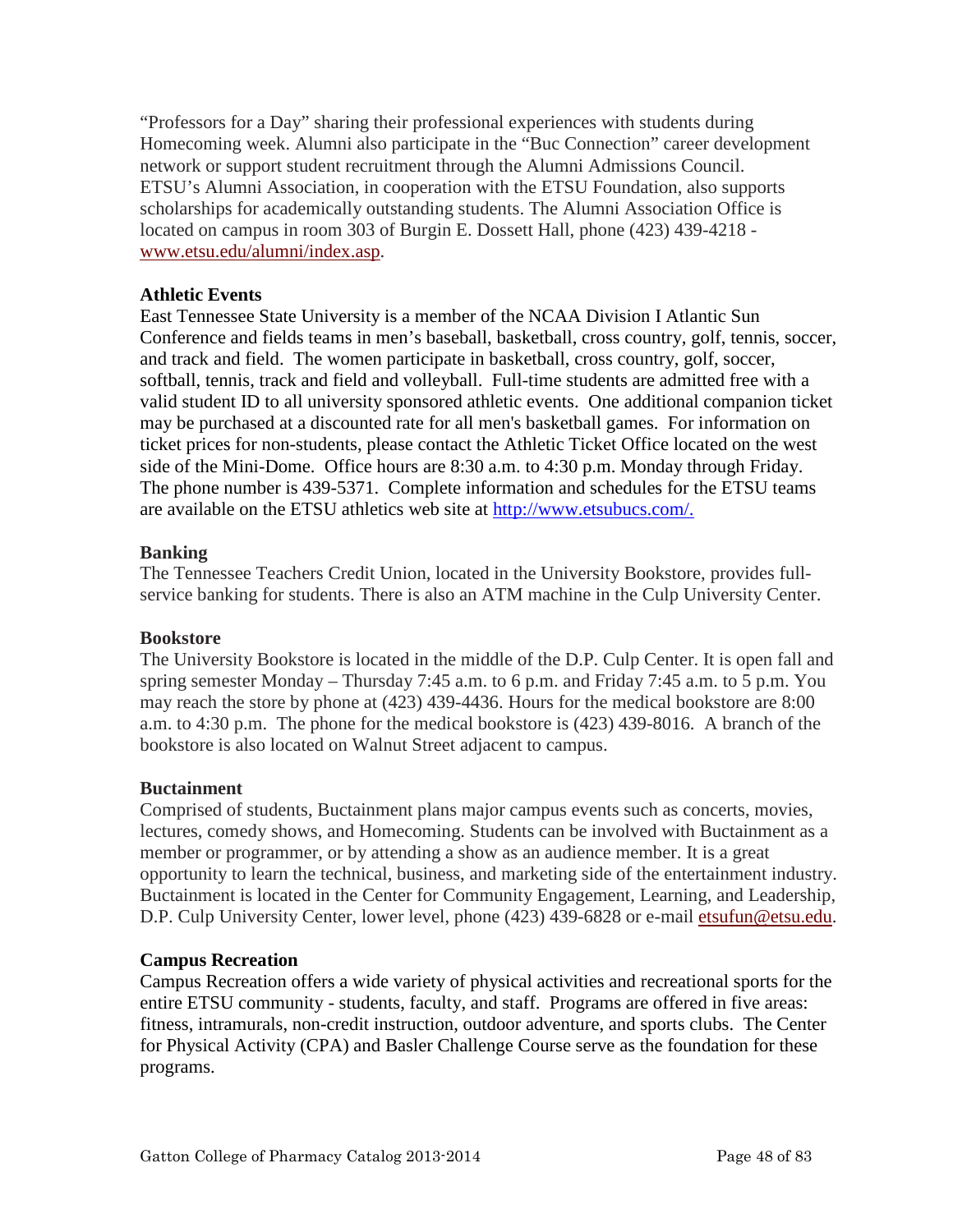"Professors for a Day" sharing their professional experiences with students during Homecoming week. Alumni also participate in the "Buc Connection" career development network or support student recruitment through the Alumni Admissions Council. ETSU's Alumni Association, in cooperation with the ETSU Foundation, also supports scholarships for academically outstanding students. The Alumni Association Office is located on campus in room 303 of Burgin E. Dossett Hall, phone (423) 439-4218 - www.etsu.edu/alumni/index.asp.

**Athletic Events**

East Tennessee State University is a member of the NCAA Division I Atlantic Sun Conference and fields teams in men's baseball, basketball, cross country, golf, tennis, soccer, and track and field. The women participate in basketball, cross country, golf, soccer, softball, tennis, track and field and volleyball. Full-time students are admitted free with a valid student ID to all university sponsored athletic events. One additional companion ticket may be purchased at a discounted rate for all men's basketball games. For information on ticket prices for non-students, please contact the Athletic Ticket Office located on the west side of the Mini-Dome. Office hours are 8:30 a.m. to 4:30 p.m. Monday through Friday. The phone number is 439-5371. Complete information and schedules for the ETSU teams are available on the ETSU athletics web site at http://www.etsubucs.com/.

**Banking**

The Tennessee Teachers Credit Union, located in the University Bookstore, provides full-service banking for students. There is also an ATM machine in the Culp University Center.

**Bookstore**

The University Bookstore is located in the middle of the D.P. Culp Center. It is open fall and spring semester Monday – Thursday 7:45 a.m. to 6 p.m. and Friday 7:45 a.m. to 5 p.m. You may reach the store by phone at (423) 439-4436. Hours for the medical bookstore are 8:00 a.m. to 4:30 p.m. The phone for the medical bookstore is (423) 439-8016. A branch of the bookstore is also located on Walnut Street adjacent to campus.

**Buctainment**

Comprised of students, Buctainment plans major campus events such as concerts, movies, lectures, comedy shows, and Homecoming. Students can be involved with Buctainment as a member or programmer, or by attending a show as an audience member. It is a great opportunity to learn the technical, business, and marketing side of the entertainment industry. Buctainment is located in the Center for Community Engagement, Learning, and Leadership, D.P. Culp University Center, lower level, phone (423) 439-6828 or e-mail etsufun@etsu.edu.

**Campus Recreation**

Campus Recreation offers a wide variety of physical activities and recreational sports for the entire ETSU community - students, faculty, and staff. Programs are offered in five areas: fitness, intramurals, non-credit instruction, outdoor adventure, and sports clubs. The Center for Physical Activity (CPA) and Basler Challenge Course serve as the foundation for these programs.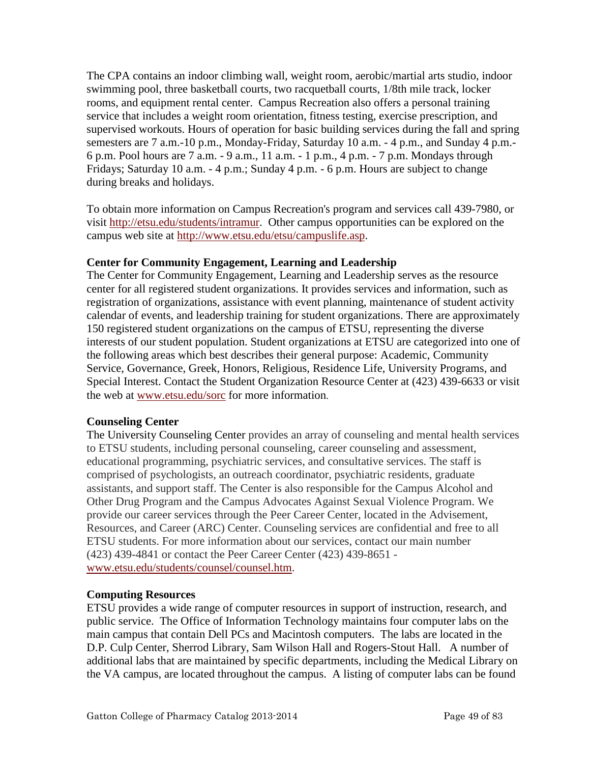The CPA contains an indoor climbing wall, weight room, aerobic/martial arts studio, indoor swimming pool, three basketball courts, two racquetball courts, 1/8th mile track, locker rooms, and equipment rental center. Campus Recreation also offers a personal training service that includes a weight room orientation, fitness testing, exercise prescription, and supervised workouts. Hours of operation for basic building services during the fall and spring semesters are 7 a.m.-10 p.m., Monday-Friday, Saturday 10 a.m. - 4 p.m., and Sunday 4 p.m.- 6 p.m. Pool hours are 7 a.m. - 9 a.m., 11 a.m. - 1 p.m., 4 p.m. - 7 p.m. Mondays through Fridays; Saturday 10 a.m. - 4 p.m.; Sunday 4 p.m. - 6 p.m. Hours are subject to change during breaks and holidays.

To obtain more information on Campus Recreation's program and services call 439-7980, or visit http://etsu.edu/students/intramur. Other campus opportunities can be explored on the campus web site at http://www.etsu.edu/etsu/campuslife.asp.

**Center for Community Engagement, Learning and Leadership**

The Center for Community Engagement, Learning and Leadership serves as the resource center for all registered student organizations. It provides services and information, such as registration of organizations, assistance with event planning, maintenance of student activity calendar of events, and leadership training for student organizations. There are approximately 150 registered student organizations on the campus of ETSU, representing the diverse interests of our student population. Student organizations at ETSU are categorized into one of the following areas which best describes their general purpose: Academic, Community Service, Governance, Greek, Honors, Religious, Residence Life, University Programs, and Special Interest. Contact the Student Organization Resource Center at (423) 439-6633 or visit the web at www.etsu.edu/sorc for more information.

**Counseling Center**

The University Counseling Center provides an array of counseling and mental health services to ETSU students, including personal counseling, career counseling and assessment, educational programming, psychiatric services, and consultative services. The staff is comprised of psychologists, an outreach coordinator, psychiatric residents, graduate assistants, and support staff. The Center is also responsible for the Campus Alcohol and Other Drug Program and the Campus Advocates Against Sexual Violence Program. We provide our career services through the Peer Career Center, located in the Advisement, Resources, and Career (ARC) Center. Counseling services are confidential and free to all ETSU students. For more information about our services, contact our main number (423) 439-4841 or contact the Peer Career Center (423) 439-8651 - www.etsu.edu/students/counsel/counsel.htm.

**Computing Resources**

ETSU provides a wide range of computer resources in support of instruction, research, and public service. The Office of Information Technology maintains four computer labs on the main campus that contain Dell PCs and Macintosh computers. The labs are located in the D.P. Culp Center, Sherrod Library, Sam Wilson Hall and Rogers-Stout Hall. A number of additional labs that are maintained by specific departments, including the Medical Library on the VA campus, are located throughout the campus. A listing of computer labs can be found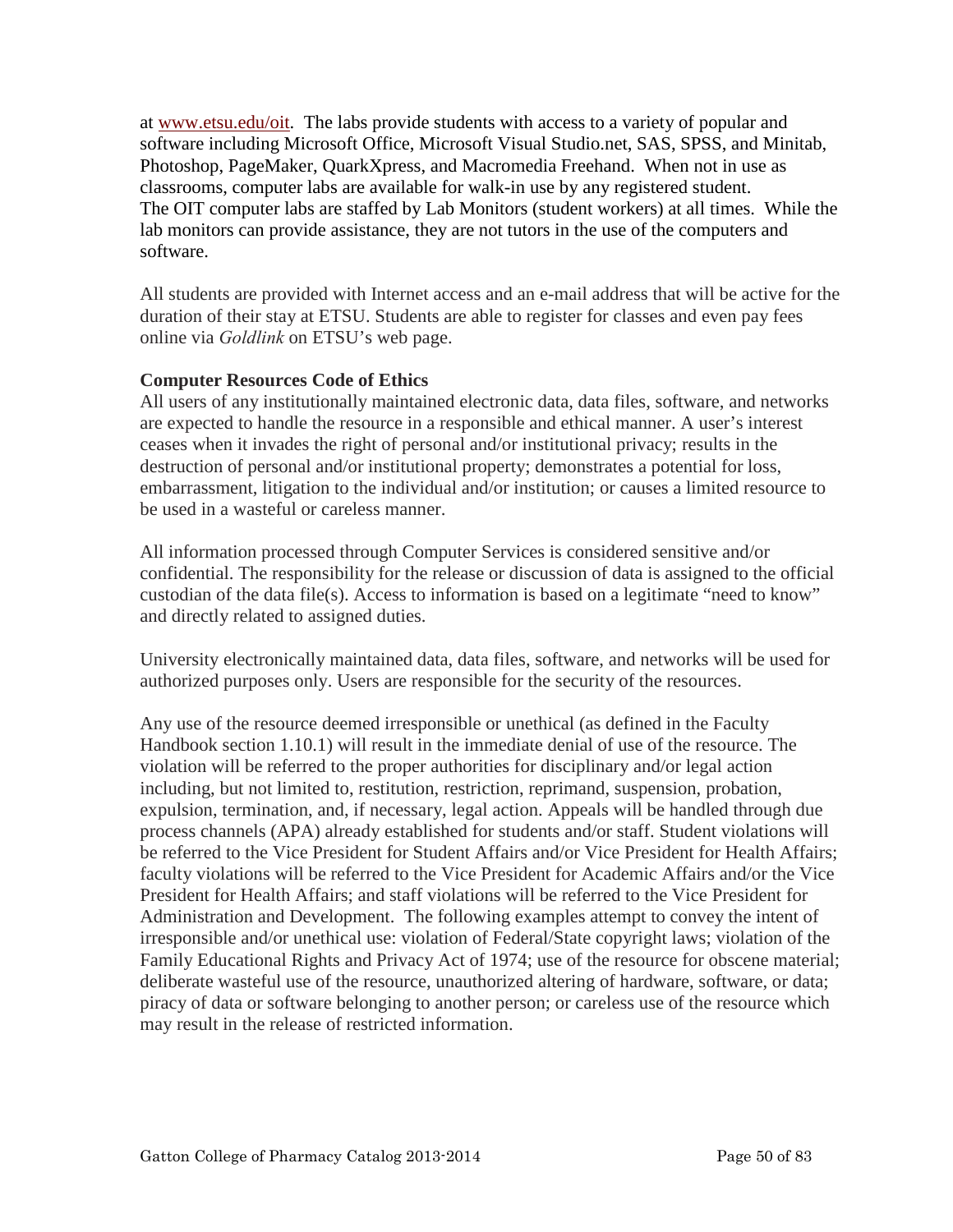at www.etsu.edu/oit. The labs provide students with access to a variety of popular and software including Microsoft Office, Microsoft Visual Studio.net, SAS, SPSS, and Minitab, Photoshop, PageMaker, QuarkXpress, and Macromedia Freehand. When not in use as classrooms, computer labs are available for walk-in use by any registered student. The OIT computer labs are staffed by Lab Monitors (student workers) at all times. While the lab monitors can provide assistance, they are not tutors in the use of the computers and software.

All students are provided with Internet access and an e-mail address that will be active for the duration of their stay at ETSU. Students are able to register for classes and even pay fees online via *Goldlink* on ETSU's web page.

**Computer Resources Code of Ethics**

All users of any institutionally maintained electronic data, data files, software, and networks are expected to handle the resource in a responsible and ethical manner. A user's interest ceases when it invades the right of personal and/or institutional privacy; results in the destruction of personal and/or institutional property; demonstrates a potential for loss, embarrassment, litigation to the individual and/or institution; or causes a limited resource to be used in a wasteful or careless manner.

All information processed through Computer Services is considered sensitive and/or confidential. The responsibility for the release or discussion of data is assigned to the official custodian of the data file(s). Access to information is based on a legitimate "need to know" and directly related to assigned duties.

University electronically maintained data, data files, software, and networks will be used for authorized purposes only. Users are responsible for the security of the resources.

Any use of the resource deemed irresponsible or unethical (as defined in the Faculty Handbook section 1.10.1) will result in the immediate denial of use of the resource. The violation will be referred to the proper authorities for disciplinary and/or legal action including, but not limited to, restitution, restriction, reprimand, suspension, probation, expulsion, termination, and, if necessary, legal action. Appeals will be handled through due process channels (APA) already established for students and/or staff. Student violations will be referred to the Vice President for Student Affairs and/or Vice President for Health Affairs; faculty violations will be referred to the Vice President for Academic Affairs and/or the Vice President for Health Affairs; and staff violations will be referred to the Vice President for Administration and Development. The following examples attempt to convey the intent of irresponsible and/or unethical use: violation of Federal/State copyright laws; violation of the Family Educational Rights and Privacy Act of 1974; use of the resource for obscene material; deliberate wasteful use of the resource, unauthorized altering of hardware, software, or data; piracy of data or software belonging to another person; or careless use of the resource which may result in the release of restricted information.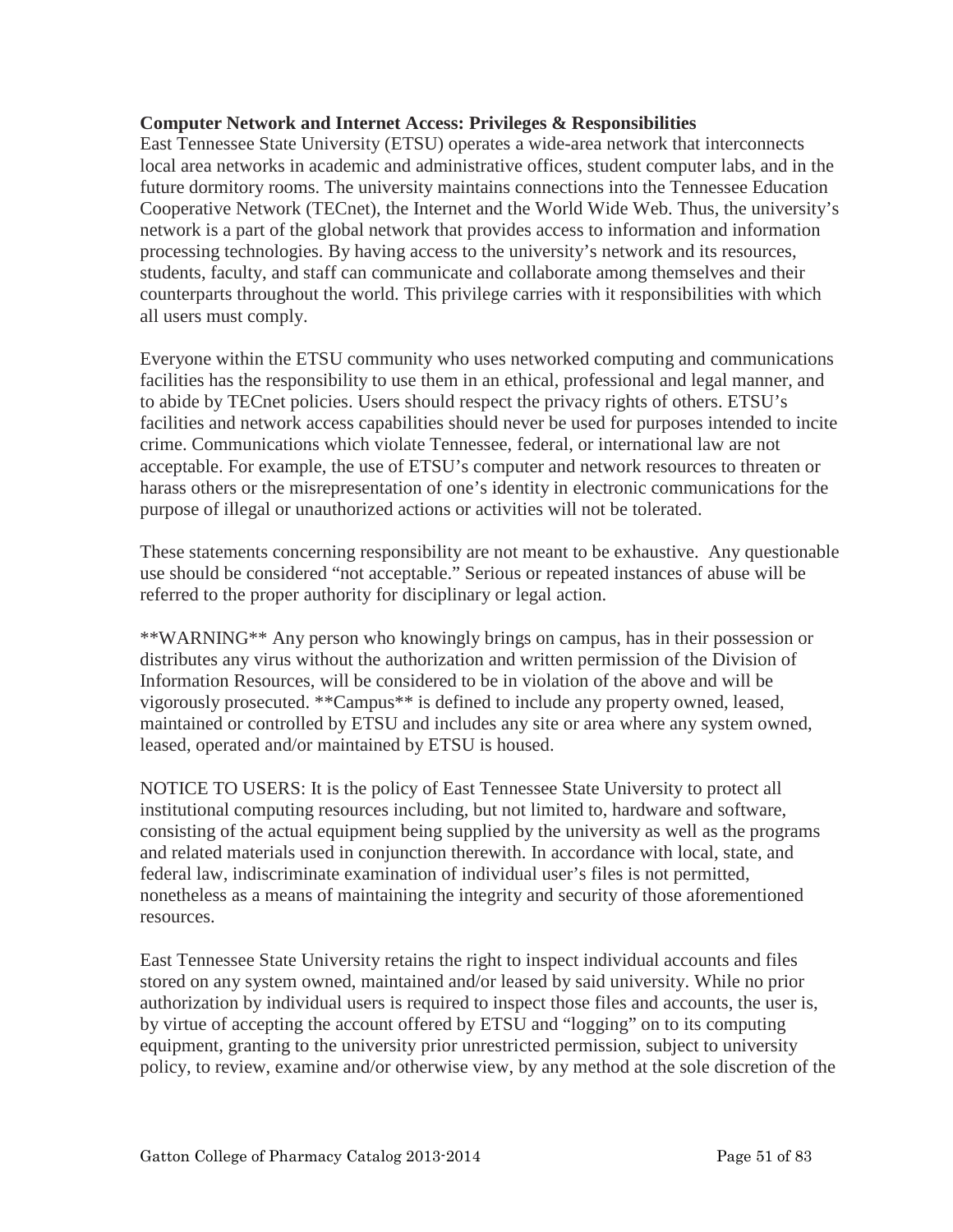**Computer Network and Internet Access: Privileges & Responsibilities**

East Tennessee State University (ETSU) operates a wide-area network that interconnects local area networks in academic and administrative offices, student computer labs, and in the future dormitory rooms. The university maintains connections into the Tennessee Education Cooperative Network (TECnet), the Internet and the World Wide Web. Thus, the university's network is a part of the global network that provides access to information and information processing technologies. By having access to the university's network and its resources, students, faculty, and staff can communicate and collaborate among themselves and their counterparts throughout the world. This privilege carries with it responsibilities with which all users must comply.

Everyone within the ETSU community who uses networked computing and communications facilities has the responsibility to use them in an ethical, professional and legal manner, and to abide by TECnet policies. Users should respect the privacy rights of others. ETSU's facilities and network access capabilities should never be used for purposes intended to incite crime. Communications which violate Tennessee, federal, or international law are not acceptable. For example, the use of ETSU's computer and network resources to threaten or harass others or the misrepresentation of one's identity in electronic communications for the purpose of illegal or unauthorized actions or activities will not be tolerated.

These statements concerning responsibility are not meant to be exhaustive. Any questionable use should be considered "not acceptable." Serious or repeated instances of abuse will be referred to the proper authority for disciplinary or legal action.

**WARNING** Any person who knowingly brings on campus, has in their possession or distributes any virus without the authorization and written permission of the Division of Information Resources, will be considered to be in violation of the above and will be vigorously prosecuted. **Campus** is defined to include any property owned, leased, maintained or controlled by ETSU and includes any site or area where any system owned, leased, operated and/or maintained by ETSU is housed.

NOTICE TO USERS: It is the policy of East Tennessee State University to protect all institutional computing resources including, but not limited to, hardware and software, consisting of the actual equipment being supplied by the university as well as the programs and related materials used in conjunction therewith. In accordance with local, state, and federal law, indiscriminate examination of individual user's files is not permitted, nonetheless as a means of maintaining the integrity and security of those aforementioned resources.

East Tennessee State University retains the right to inspect individual accounts and files stored on any system owned, maintained and/or leased by said university. While no prior authorization by individual users is required to inspect those files and accounts, the user is, by virtue of accepting the account offered by ETSU and "logging" on to its computing equipment, granting to the university prior unrestricted permission, subject to university policy, to review, examine and/or otherwise view, by any method at the sole discretion of the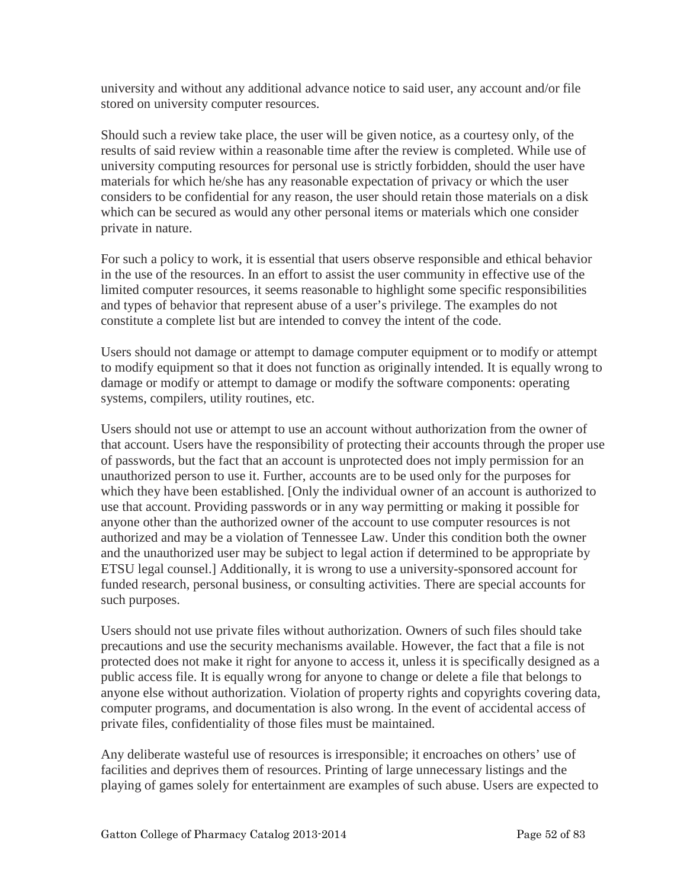university and without any additional advance notice to said user, any account and/or file stored on university computer resources.

Should such a review take place, the user will be given notice, as a courtesy only, of the results of said review within a reasonable time after the review is completed. While use of university computing resources for personal use is strictly forbidden, should the user have materials for which he/she has any reasonable expectation of privacy or which the user considers to be confidential for any reason, the user should retain those materials on a disk which can be secured as would any other personal items or materials which one consider private in nature.

For such a policy to work, it is essential that users observe responsible and ethical behavior in the use of the resources. In an effort to assist the user community in effective use of the limited computer resources, it seems reasonable to highlight some specific responsibilities and types of behavior that represent abuse of a user's privilege. The examples do not constitute a complete list but are intended to convey the intent of the code.

Users should not damage or attempt to damage computer equipment or to modify or attempt to modify equipment so that it does not function as originally intended. It is equally wrong to damage or modify or attempt to damage or modify the software components: operating systems, compilers, utility routines, etc.

Users should not use or attempt to use an account without authorization from the owner of that account. Users have the responsibility of protecting their accounts through the proper use of passwords, but the fact that an account is unprotected does not imply permission for an unauthorized person to use it. Further, accounts are to be used only for the purposes for which they have been established. [Only the individual owner of an account is authorized to use that account. Providing passwords or in any way permitting or making it possible for anyone other than the authorized owner of the account to use computer resources is not authorized and may be a violation of Tennessee Law. Under this condition both the owner and the unauthorized user may be subject to legal action if determined to be appropriate by ETSU legal counsel.] Additionally, it is wrong to use a university-sponsored account for funded research, personal business, or consulting activities. There are special accounts for such purposes.

Users should not use private files without authorization. Owners of such files should take precautions and use the security mechanisms available. However, the fact that a file is not protected does not make it right for anyone to access it, unless it is specifically designed as a public access file. It is equally wrong for anyone to change or delete a file that belongs to anyone else without authorization. Violation of property rights and copyrights covering data, computer programs, and documentation is also wrong. In the event of accidental access of private files, confidentiality of those files must be maintained.

Any deliberate wasteful use of resources is irresponsible; it encroaches on others' use of facilities and deprives them of resources. Printing of large unnecessary listings and the playing of games solely for entertainment are examples of such abuse. Users are expected to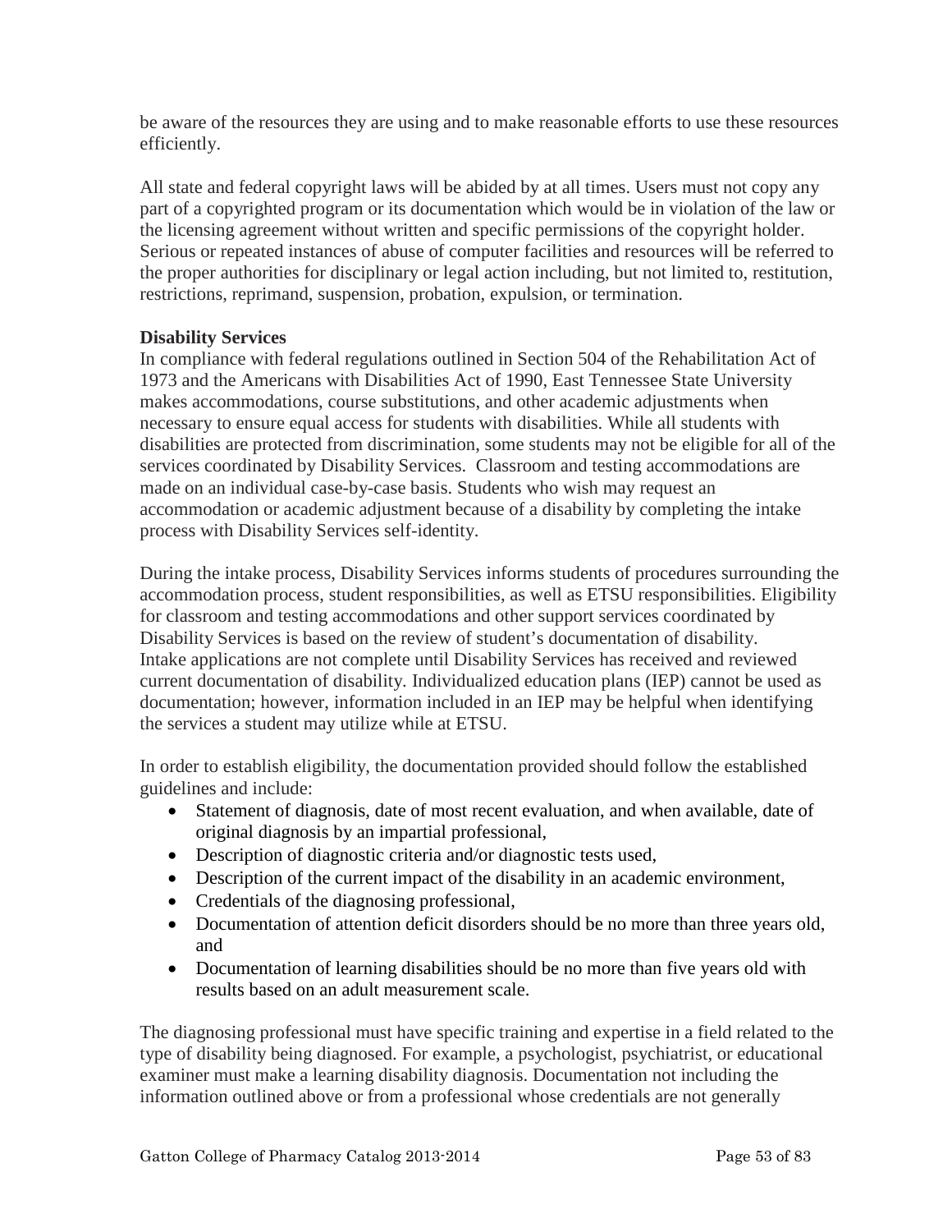be aware of the resources they are using and to make reasonable efforts to use these resources efficiently.

All state and federal copyright laws will be abided by at all times. Users must not copy any part of a copyrighted program or its documentation which would be in violation of the law or the licensing agreement without written and specific permissions of the copyright holder. Serious or repeated instances of abuse of computer facilities and resources will be referred to the proper authorities for disciplinary or legal action including, but not limited to, restitution, restrictions, reprimand, suspension, probation, expulsion, or termination.

**Disability Services**

In compliance with federal regulations outlined in Section 504 of the Rehabilitation Act of 1973 and the Americans with Disabilities Act of 1990, East Tennessee State University makes accommodations, course substitutions, and other academic adjustments when necessary to ensure equal access for students with disabilities. While all students with disabilities are protected from discrimination, some students may not be eligible for all of the services coordinated by Disability Services. Classroom and testing accommodations are made on an individual case-by-case basis. Students who wish may request an accommodation or academic adjustment because of a disability by completing the intake process with Disability Services self-identity.

During the intake process, Disability Services informs students of procedures surrounding the accommodation process, student responsibilities, as well as ETSU responsibilities. Eligibility for classroom and testing accommodations and other support services coordinated by Disability Services is based on the review of student's documentation of disability. Intake applications are not complete until Disability Services has received and reviewed current documentation of disability. Individualized education plans (IEP) cannot be used as documentation; however, information included in an IEP may be helpful when identifying the services a student may utilize while at ETSU.

In order to establish eligibility, the documentation provided should follow the established guidelines and include:

- Statement of diagnosis, date of most recent evaluation, and when available, date of original diagnosis by an impartial professional,
- Description of diagnostic criteria and/or diagnostic tests used,
- Description of the current impact of the disability in an academic environment,
- Credentials of the diagnosing professional,
- Documentation of attention deficit disorders should be no more than three years old, and
- Documentation of learning disabilities should be no more than five years old with results based on an adult measurement scale.

The diagnosing professional must have specific training and expertise in a field related to the type of disability being diagnosed. For example, a psychologist, psychiatrist, or educational examiner must make a learning disability diagnosis. Documentation not including the information outlined above or from a professional whose credentials are not generally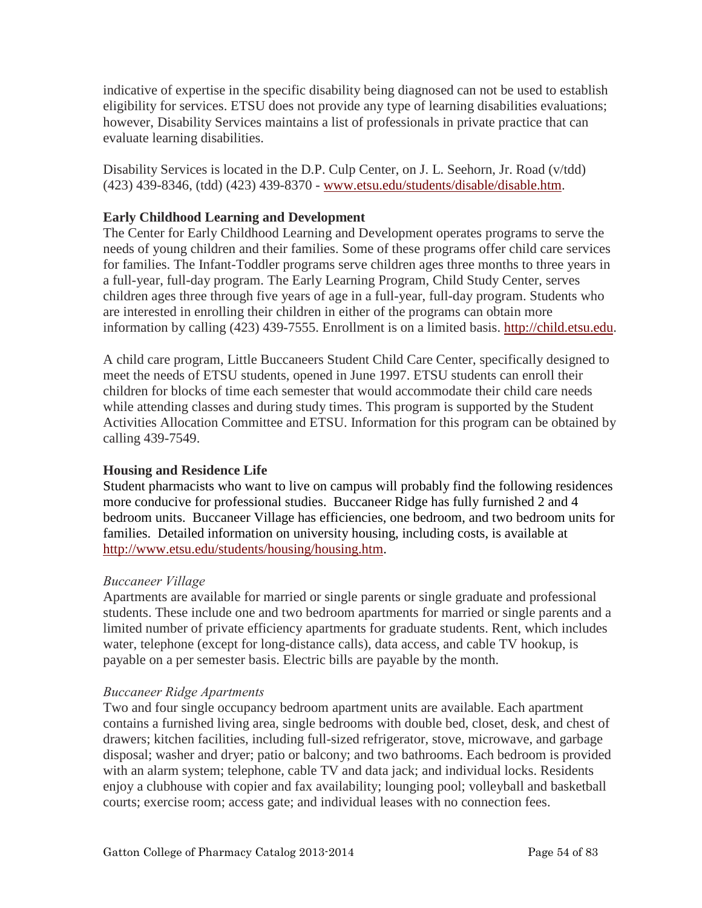indicative of expertise in the specific disability being diagnosed can not be used to establish eligibility for services. ETSU does not provide any type of learning disabilities evaluations; however, Disability Services maintains a list of professionals in private practice that can evaluate learning disabilities.

Disability Services is located in the D.P. Culp Center, on J. L. Seehorn, Jr. Road (v/tdd) (423) 439-8346, (tdd) (423) 439-8370 - [www.etsu.edu/students/disable/disable.htm](www.etsu.edu/students/disable/disable.htm).

**Early Childhood Learning and Development**

The Center for Early Childhood Learning and Development operates programs to serve the needs of young children and their families. Some of these programs offer child care services for families. The Infant-Toddler programs serve children ages three months to three years in a full-year, full-day program. The Early Learning Program, Child Study Center, serves children ages three through five years of age in a full-year, full-day program. Students who are interested in enrolling their children in either of the programs can obtain more information by calling (423) 439-7555. Enrollment is on a limited basis. [http://child.etsu.edu](http://child.etsu.edu).

A child care program, Little Buccaneers Student Child Care Center, specifically designed to meet the needs of ETSU students, opened in June 1997. ETSU students can enroll their children for blocks of time each semester that would accommodate their child care needs while attending classes and during study times. This program is supported by the Student Activities Allocation Committee and ETSU. Information for this program can be obtained by calling 439-7549.

**Housing and Residence Life**

Student pharmacists who want to live on campus will probably find the following residences more conducive for professional studies. Buccaneer Ridge has fully furnished 2 and 4 bedroom units. Buccaneer Village has efficiencies, one bedroom, and two bedroom units for families. Detailed information on university housing, including costs, is available at [http://www.etsu.edu/students/housing/housing.htm](http://www.etsu.edu/students/housing/housing.htm).

*Buccaneer Village*

Apartments are available for married or single parents or single graduate and professional students. These include one and two bedroom apartments for married or single parents and a limited number of private efficiency apartments for graduate students. Rent, which includes water, telephone (except for long-distance calls), data access, and cable TV hookup, is payable on a per semester basis. Electric bills are payable by the month.

*Buccaneer Ridge Apartments*

Two and four single occupancy bedroom apartment units are available. Each apartment contains a furnished living area, single bedrooms with double bed, closet, desk, and chest of drawers; kitchen facilities, including full-sized refrigerator, stove, microwave, and garbage disposal; washer and dryer; patio or balcony; and two bathrooms. Each bedroom is provided with an alarm system; telephone, cable TV and data jack; and individual locks. Residents enjoy a clubhouse with copier and fax availability; lounging pool; volleyball and basketball courts; exercise room; access gate; and individual leases with no connection fees.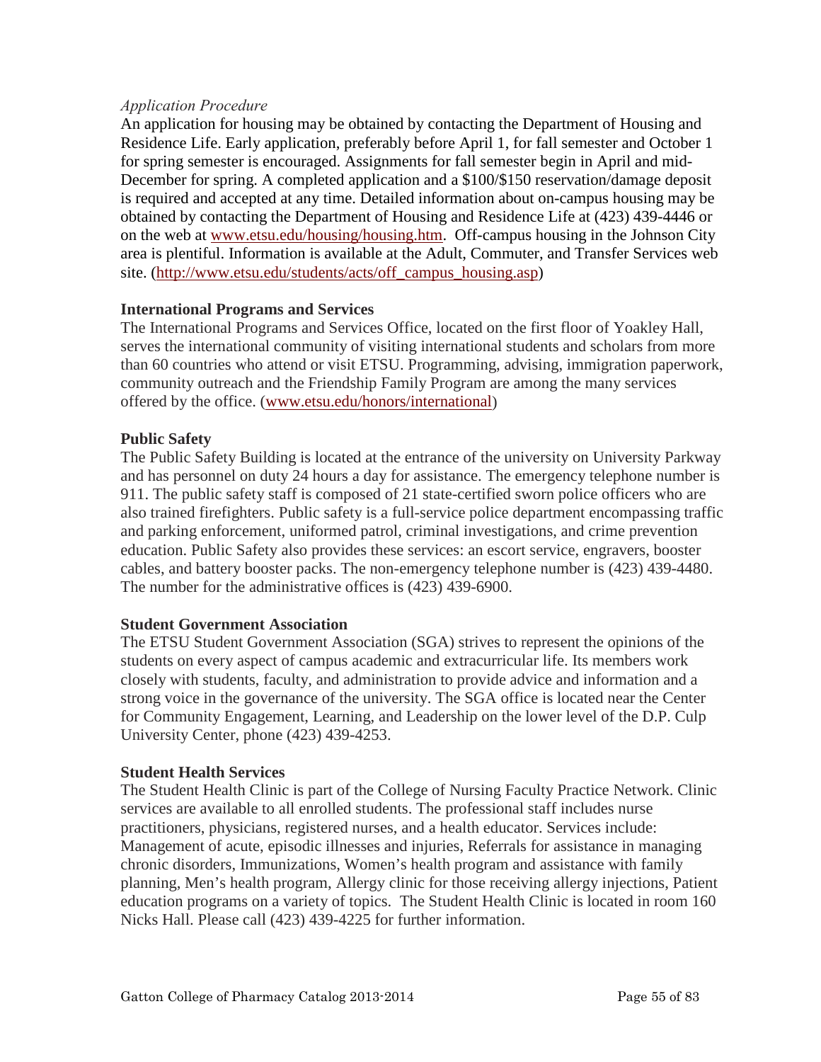*Application Procedure*

An application for housing may be obtained by contacting the Department of Housing and Residence Life. Early application, preferably before April 1, for fall semester and October 1 for spring semester is encouraged. Assignments for fall semester begin in April and mid-December for spring. A completed application and a $100/$150 reservation/damage deposit is required and accepted at any time. Detailed information about on-campus housing may be obtained by contacting the Department of Housing and Residence Life at (423) 439-4446 or on the web at [www.etsu.edu/housing/housing.htm](http://www.etsu.edu/housing/housing.htm). Off-campus housing in the Johnson City area is plentiful. Information is available at the Adult, Commuter, and Transfer Services web site. ([http://www.etsu.edu/students/acts/off_campus_housing.asp](http://www.etsu.edu/students/acts/off_campus_housing.asp))

**International Programs and Services**

The International Programs and Services Office, located on the first floor of Yoakley Hall, serves the international community of visiting international students and scholars from more than 60 countries who attend or visit ETSU. Programming, advising, immigration paperwork, community outreach and the Friendship Family Program are among the many services offered by the office. ([www.etsu.edu/honors/international](http://www.etsu.edu/honors/international))

**Public Safety**

The Public Safety Building is located at the entrance of the university on University Parkway and has personnel on duty 24 hours a day for assistance. The emergency telephone number is 911. The public safety staff is composed of 21 state-certified sworn police officers who are also trained firefighters. Public safety is a full-service police department encompassing traffic and parking enforcement, uniformed patrol, criminal investigations, and crime prevention education. Public Safety also provides these services: an escort service, engravers, booster cables, and battery booster packs. The non-emergency telephone number is (423) 439-4480. The number for the administrative offices is (423) 439-6900.

**Student Government Association**

The ETSU Student Government Association (SGA) strives to represent the opinions of the students on every aspect of campus academic and extracurricular life. Its members work closely with students, faculty, and administration to provide advice and information and a strong voice in the governance of the university. The SGA office is located near the Center for Community Engagement, Learning, and Leadership on the lower level of the D.P. Culp University Center, phone (423) 439-4253.

**Student Health Services**

The Student Health Clinic is part of the College of Nursing Faculty Practice Network. Clinic services are available to all enrolled students. The professional staff includes nurse practitioners, physicians, registered nurses, and a health educator. Services include: Management of acute, episodic illnesses and injuries, Referrals for assistance in managing chronic disorders, Immunizations, Women's health program and assistance with family planning, Men's health program, Allergy clinic for those receiving allergy injections, Patient education programs on a variety of topics. The Student Health Clinic is located in room 160 Nicks Hall. Please call (423) 439-4225 for further information.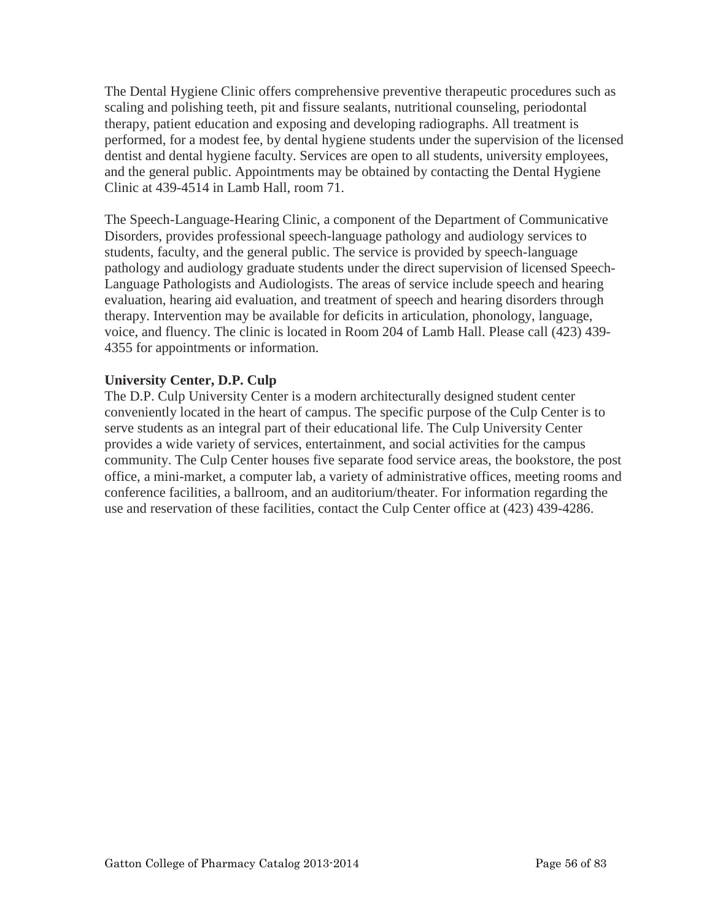The Dental Hygiene Clinic offers comprehensive preventive therapeutic procedures such as scaling and polishing teeth, pit and fissure sealants, nutritional counseling, periodontal therapy, patient education and exposing and developing radiographs. All treatment is performed, for a modest fee, by dental hygiene students under the supervision of the licensed dentist and dental hygiene faculty. Services are open to all students, university employees, and the general public. Appointments may be obtained by contacting the Dental Hygiene Clinic at 439-4514 in Lamb Hall, room 71.

The Speech-Language-Hearing Clinic, a component of the Department of Communicative Disorders, provides professional speech-language pathology and audiology services to students, faculty, and the general public. The service is provided by speech-language pathology and audiology graduate students under the direct supervision of licensed Speech-Language Pathologists and Audiologists. The areas of service include speech and hearing evaluation, hearing aid evaluation, and treatment of speech and hearing disorders through therapy. Intervention may be available for deficits in articulation, phonology, language, voice, and fluency. The clinic is located in Room 204 of Lamb Hall. Please call (423) 439-4355 for appointments or information.

**University Center, D.P. Culp**

The D.P. Culp University Center is a modern architecturally designed student center conveniently located in the heart of campus. The specific purpose of the Culp Center is to serve students as an integral part of their educational life. The Culp University Center provides a wide variety of services, entertainment, and social activities for the campus community. The Culp Center houses five separate food service areas, the bookstore, the post office, a mini-market, a computer lab, a variety of administrative offices, meeting rooms and conference facilities, a ballroom, and an auditorium/theater. For information regarding the use and reservation of these facilities, contact the Culp Center office at (423) 439-4286.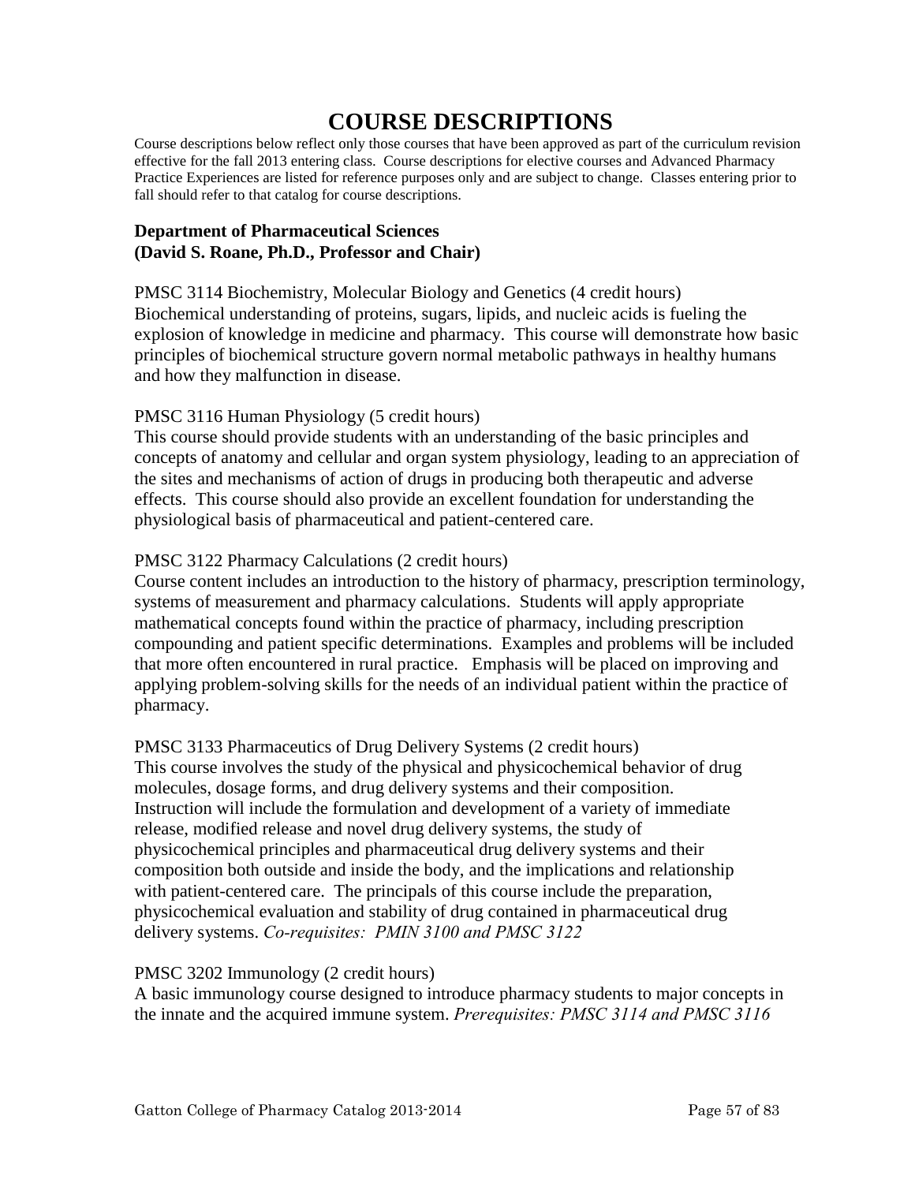# COURSE DESCRIPTIONS

Course descriptions below reflect only those courses that have been approved as part of the curriculum revision effective for the fall 2013 entering class. Course descriptions for elective courses and Advanced Pharmacy Practice Experiences are listed for reference purposes only and are subject to change. Classes entering prior to fall should refer to that catalog for course descriptions.

**Department of Pharmaceutical Sciences**
**(David S. Roane, Ph.D., Professor and Chair)**

PMSC 3114 Biochemistry, Molecular Biology and Genetics (4 credit hours)
Biochemical understanding of proteins, sugars, lipids, and nucleic acids is fueling the explosion of knowledge in medicine and pharmacy. This course will demonstrate how basic principles of biochemical structure govern normal metabolic pathways in healthy humans and how they malfunction in disease.

PMSC 3116 Human Physiology (5 credit hours)
This course should provide students with an understanding of the basic principles and concepts of anatomy and cellular and organ system physiology, leading to an appreciation of the sites and mechanisms of action of drugs in producing both therapeutic and adverse effects. This course should also provide an excellent foundation for understanding the physiological basis of pharmaceutical and patient-centered care.

PMSC 3122 Pharmacy Calculations (2 credit hours)
Course content includes an introduction to the history of pharmacy, prescription terminology, systems of measurement and pharmacy calculations. Students will apply appropriate mathematical concepts found within the practice of pharmacy, including prescription compounding and patient specific determinations. Examples and problems will be included that more often encountered in rural practice. Emphasis will be placed on improving and applying problem-solving skills for the needs of an individual patient within the practice of pharmacy.

PMSC 3133 Pharmaceutics of Drug Delivery Systems (2 credit hours)
This course involves the study of the physical and physicochemical behavior of drug molecules, dosage forms, and drug delivery systems and their composition. Instruction will include the formulation and development of a variety of immediate release, modified release and novel drug delivery systems, the study of physicochemical principles and pharmaceutical drug delivery systems and their composition both outside and inside the body, and the implications and relationship with patient-centered care. The principals of this course include the preparation, physicochemical evaluation and stability of drug contained in pharmaceutical drug delivery systems. *Co-requisites: PMIN 3100 and PMSC 3122*

PMSC 3202 Immunology (2 credit hours)
A basic immunology course designed to introduce pharmacy students to major concepts in the innate and the acquired immune system. *Prerequisites: PMSC 3114 and PMSC 3116*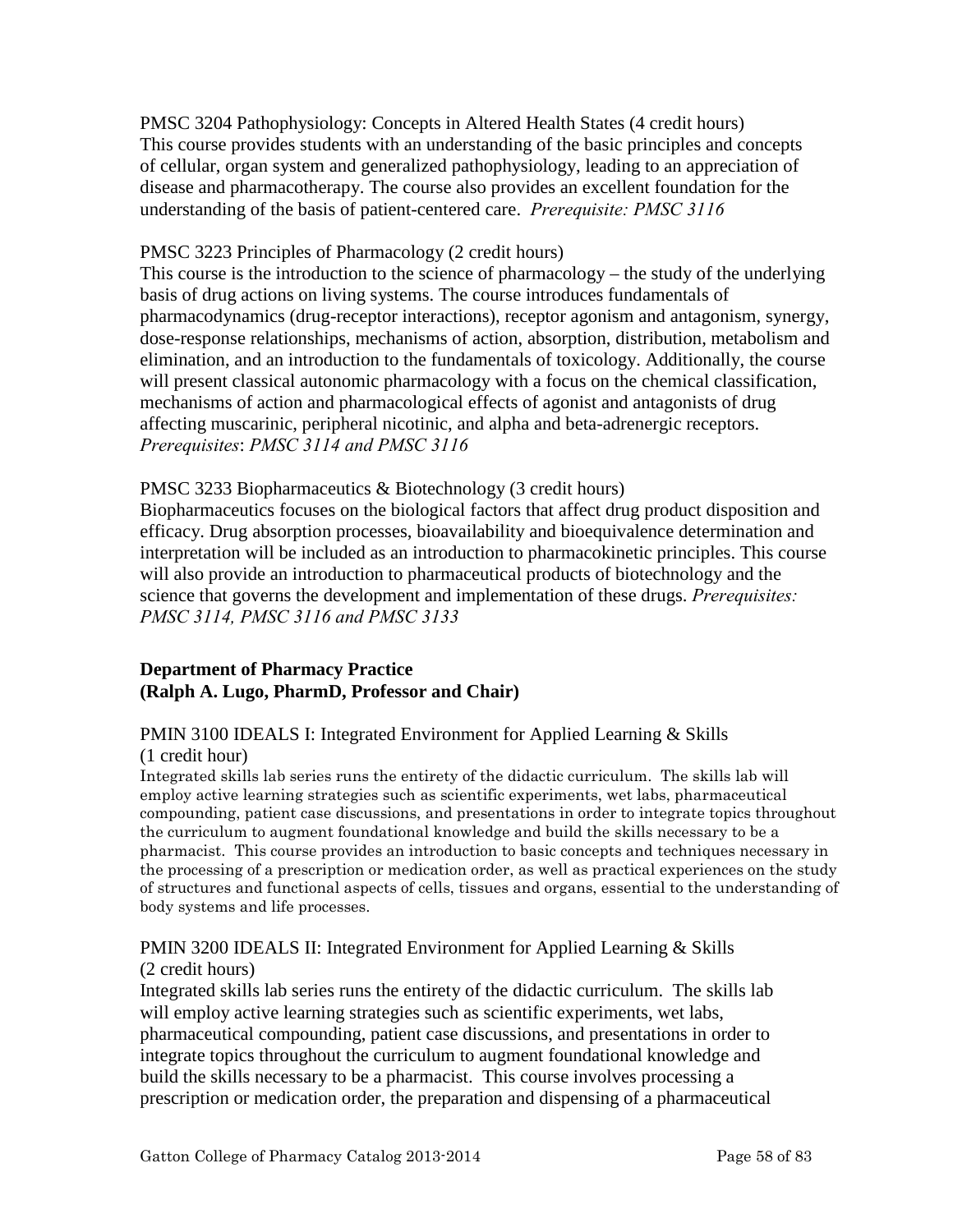PMSC 3204 Pathophysiology: Concepts in Altered Health States (4 credit hours)
This course provides students with an understanding of the basic principles and concepts of cellular, organ system and generalized pathophysiology, leading to an appreciation of disease and pharmacotherapy. The course also provides an excellent foundation for the understanding of the basis of patient-centered care. *Prerequisite: PMSC 3116*

PMSC 3223 Principles of Pharmacology (2 credit hours)
This course is the introduction to the science of pharmacology – the study of the underlying basis of drug actions on living systems. The course introduces fundamentals of pharmacodynamics (drug-receptor interactions), receptor agonism and antagonism, synergy, dose-response relationships, mechanisms of action, absorption, distribution, metabolism and elimination, and an introduction to the fundamentals of toxicology. Additionally, the course will present classical autonomic pharmacology with a focus on the chemical classification, mechanisms of action and pharmacological effects of agonist and antagonists of drug affecting muscarinic, peripheral nicotinic, and alpha and beta-adrenergic receptors. *Prerequisites*: *PMSC 3114 and PMSC 3116*

PMSC 3233 Biopharmaceutics & Biotechnology (3 credit hours)
Biopharmaceutics focuses on the biological factors that affect drug product disposition and efficacy. Drug absorption processes, bioavailability and bioequivalence determination and interpretation will be included as an introduction to pharmacokinetic principles. This course will also provide an introduction to pharmaceutical products of biotechnology and the science that governs the development and implementation of these drugs. *Prerequisites: PMSC 3114, PMSC 3116 and PMSC 3133*

**Department of Pharmacy Practice**
**(Ralph A. Lugo, PharmD, Professor and Chair)**

PMIN 3100 IDEALS I: Integrated Environment for Applied Learning & Skills (1 credit hour)
Integrated skills lab series runs the entirety of the didactic curriculum. The skills lab will employ active learning strategies such as scientific experiments, wet labs, pharmaceutical compounding, patient case discussions, and presentations in order to integrate topics throughout the curriculum to augment foundational knowledge and build the skills necessary to be a pharmacist. This course provides an introduction to basic concepts and techniques necessary in the processing of a prescription or medication order, as well as practical experiences on the study of structures and functional aspects of cells, tissues and organs, essential to the understanding of body systems and life processes.

PMIN 3200 IDEALS II: Integrated Environment for Applied Learning & Skills (2 credit hours)
Integrated skills lab series runs the entirety of the didactic curriculum. The skills lab will employ active learning strategies such as scientific experiments, wet labs, pharmaceutical compounding, patient case discussions, and presentations in order to integrate topics throughout the curriculum to augment foundational knowledge and build the skills necessary to be a pharmacist. This course involves processing a prescription or medication order, the preparation and dispensing of a pharmaceutical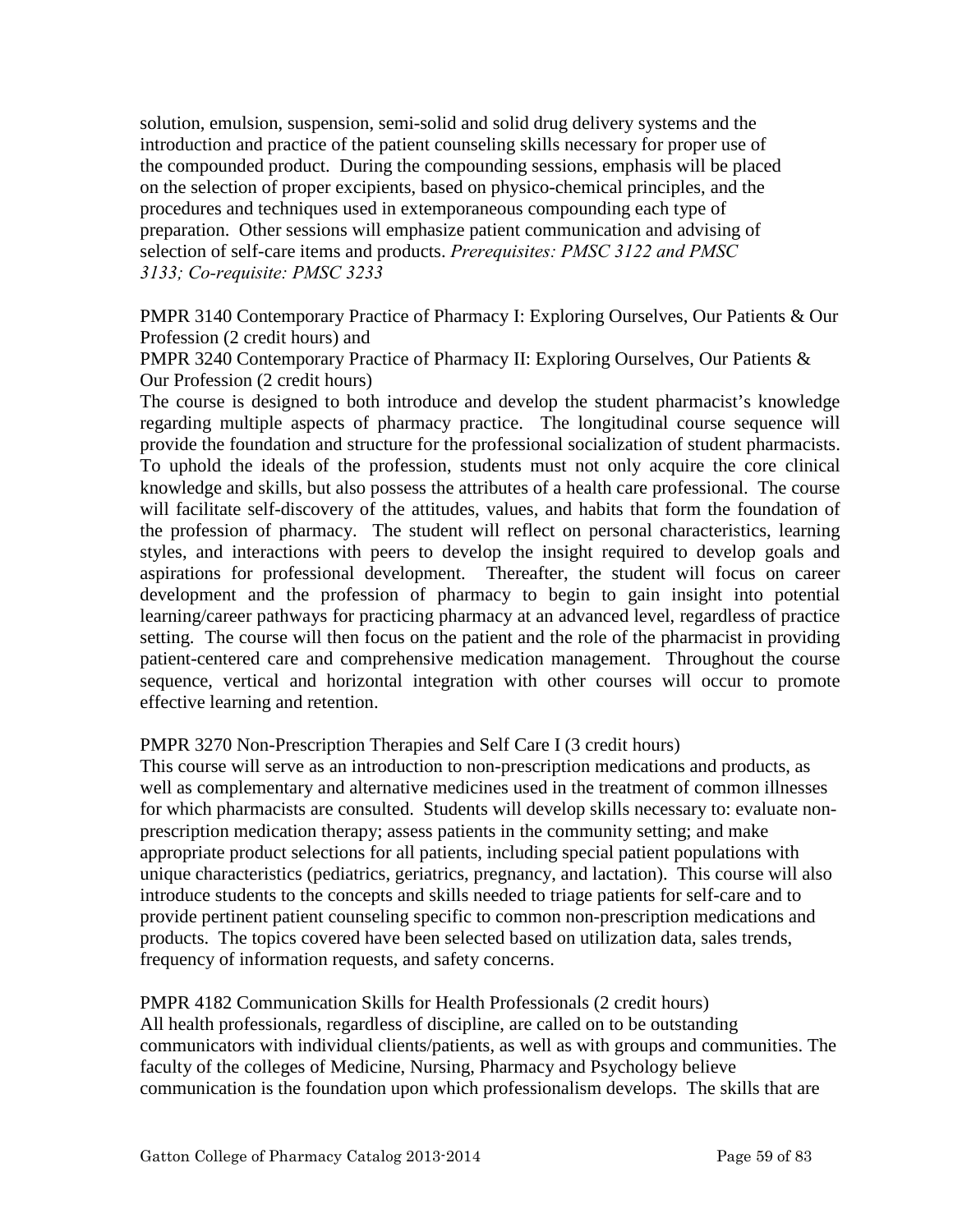solution, emulsion, suspension, semi-solid and solid drug delivery systems and the introduction and practice of the patient counseling skills necessary for proper use of the compounded product. During the compounding sessions, emphasis will be placed on the selection of proper excipients, based on physico-chemical principles, and the procedures and techniques used in extemporaneous compounding each type of preparation. Other sessions will emphasize patient communication and advising of selection of self-care items and products. *Prerequisites: PMSC 3122 and PMSC 3133; Co-requisite: PMSC 3233*

PMPR 3140 Contemporary Practice of Pharmacy I: Exploring Ourselves, Our Patients & Our Profession (2 credit hours) and
PMPR 3240 Contemporary Practice of Pharmacy II: Exploring Ourselves, Our Patients & Our Profession (2 credit hours)
The course is designed to both introduce and develop the student pharmacist's knowledge regarding multiple aspects of pharmacy practice. The longitudinal course sequence will provide the foundation and structure for the professional socialization of student pharmacists. To uphold the ideals of the profession, students must not only acquire the core clinical knowledge and skills, but also possess the attributes of a health care professional. The course will facilitate self-discovery of the attitudes, values, and habits that form the foundation of the profession of pharmacy. The student will reflect on personal characteristics, learning styles, and interactions with peers to develop the insight required to develop goals and aspirations for professional development. Thereafter, the student will focus on career development and the profession of pharmacy to begin to gain insight into potential learning/career pathways for practicing pharmacy at an advanced level, regardless of practice setting. The course will then focus on the patient and the role of the pharmacist in providing patient-centered care and comprehensive medication management. Throughout the course sequence, vertical and horizontal integration with other courses will occur to promote effective learning and retention.

PMPR 3270 Non-Prescription Therapies and Self Care I (3 credit hours)
This course will serve as an introduction to non-prescription medications and products, as well as complementary and alternative medicines used in the treatment of common illnesses for which pharmacists are consulted. Students will develop skills necessary to: evaluate non-prescription medication therapy; assess patients in the community setting; and make appropriate product selections for all patients, including special patient populations with unique characteristics (pediatrics, geriatrics, pregnancy, and lactation). This course will also introduce students to the concepts and skills needed to triage patients for self-care and to provide pertinent patient counseling specific to common non-prescription medications and products. The topics covered have been selected based on utilization data, sales trends, frequency of information requests, and safety concerns.

PMPR 4182 Communication Skills for Health Professionals (2 credit hours)
All health professionals, regardless of discipline, are called on to be outstanding communicators with individual clients/patients, as well as with groups and communities. The faculty of the colleges of Medicine, Nursing, Pharmacy and Psychology believe communication is the foundation upon which professionalism develops. The skills that are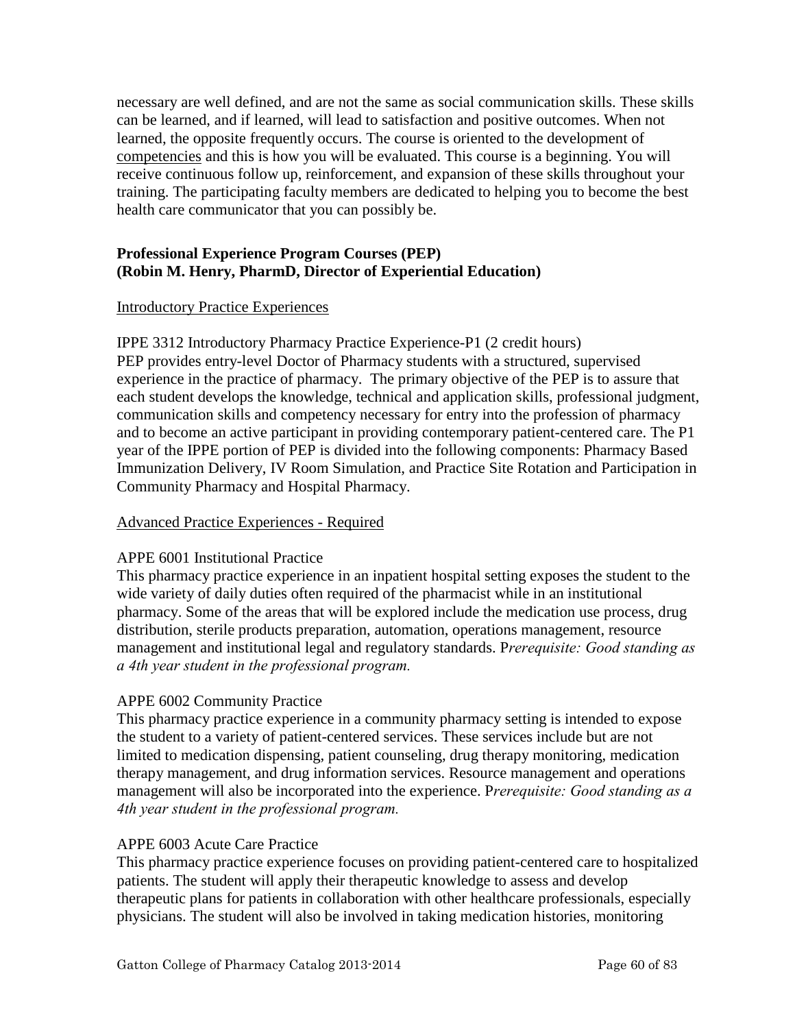necessary are well defined, and are not the same as social communication skills. These skills can be learned, and if learned, will lead to satisfaction and positive outcomes. When not learned, the opposite frequently occurs. The course is oriented to the development of competencies and this is how you will be evaluated. This course is a beginning. You will receive continuous follow up, reinforcement, and expansion of these skills throughout your training. The participating faculty members are dedicated to helping you to become the best health care communicator that you can possibly be.

**Professional Experience Program Courses (PEP)**
**(Robin M. Henry, PharmD, Director of Experiential Education)**

Introductory Practice Experiences

IPPE 3312 Introductory Pharmacy Practice Experience-P1 (2 credit hours)
PEP provides entry-level Doctor of Pharmacy students with a structured, supervised experience in the practice of pharmacy. The primary objective of the PEP is to assure that each student develops the knowledge, technical and application skills, professional judgment, communication skills and competency necessary for entry into the profession of pharmacy and to become an active participant in providing contemporary patient-centered care. The P1 year of the IPPE portion of PEP is divided into the following components: Pharmacy Based Immunization Delivery, IV Room Simulation, and Practice Site Rotation and Participation in Community Pharmacy and Hospital Pharmacy.

Advanced Practice Experiences - Required

APPE 6001 Institutional Practice
This pharmacy practice experience in an inpatient hospital setting exposes the student to the wide variety of daily duties often required of the pharmacist while in an institutional pharmacy. Some of the areas that will be explored include the medication use process, drug distribution, sterile products preparation, automation, operations management, resource management and institutional legal and regulatory standards. P*rerequisite: Good standing as a 4th year student in the professional program.*

APPE 6002 Community Practice
This pharmacy practice experience in a community pharmacy setting is intended to expose the student to a variety of patient-centered services. These services include but are not limited to medication dispensing, patient counseling, drug therapy monitoring, medication therapy management, and drug information services. Resource management and operations management will also be incorporated into the experience. P*rerequisite: Good standing as a 4th year student in the professional program.*

APPE 6003 Acute Care Practice
This pharmacy practice experience focuses on providing patient-centered care to hospitalized patients. The student will apply their therapeutic knowledge to assess and develop therapeutic plans for patients in collaboration with other healthcare professionals, especially physicians. The student will also be involved in taking medication histories, monitoring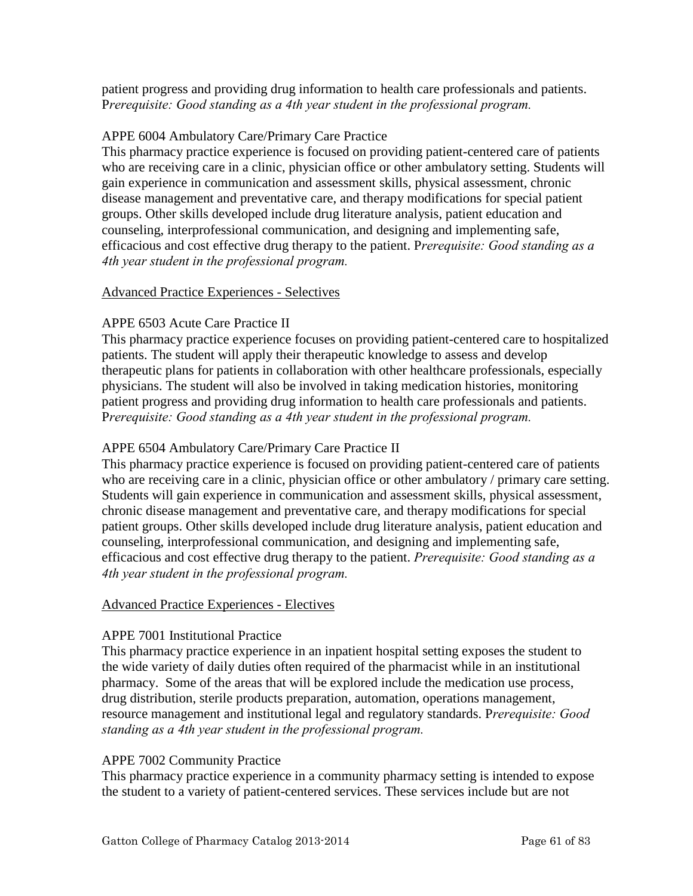patient progress and providing drug information to health care professionals and patients. P*rerequisite: Good standing as a 4th year student in the professional program.*

APPE 6004 Ambulatory Care/Primary Care Practice

This pharmacy practice experience is focused on providing patient-centered care of patients who are receiving care in a clinic, physician office or other ambulatory setting. Students will gain experience in communication and assessment skills, physical assessment, chronic disease management and preventative care, and therapy modifications for special patient groups. Other skills developed include drug literature analysis, patient education and counseling, interprofessional communication, and designing and implementing safe, efficacious and cost effective drug therapy to the patient. P*rerequisite: Good standing as a 4th year student in the professional program.*

<u>Advanced Practice Experiences - Selectives</u>

APPE 6503 Acute Care Practice II

This pharmacy practice experience focuses on providing patient-centered care to hospitalized patients. The student will apply their therapeutic knowledge to assess and develop therapeutic plans for patients in collaboration with other healthcare professionals, especially physicians. The student will also be involved in taking medication histories, monitoring patient progress and providing drug information to health care professionals and patients. P*rerequisite: Good standing as a 4th year student in the professional program.*

APPE 6504 Ambulatory Care/Primary Care Practice II

This pharmacy practice experience is focused on providing patient-centered care of patients who are receiving care in a clinic, physician office or other ambulatory / primary care setting. Students will gain experience in communication and assessment skills, physical assessment, chronic disease management and preventative care, and therapy modifications for special patient groups. Other skills developed include drug literature analysis, patient education and counseling, interprofessional communication, and designing and implementing safe, efficacious and cost effective drug therapy to the patient. *Prerequisite: Good standing as a 4th year student in the professional program.*

<u>Advanced Practice Experiences - Electives</u>

APPE 7001 Institutional Practice

This pharmacy practice experience in an inpatient hospital setting exposes the student to the wide variety of daily duties often required of the pharmacist while in an institutional pharmacy. Some of the areas that will be explored include the medication use process, drug distribution, sterile products preparation, automation, operations management, resource management and institutional legal and regulatory standards. P*rerequisite: Good standing as a 4th year student in the professional program.*

APPE 7002 Community Practice

This pharmacy practice experience in a community pharmacy setting is intended to expose the student to a variety of patient-centered services. These services include but are not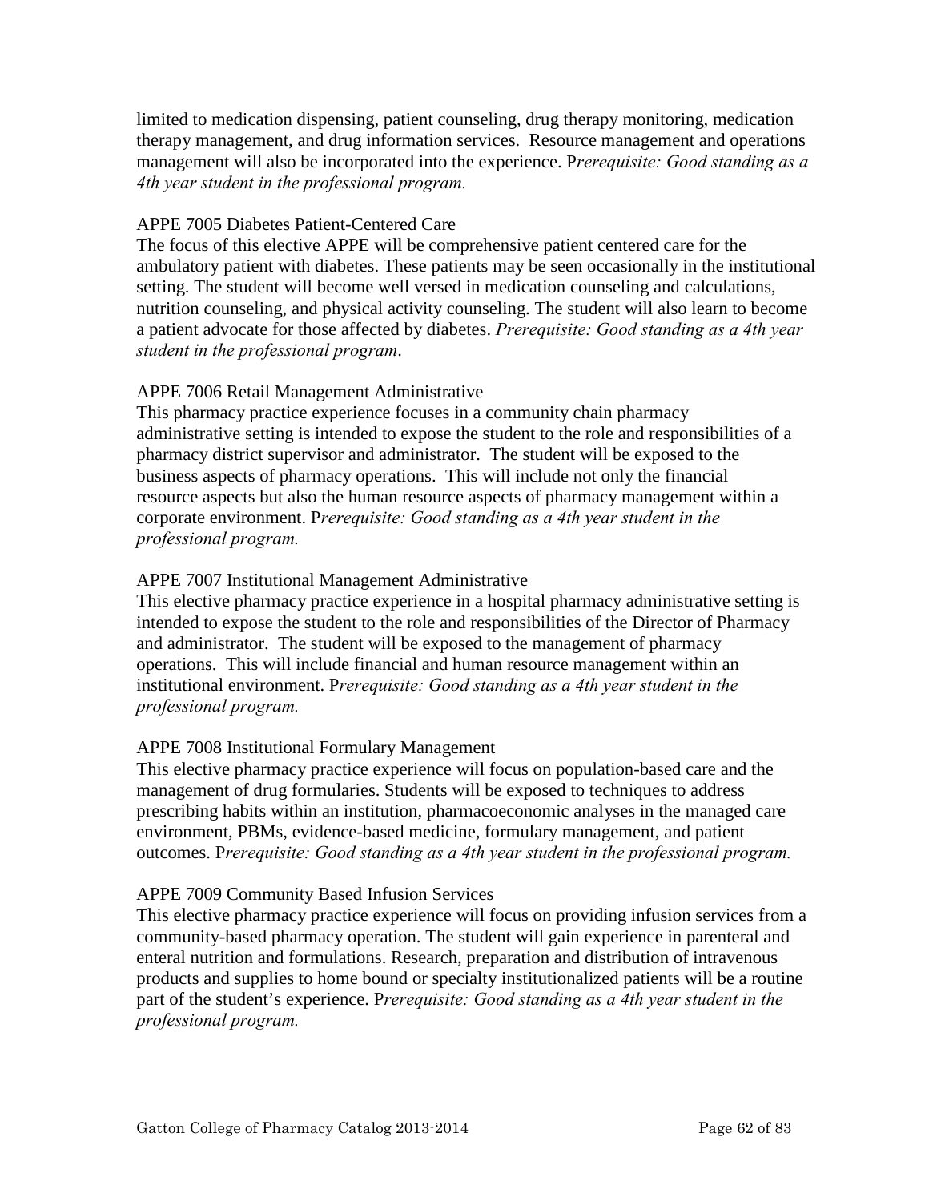limited to medication dispensing, patient counseling, drug therapy monitoring, medication therapy management, and drug information services. Resource management and operations management will also be incorporated into the experience. P*rerequisite: Good standing as a 4th year student in the professional program.*

APPE 7005 Diabetes Patient-Centered Care

The focus of this elective APPE will be comprehensive patient centered care for the ambulatory patient with diabetes. These patients may be seen occasionally in the institutional setting. The student will become well versed in medication counseling and calculations, nutrition counseling, and physical activity counseling. The student will also learn to become a patient advocate for those affected by diabetes. *Prerequisite: Good standing as a 4th year student in the professional program*.

APPE 7006 Retail Management Administrative

This pharmacy practice experience focuses in a community chain pharmacy administrative setting is intended to expose the student to the role and responsibilities of a pharmacy district supervisor and administrator. The student will be exposed to the business aspects of pharmacy operations. This will include not only the financial resource aspects but also the human resource aspects of pharmacy management within a corporate environment. P*rerequisite: Good standing as a 4th year student in the professional program.*

APPE 7007 Institutional Management Administrative

This elective pharmacy practice experience in a hospital pharmacy administrative setting is intended to expose the student to the role and responsibilities of the Director of Pharmacy and administrator. The student will be exposed to the management of pharmacy operations. This will include financial and human resource management within an institutional environment. P*rerequisite: Good standing as a 4th year student in the professional program.*

APPE 7008 Institutional Formulary Management

This elective pharmacy practice experience will focus on population-based care and the management of drug formularies. Students will be exposed to techniques to address prescribing habits within an institution, pharmacoeconomic analyses in the managed care environment, PBMs, evidence-based medicine, formulary management, and patient outcomes. P*rerequisite: Good standing as a 4th year student in the professional program.*

APPE 7009 Community Based Infusion Services

This elective pharmacy practice experience will focus on providing infusion services from a community-based pharmacy operation. The student will gain experience in parenteral and enteral nutrition and formulations. Research, preparation and distribution of intravenous products and supplies to home bound or specialty institutionalized patients will be a routine part of the student's experience. P*rerequisite: Good standing as a 4th year student in the professional program.*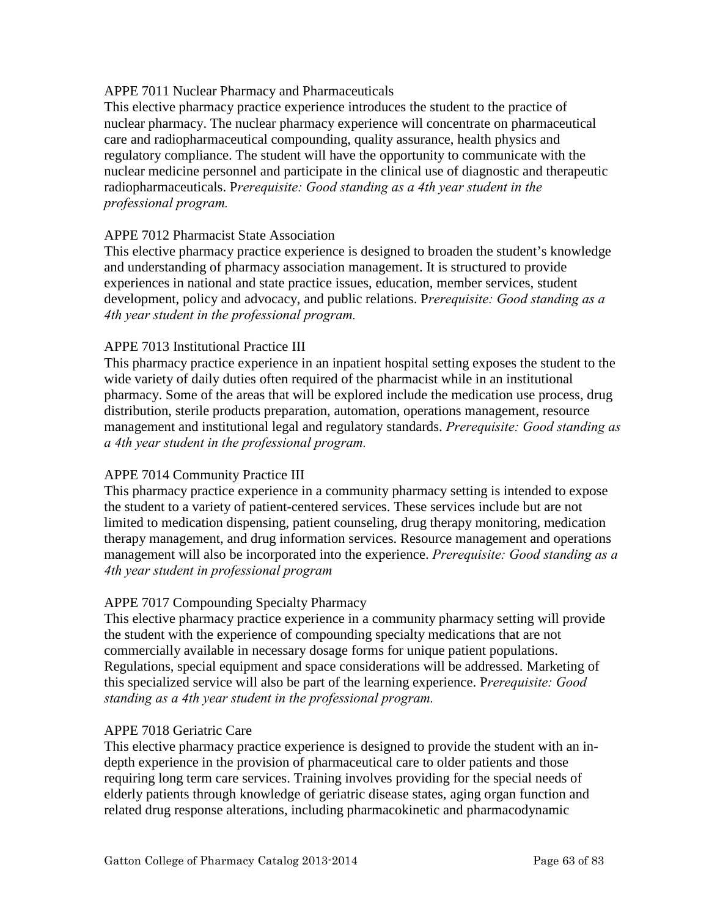APPE 7011 Nuclear Pharmacy and Pharmaceuticals

This elective pharmacy practice experience introduces the student to the practice of nuclear pharmacy. The nuclear pharmacy experience will concentrate on pharmaceutical care and radiopharmaceutical compounding, quality assurance, health physics and regulatory compliance. The student will have the opportunity to communicate with the nuclear medicine personnel and participate in the clinical use of diagnostic and therapeutic radiopharmaceuticals. P*rerequisite: Good standing as a 4th year student in the professional program.*

APPE 7012 Pharmacist State Association

This elective pharmacy practice experience is designed to broaden the student's knowledge and understanding of pharmacy association management. It is structured to provide experiences in national and state practice issues, education, member services, student development, policy and advocacy, and public relations. P*rerequisite: Good standing as a 4th year student in the professional program.*

APPE 7013 Institutional Practice III

This pharmacy practice experience in an inpatient hospital setting exposes the student to the wide variety of daily duties often required of the pharmacist while in an institutional pharmacy. Some of the areas that will be explored include the medication use process, drug distribution, sterile products preparation, automation, operations management, resource management and institutional legal and regulatory standards. *Prerequisite: Good standing as a 4th year student in the professional program.*

APPE 7014 Community Practice III

This pharmacy practice experience in a community pharmacy setting is intended to expose the student to a variety of patient-centered services. These services include but are not limited to medication dispensing, patient counseling, drug therapy monitoring, medication therapy management, and drug information services. Resource management and operations management will also be incorporated into the experience. *Prerequisite: Good standing as a 4th year student in professional program*

APPE 7017 Compounding Specialty Pharmacy

This elective pharmacy practice experience in a community pharmacy setting will provide the student with the experience of compounding specialty medications that are not commercially available in necessary dosage forms for unique patient populations. Regulations, special equipment and space considerations will be addressed. Marketing of this specialized service will also be part of the learning experience. P*rerequisite: Good standing as a 4th year student in the professional program.*

APPE 7018 Geriatric Care

This elective pharmacy practice experience is designed to provide the student with an in-depth experience in the provision of pharmaceutical care to older patients and those requiring long term care services. Training involves providing for the special needs of elderly patients through knowledge of geriatric disease states, aging organ function and related drug response alterations, including pharmacokinetic and pharmacodynamic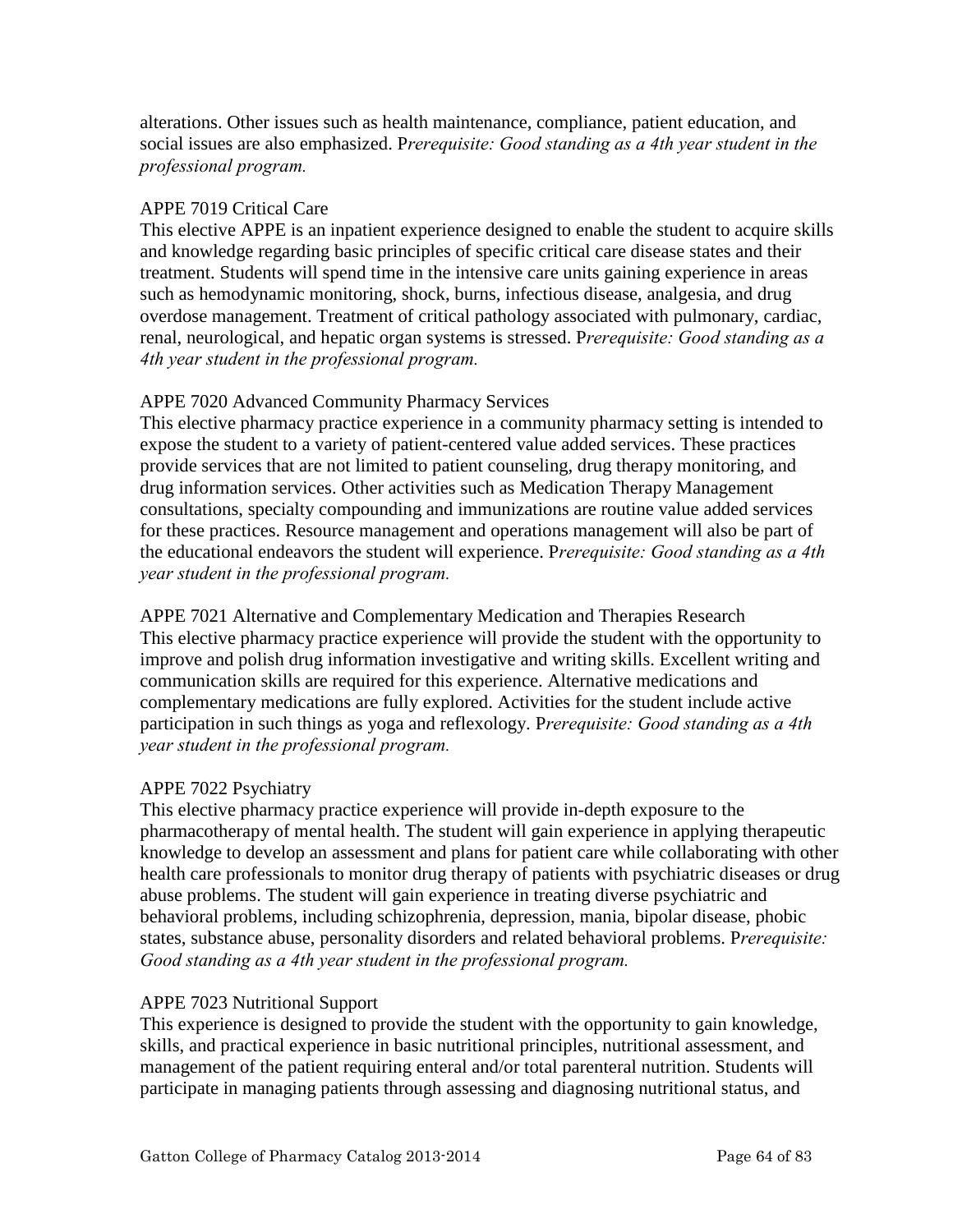alterations. Other issues such as health maintenance, compliance, patient education, and social issues are also emphasized. P*rerequisite: Good standing as a 4th year student in the professional program.*

APPE 7019 Critical Care

This elective APPE is an inpatient experience designed to enable the student to acquire skills and knowledge regarding basic principles of specific critical care disease states and their treatment. Students will spend time in the intensive care units gaining experience in areas such as hemodynamic monitoring, shock, burns, infectious disease, analgesia, and drug overdose management. Treatment of critical pathology associated with pulmonary, cardiac, renal, neurological, and hepatic organ systems is stressed. P*rerequisite: Good standing as a 4th year student in the professional program.*

APPE 7020 Advanced Community Pharmacy Services

This elective pharmacy practice experience in a community pharmacy setting is intended to expose the student to a variety of patient-centered value added services. These practices provide services that are not limited to patient counseling, drug therapy monitoring, and drug information services. Other activities such as Medication Therapy Management consultations, specialty compounding and immunizations are routine value added services for these practices. Resource management and operations management will also be part of the educational endeavors the student will experience. P*rerequisite: Good standing as a 4th year student in the professional program.*

APPE 7021 Alternative and Complementary Medication and Therapies Research

This elective pharmacy practice experience will provide the student with the opportunity to improve and polish drug information investigative and writing skills. Excellent writing and communication skills are required for this experience. Alternative medications and complementary medications are fully explored. Activities for the student include active participation in such things as yoga and reflexology. P*rerequisite: Good standing as a 4th year student in the professional program.*

APPE 7022 Psychiatry

This elective pharmacy practice experience will provide in-depth exposure to the pharmacotherapy of mental health. The student will gain experience in applying therapeutic knowledge to develop an assessment and plans for patient care while collaborating with other health care professionals to monitor drug therapy of patients with psychiatric diseases or drug abuse problems. The student will gain experience in treating diverse psychiatric and behavioral problems, including schizophrenia, depression, mania, bipolar disease, phobic states, substance abuse, personality disorders and related behavioral problems. P*rerequisite: Good standing as a 4th year student in the professional program.*

APPE 7023 Nutritional Support

This experience is designed to provide the student with the opportunity to gain knowledge, skills, and practical experience in basic nutritional principles, nutritional assessment, and management of the patient requiring enteral and/or total parenteral nutrition. Students will participate in managing patients through assessing and diagnosing nutritional status, and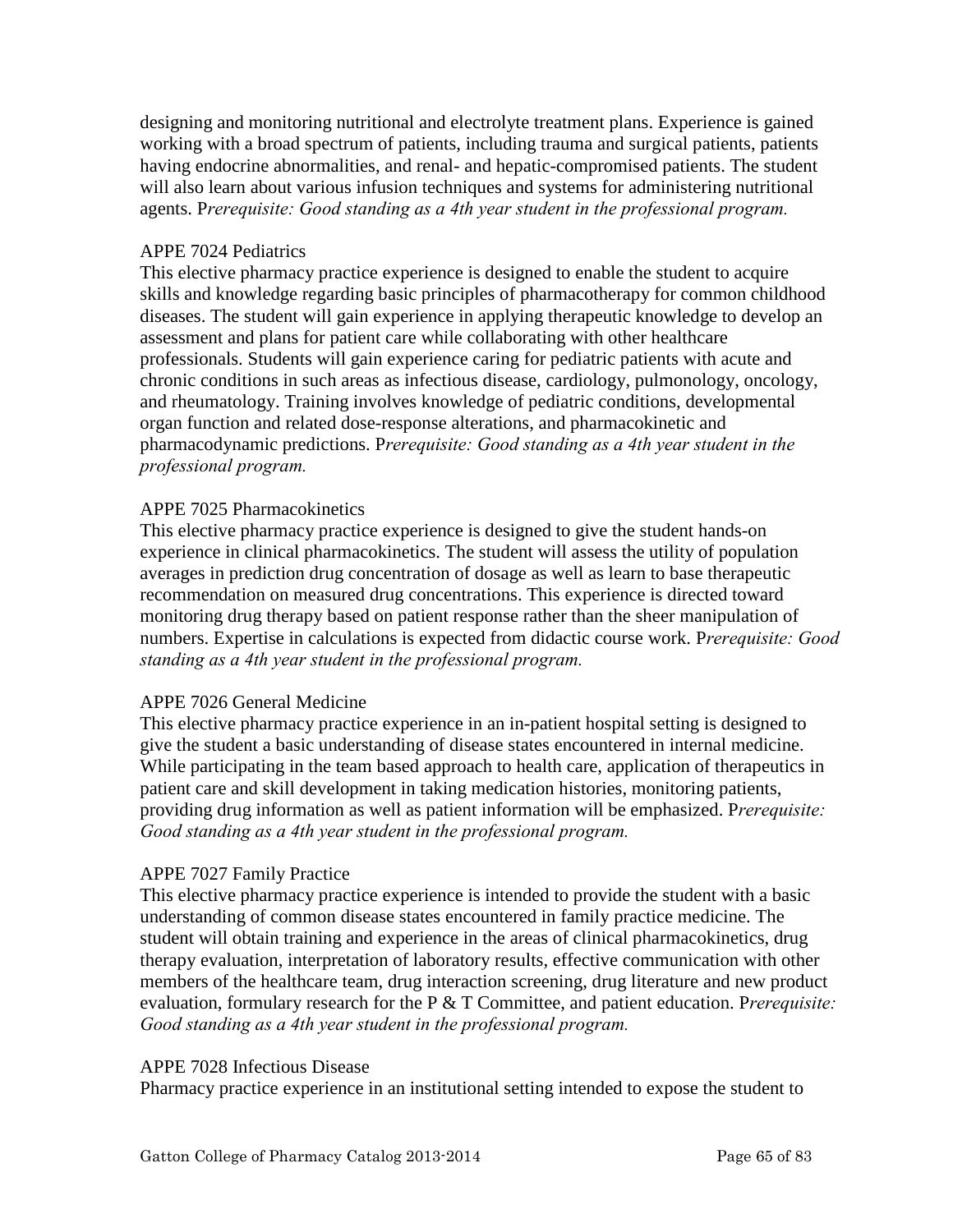designing and monitoring nutritional and electrolyte treatment plans. Experience is gained working with a broad spectrum of patients, including trauma and surgical patients, patients having endocrine abnormalities, and renal- and hepatic-compromised patients. The student will also learn about various infusion techniques and systems for administering nutritional agents. P*rerequisite: Good standing as a 4th year student in the professional program.*

APPE 7024 Pediatrics
This elective pharmacy practice experience is designed to enable the student to acquire skills and knowledge regarding basic principles of pharmacotherapy for common childhood diseases. The student will gain experience in applying therapeutic knowledge to develop an assessment and plans for patient care while collaborating with other healthcare professionals. Students will gain experience caring for pediatric patients with acute and chronic conditions in such areas as infectious disease, cardiology, pulmonology, oncology, and rheumatology. Training involves knowledge of pediatric conditions, developmental organ function and related dose-response alterations, and pharmacokinetic and pharmacodynamic predictions. P*rerequisite: Good standing as a 4th year student in the professional program.*

APPE 7025 Pharmacokinetics
This elective pharmacy practice experience is designed to give the student hands-on experience in clinical pharmacokinetics. The student will assess the utility of population averages in prediction drug concentration of dosage as well as learn to base therapeutic recommendation on measured drug concentrations. This experience is directed toward monitoring drug therapy based on patient response rather than the sheer manipulation of numbers. Expertise in calculations is expected from didactic course work. P*rerequisite: Good standing as a 4th year student in the professional program.*

APPE 7026 General Medicine
This elective pharmacy practice experience in an in-patient hospital setting is designed to give the student a basic understanding of disease states encountered in internal medicine. While participating in the team based approach to health care, application of therapeutics in patient care and skill development in taking medication histories, monitoring patients, providing drug information as well as patient information will be emphasized. P*rerequisite: Good standing as a 4th year student in the professional program.*

APPE 7027 Family Practice
This elective pharmacy practice experience is intended to provide the student with a basic understanding of common disease states encountered in family practice medicine. The student will obtain training and experience in the areas of clinical pharmacokinetics, drug therapy evaluation, interpretation of laboratory results, effective communication with other members of the healthcare team, drug interaction screening, drug literature and new product evaluation, formulary research for the P & T Committee, and patient education. P*rerequisite: Good standing as a 4th year student in the professional program.*

APPE 7028 Infectious Disease
Pharmacy practice experience in an institutional setting intended to expose the student to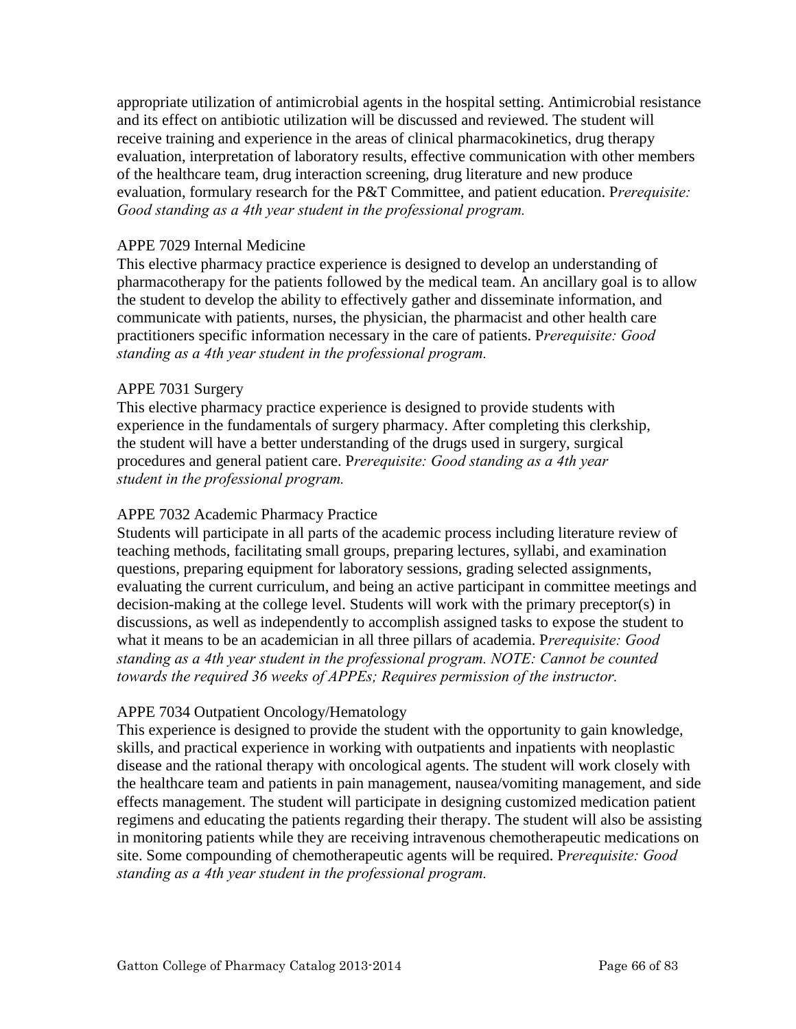appropriate utilization of antimicrobial agents in the hospital setting. Antimicrobial resistance and its effect on antibiotic utilization will be discussed and reviewed. The student will receive training and experience in the areas of clinical pharmacokinetics, drug therapy evaluation, interpretation of laboratory results, effective communication with other members of the healthcare team, drug interaction screening, drug literature and new produce evaluation, formulary research for the P&T Committee, and patient education. P*rerequisite: Good standing as a 4th year student in the professional program.*

APPE 7029 Internal Medicine

This elective pharmacy practice experience is designed to develop an understanding of pharmacotherapy for the patients followed by the medical team. An ancillary goal is to allow the student to develop the ability to effectively gather and disseminate information, and communicate with patients, nurses, the physician, the pharmacist and other health care practitioners specific information necessary in the care of patients. P*rerequisite: Good standing as a 4th year student in the professional program.*

APPE 7031 Surgery

This elective pharmacy practice experience is designed to provide students with experience in the fundamentals of surgery pharmacy. After completing this clerkship, the student will have a better understanding of the drugs used in surgery, surgical procedures and general patient care. P*rerequisite: Good standing as a 4th year student in the professional program.*

APPE 7032 Academic Pharmacy Practice

Students will participate in all parts of the academic process including literature review of teaching methods, facilitating small groups, preparing lectures, syllabi, and examination questions, preparing equipment for laboratory sessions, grading selected assignments, evaluating the current curriculum, and being an active participant in committee meetings and decision-making at the college level. Students will work with the primary preceptor(s) in discussions, as well as independently to accomplish assigned tasks to expose the student to what it means to be an academician in all three pillars of academia. P*rerequisite: Good standing as a 4th year student in the professional program. NOTE: Cannot be counted towards the required 36 weeks of APPEs; Requires permission of the instructor.*

APPE 7034 Outpatient Oncology/Hematology

This experience is designed to provide the student with the opportunity to gain knowledge, skills, and practical experience in working with outpatients and inpatients with neoplastic disease and the rational therapy with oncological agents. The student will work closely with the healthcare team and patients in pain management, nausea/vomiting management, and side effects management. The student will participate in designing customized medication patient regimens and educating the patients regarding their therapy. The student will also be assisting in monitoring patients while they are receiving intravenous chemotherapeutic medications on site. Some compounding of chemotherapeutic agents will be required. P*rerequisite: Good standing as a 4th year student in the professional program.*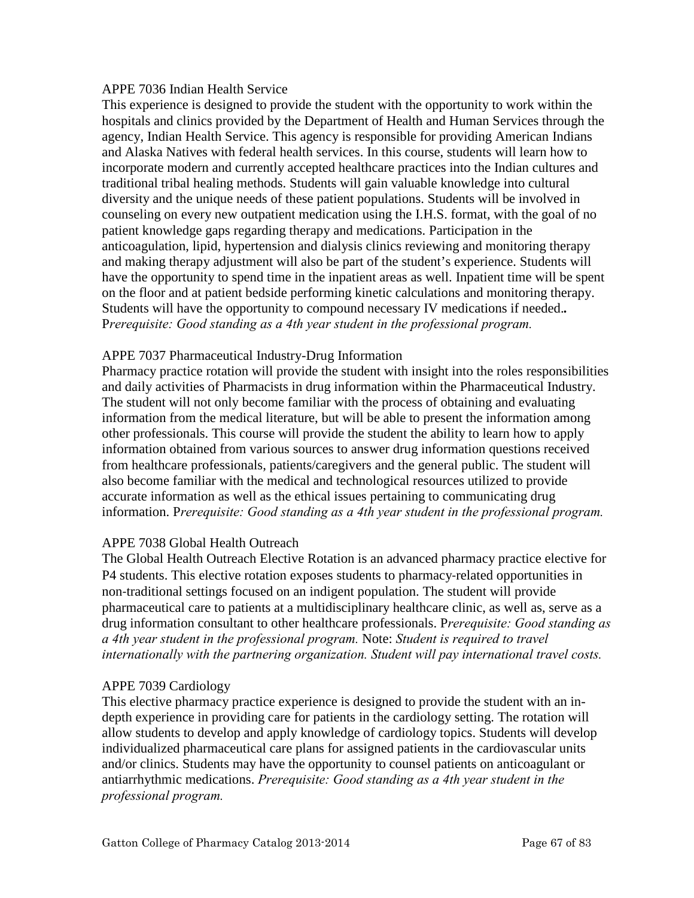APPE 7036 Indian Health Service

This experience is designed to provide the student with the opportunity to work within the hospitals and clinics provided by the Department of Health and Human Services through the agency, Indian Health Service. This agency is responsible for providing American Indians and Alaska Natives with federal health services. In this course, students will learn how to incorporate modern and currently accepted healthcare practices into the Indian cultures and traditional tribal healing methods. Students will gain valuable knowledge into cultural diversity and the unique needs of these patient populations. Students will be involved in counseling on every new outpatient medication using the I.H.S. format, with the goal of no patient knowledge gaps regarding therapy and medications. Participation in the anticoagulation, lipid, hypertension and dialysis clinics reviewing and monitoring therapy and making therapy adjustment will also be part of the student's experience. Students will have the opportunity to spend time in the inpatient areas as well. Inpatient time will be spent on the floor and at patient bedside performing kinetic calculations and monitoring therapy. Students will have the opportunity to compound necessary IV medications if needed**.** P*rerequisite: Good standing as a 4th year student in the professional program.*

APPE 7037 Pharmaceutical Industry-Drug Information

Pharmacy practice rotation will provide the student with insight into the roles responsibilities and daily activities of Pharmacists in drug information within the Pharmaceutical Industry. The student will not only become familiar with the process of obtaining and evaluating information from the medical literature, but will be able to present the information among other professionals. This course will provide the student the ability to learn how to apply information obtained from various sources to answer drug information questions received from healthcare professionals, patients/caregivers and the general public. The student will also become familiar with the medical and technological resources utilized to provide accurate information as well as the ethical issues pertaining to communicating drug information. P*rerequisite: Good standing as a 4th year student in the professional program.*

APPE 7038 Global Health Outreach

The Global Health Outreach Elective Rotation is an advanced pharmacy practice elective for P4 students. This elective rotation exposes students to pharmacy-related opportunities in non-traditional settings focused on an indigent population. The student will provide pharmaceutical care to patients at a multidisciplinary healthcare clinic, as well as, serve as a drug information consultant to other healthcare professionals. P*rerequisite: Good standing as a 4th year student in the professional program.* Note: *Student is required to travel internationally with the partnering organization. Student will pay international travel costs.*

APPE 7039 Cardiology

This elective pharmacy practice experience is designed to provide the student with an in-depth experience in providing care for patients in the cardiology setting. The rotation will allow students to develop and apply knowledge of cardiology topics. Students will develop individualized pharmaceutical care plans for assigned patients in the cardiovascular units and/or clinics. Students may have the opportunity to counsel patients on anticoagulant or antiarrhythmic medications. *Prerequisite: Good standing as a 4th year student in the professional program.*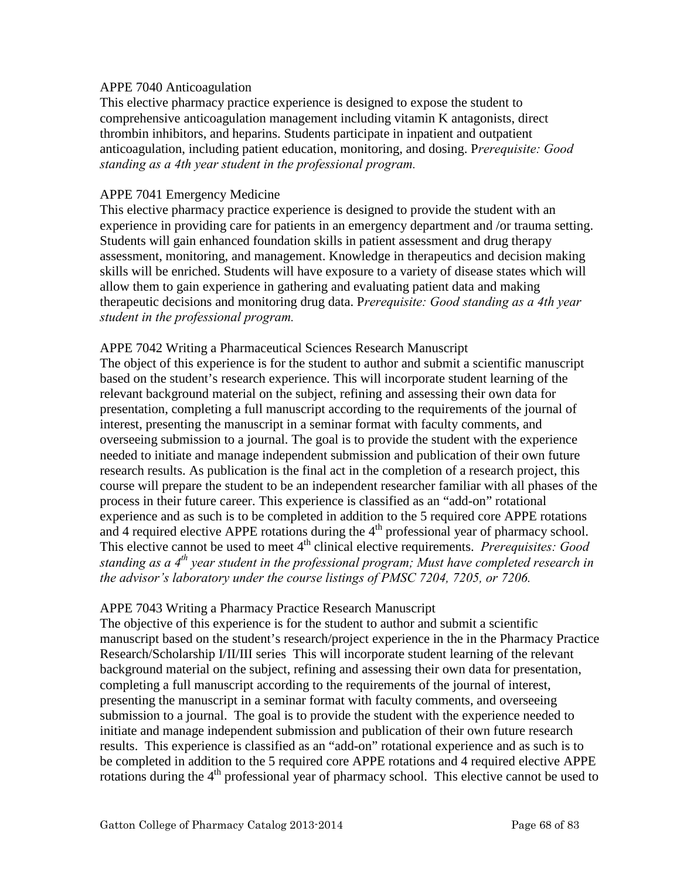APPE 7040 Anticoagulation

This elective pharmacy practice experience is designed to expose the student to comprehensive anticoagulation management including vitamin K antagonists, direct thrombin inhibitors, and heparins. Students participate in inpatient and outpatient anticoagulation, including patient education, monitoring, and dosing. P*rerequisite: Good standing as a 4th year student in the professional program.*

APPE 7041 Emergency Medicine

This elective pharmacy practice experience is designed to provide the student with an experience in providing care for patients in an emergency department and /or trauma setting. Students will gain enhanced foundation skills in patient assessment and drug therapy assessment, monitoring, and management. Knowledge in therapeutics and decision making skills will be enriched. Students will have exposure to a variety of disease states which will allow them to gain experience in gathering and evaluating patient data and making therapeutic decisions and monitoring drug data. P*rerequisite: Good standing as a 4th year student in the professional program.*

APPE 7042 Writing a Pharmaceutical Sciences Research Manuscript

The object of this experience is for the student to author and submit a scientific manuscript based on the student's research experience. This will incorporate student learning of the relevant background material on the subject, refining and assessing their own data for presentation, completing a full manuscript according to the requirements of the journal of interest, presenting the manuscript in a seminar format with faculty comments, and overseeing submission to a journal. The goal is to provide the student with the experience needed to initiate and manage independent submission and publication of their own future research results. As publication is the final act in the completion of a research project, this course will prepare the student to be an independent researcher familiar with all phases of the process in their future career. This experience is classified as an "add-on" rotational experience and as such is to be completed in addition to the 5 required core APPE rotations and 4 required elective APPE rotations during the 4th professional year of pharmacy school. This elective cannot be used to meet 4th clinical elective requirements. *Prerequisites: Good standing as a 4th year student in the professional program; Must have completed research in the advisor's laboratory under the course listings of PMSC 7204, 7205, or 7206.*

APPE 7043 Writing a Pharmacy Practice Research Manuscript

The objective of this experience is for the student to author and submit a scientific manuscript based on the student's research/project experience in the in the Pharmacy Practice Research/Scholarship I/II/III series This will incorporate student learning of the relevant background material on the subject, refining and assessing their own data for presentation, completing a full manuscript according to the requirements of the journal of interest, presenting the manuscript in a seminar format with faculty comments, and overseeing submission to a journal. The goal is to provide the student with the experience needed to initiate and manage independent submission and publication of their own future research results. This experience is classified as an "add-on" rotational experience and as such is to be completed in addition to the 5 required core APPE rotations and 4 required elective APPE rotations during the 4th professional year of pharmacy school. This elective cannot be used to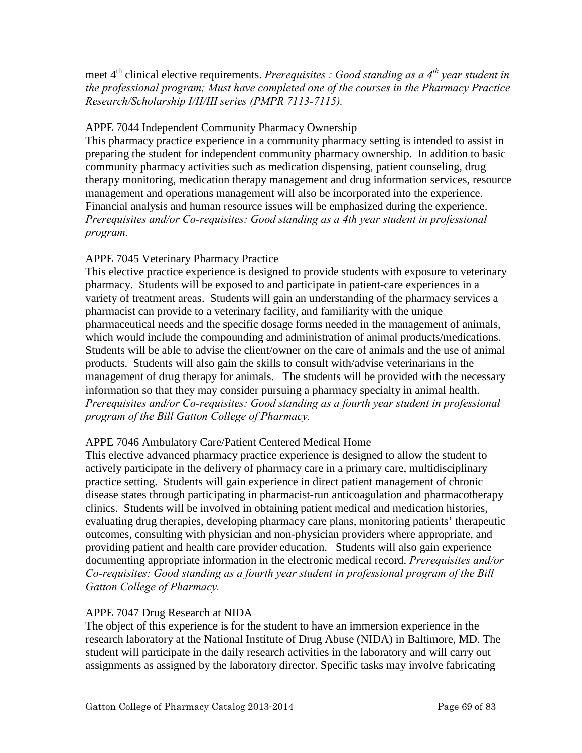meet 4th clinical elective requirements. *Prerequisites : Good standing as a 4th year student in the professional program; Must have completed one of the courses in the Pharmacy Practice Research/Scholarship I/II/III series (PMPR 7113-7115).*

APPE 7044 Independent Community Pharmacy Ownership

This pharmacy practice experience in a community pharmacy setting is intended to assist in preparing the student for independent community pharmacy ownership. In addition to basic community pharmacy activities such as medication dispensing, patient counseling, drug therapy monitoring, medication therapy management and drug information services, resource management and operations management will also be incorporated into the experience. Financial analysis and human resource issues will be emphasized during the experience. *Prerequisites and/or Co-requisites: Good standing as a 4th year student in professional program.*

APPE 7045 Veterinary Pharmacy Practice

This elective practice experience is designed to provide students with exposure to veterinary pharmacy. Students will be exposed to and participate in patient-care experiences in a variety of treatment areas. Students will gain an understanding of the pharmacy services a pharmacist can provide to a veterinary facility, and familiarity with the unique pharmaceutical needs and the specific dosage forms needed in the management of animals, which would include the compounding and administration of animal products/medications. Students will be able to advise the client/owner on the care of animals and the use of animal products. Students will also gain the skills to consult with/advise veterinarians in the management of drug therapy for animals. The students will be provided with the necessary information so that they may consider pursuing a pharmacy specialty in animal health. *Prerequisites and/or Co-requisites: Good standing as a fourth year student in professional program of the Bill Gatton College of Pharmacy.*

APPE 7046 Ambulatory Care/Patient Centered Medical Home

This elective advanced pharmacy practice experience is designed to allow the student to actively participate in the delivery of pharmacy care in a primary care, multidisciplinary practice setting. Students will gain experience in direct patient management of chronic disease states through participating in pharmacist-run anticoagulation and pharmacotherapy clinics. Students will be involved in obtaining patient medical and medication histories, evaluating drug therapies, developing pharmacy care plans, monitoring patients' therapeutic outcomes, consulting with physician and non-physician providers where appropriate, and providing patient and health care provider education. Students will also gain experience documenting appropriate information in the electronic medical record. *Prerequisites and/or Co-requisites: Good standing as a fourth year student in professional program of the Bill Gatton College of Pharmacy.*

APPE 7047 Drug Research at NIDA

The object of this experience is for the student to have an immersion experience in the research laboratory at the National Institute of Drug Abuse (NIDA) in Baltimore, MD. The student will participate in the daily research activities in the laboratory and will carry out assignments as assigned by the laboratory director. Specific tasks may involve fabricating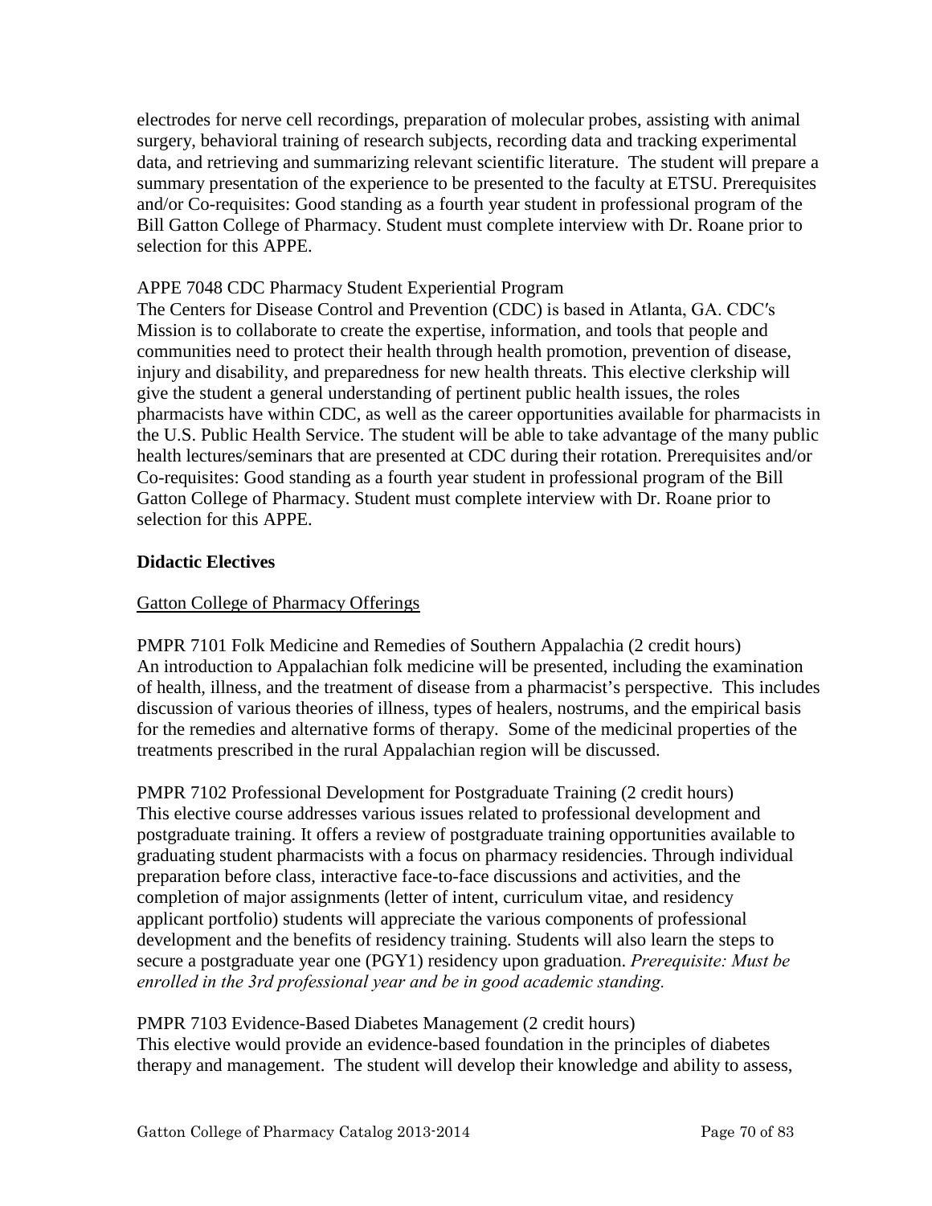electrodes for nerve cell recordings, preparation of molecular probes, assisting with animal surgery, behavioral training of research subjects, recording data and tracking experimental data, and retrieving and summarizing relevant scientific literature. The student will prepare a summary presentation of the experience to be presented to the faculty at ETSU. Prerequisites and/or Co-requisites: Good standing as a fourth year student in professional program of the Bill Gatton College of Pharmacy. Student must complete interview with Dr. Roane prior to selection for this APPE.

APPE 7048 CDC Pharmacy Student Experiential Program

The Centers for Disease Control and Prevention (CDC) is based in Atlanta, GA. CDC′s Mission is to collaborate to create the expertise, information, and tools that people and communities need to protect their health through health promotion, prevention of disease, injury and disability, and preparedness for new health threats. This elective clerkship will give the student a general understanding of pertinent public health issues, the roles pharmacists have within CDC, as well as the career opportunities available for pharmacists in the U.S. Public Health Service. The student will be able to take advantage of the many public health lectures/seminars that are presented at CDC during their rotation. Prerequisites and/or Co-requisites: Good standing as a fourth year student in professional program of the Bill Gatton College of Pharmacy. Student must complete interview with Dr. Roane prior to selection for this APPE.

**Didactic Electives**

<u>Gatton College of Pharmacy Offerings</u>

PMPR 7101 Folk Medicine and Remedies of Southern Appalachia (2 credit hours)
An introduction to Appalachian folk medicine will be presented, including the examination of health, illness, and the treatment of disease from a pharmacist's perspective. This includes discussion of various theories of illness, types of healers, nostrums, and the empirical basis for the remedies and alternative forms of therapy. Some of the medicinal properties of the treatments prescribed in the rural Appalachian region will be discussed.

PMPR 7102 Professional Development for Postgraduate Training (2 credit hours)
This elective course addresses various issues related to professional development and postgraduate training. It offers a review of postgraduate training opportunities available to graduating student pharmacists with a focus on pharmacy residencies. Through individual preparation before class, interactive face-to-face discussions and activities, and the completion of major assignments (letter of intent, curriculum vitae, and residency applicant portfolio) students will appreciate the various components of professional development and the benefits of residency training. Students will also learn the steps to secure a postgraduate year one (PGY1) residency upon graduation. *Prerequisite: Must be enrolled in the 3rd professional year and be in good academic standing.*

PMPR 7103 Evidence-Based Diabetes Management (2 credit hours)
This elective would provide an evidence-based foundation in the principles of diabetes therapy and management. The student will develop their knowledge and ability to assess,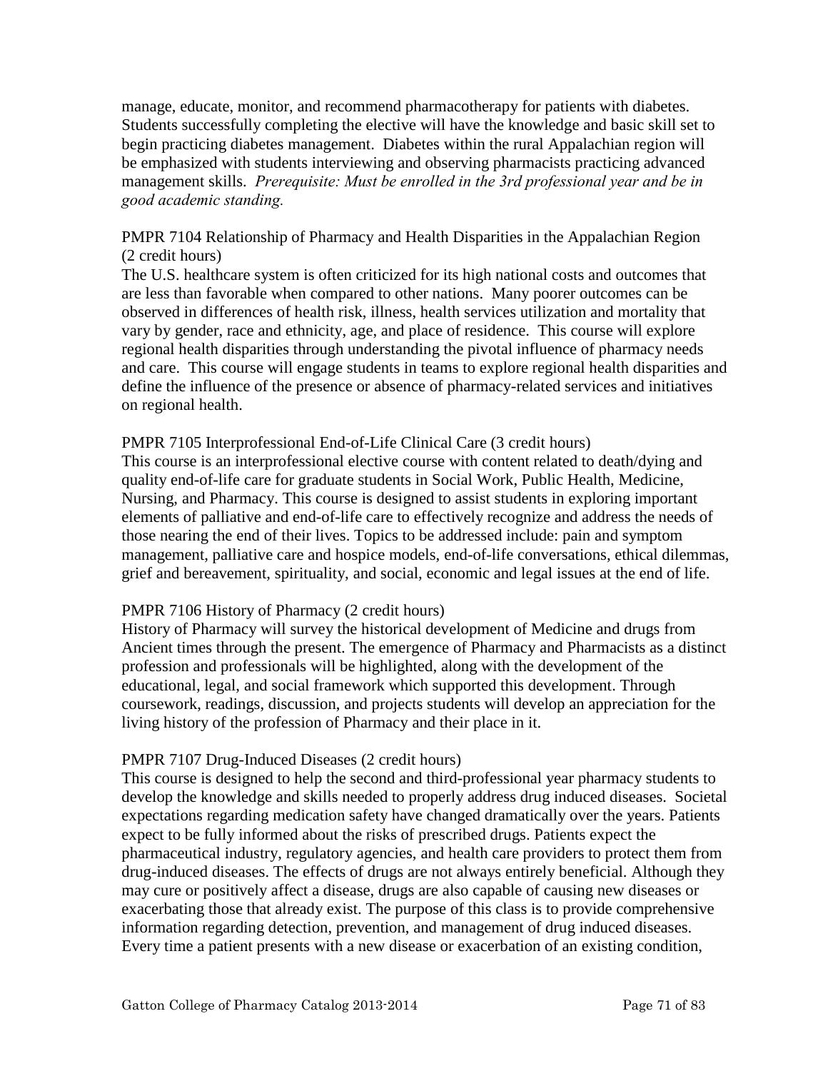manage, educate, monitor, and recommend pharmacotherapy for patients with diabetes. Students successfully completing the elective will have the knowledge and basic skill set to begin practicing diabetes management. Diabetes within the rural Appalachian region will be emphasized with students interviewing and observing pharmacists practicing advanced management skills. *Prerequisite: Must be enrolled in the 3rd professional year and be in good academic standing.*

PMPR 7104 Relationship of Pharmacy and Health Disparities in the Appalachian Region (2 credit hours)
The U.S. healthcare system is often criticized for its high national costs and outcomes that are less than favorable when compared to other nations. Many poorer outcomes can be observed in differences of health risk, illness, health services utilization and mortality that vary by gender, race and ethnicity, age, and place of residence. This course will explore regional health disparities through understanding the pivotal influence of pharmacy needs and care. This course will engage students in teams to explore regional health disparities and define the influence of the presence or absence of pharmacy-related services and initiatives on regional health.

PMPR 7105 Interprofessional End-of-Life Clinical Care (3 credit hours)
This course is an interprofessional elective course with content related to death/dying and quality end-of-life care for graduate students in Social Work, Public Health, Medicine, Nursing, and Pharmacy. This course is designed to assist students in exploring important elements of palliative and end-of-life care to effectively recognize and address the needs of those nearing the end of their lives. Topics to be addressed include: pain and symptom management, palliative care and hospice models, end-of-life conversations, ethical dilemmas, grief and bereavement, spirituality, and social, economic and legal issues at the end of life.

PMPR 7106 History of Pharmacy (2 credit hours)
History of Pharmacy will survey the historical development of Medicine and drugs from Ancient times through the present. The emergence of Pharmacy and Pharmacists as a distinct profession and professionals will be highlighted, along with the development of the educational, legal, and social framework which supported this development. Through coursework, readings, discussion, and projects students will develop an appreciation for the living history of the profession of Pharmacy and their place in it.

PMPR 7107 Drug-Induced Diseases (2 credit hours)
This course is designed to help the second and third-professional year pharmacy students to develop the knowledge and skills needed to properly address drug induced diseases. Societal expectations regarding medication safety have changed dramatically over the years. Patients expect to be fully informed about the risks of prescribed drugs. Patients expect the pharmaceutical industry, regulatory agencies, and health care providers to protect them from drug-induced diseases. The effects of drugs are not always entirely beneficial. Although they may cure or positively affect a disease, drugs are also capable of causing new diseases or exacerbating those that already exist. The purpose of this class is to provide comprehensive information regarding detection, prevention, and management of drug induced diseases. Every time a patient presents with a new disease or exacerbation of an existing condition,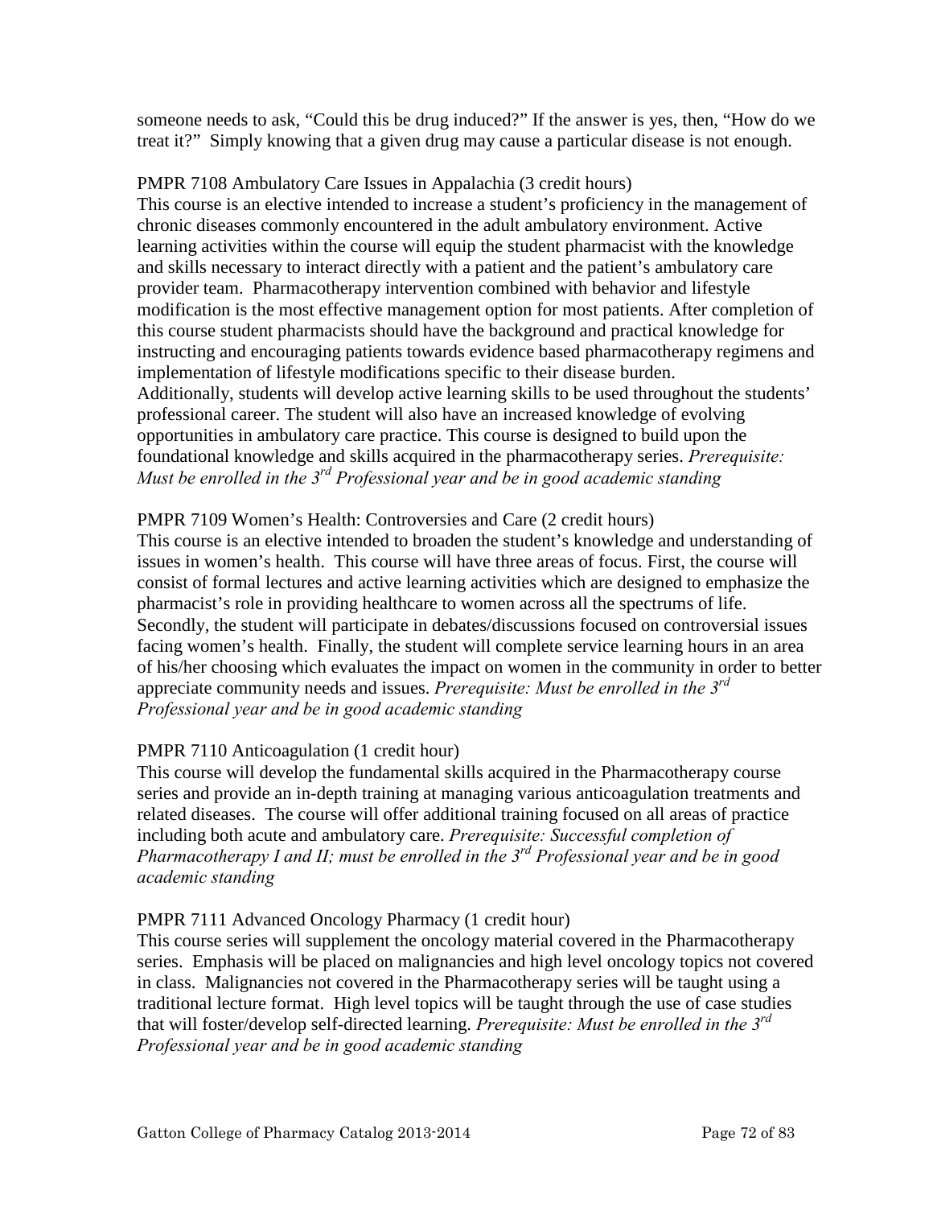someone needs to ask, “Could this be drug induced?” If the answer is yes, then, “How do we treat it?” Simply knowing that a given drug may cause a particular disease is not enough.

PMPR 7108 Ambulatory Care Issues in Appalachia (3 credit hours)
This course is an elective intended to increase a student’s proficiency in the management of chronic diseases commonly encountered in the adult ambulatory environment. Active learning activities within the course will equip the student pharmacist with the knowledge and skills necessary to interact directly with a patient and the patient’s ambulatory care provider team. Pharmacotherapy intervention combined with behavior and lifestyle modification is the most effective management option for most patients. After completion of this course student pharmacists should have the background and practical knowledge for instructing and encouraging patients towards evidence based pharmacotherapy regimens and implementation of lifestyle modifications specific to their disease burden.
Additionally, students will develop active learning skills to be used throughout the students’ professional career. The student will also have an increased knowledge of evolving opportunities in ambulatory care practice. This course is designed to build upon the foundational knowledge and skills acquired in the pharmacotherapy series. *Prerequisite: Must be enrolled in the 3rd Professional year and be in good academic standing*

PMPR 7109 Women’s Health: Controversies and Care (2 credit hours)
This course is an elective intended to broaden the student’s knowledge and understanding of issues in women’s health. This course will have three areas of focus. First, the course will consist of formal lectures and active learning activities which are designed to emphasize the pharmacist’s role in providing healthcare to women across all the spectrums of life. Secondly, the student will participate in debates/discussions focused on controversial issues facing women’s health. Finally, the student will complete service learning hours in an area of his/her choosing which evaluates the impact on women in the community in order to better appreciate community needs and issues. *Prerequisite: Must be enrolled in the 3rd Professional year and be in good academic standing*

PMPR 7110 Anticoagulation (1 credit hour)
This course will develop the fundamental skills acquired in the Pharmacotherapy course series and provide an in-depth training at managing various anticoagulation treatments and related diseases. The course will offer additional training focused on all areas of practice including both acute and ambulatory care. *Prerequisite: Successful completion of Pharmacotherapy I and II; must be enrolled in the 3rd Professional year and be in good academic standing*

PMPR 7111 Advanced Oncology Pharmacy (1 credit hour)
This course series will supplement the oncology material covered in the Pharmacotherapy series. Emphasis will be placed on malignancies and high level oncology topics not covered in class. Malignancies not covered in the Pharmacotherapy series will be taught using a traditional lecture format. High level topics will be taught through the use of case studies that will foster/develop self-directed learning. *Prerequisite: Must be enrolled in the 3rd Professional year and be in good academic standing*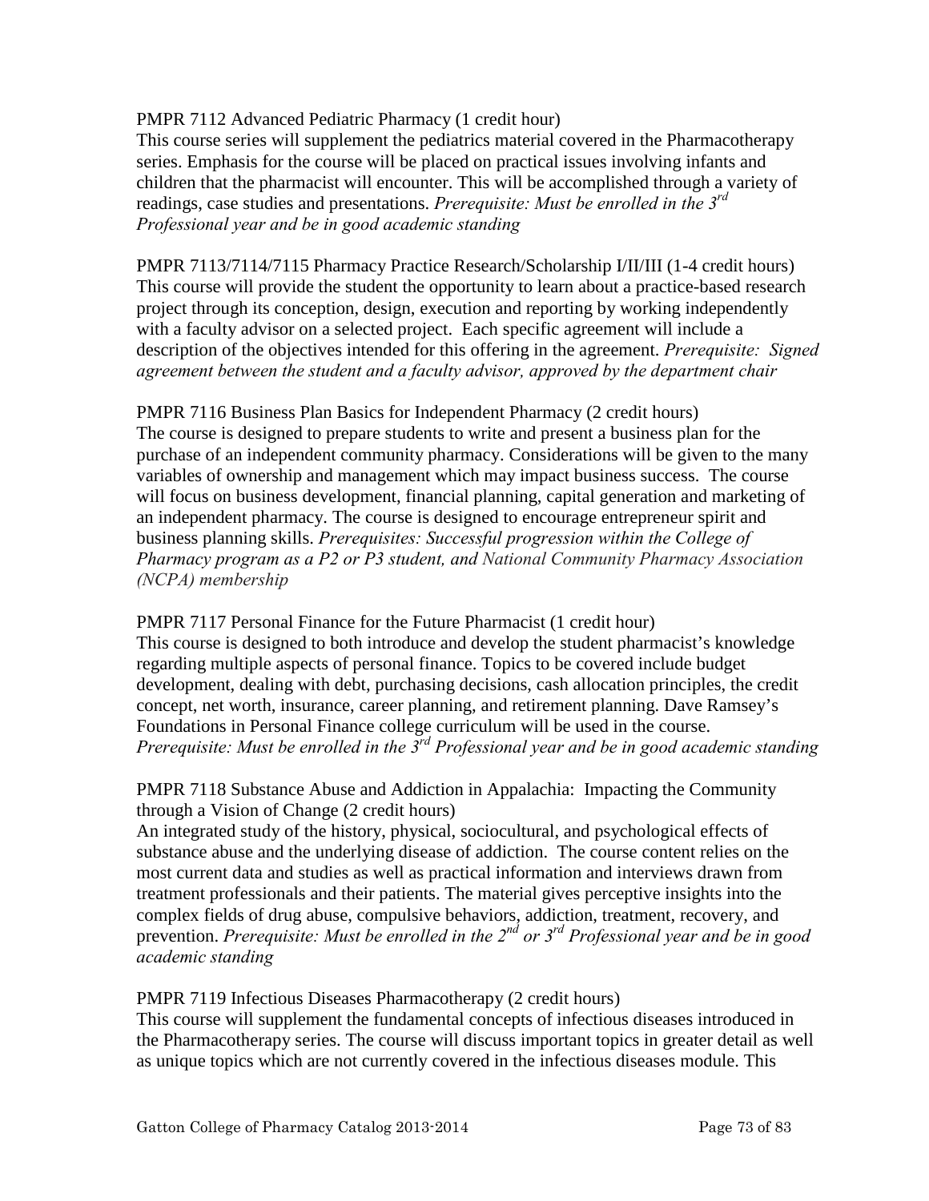PMPR 7112 Advanced Pediatric Pharmacy (1 credit hour)
This course series will supplement the pediatrics material covered in the Pharmacotherapy series. Emphasis for the course will be placed on practical issues involving infants and children that the pharmacist will encounter. This will be accomplished through a variety of readings, case studies and presentations. *Prerequisite: Must be enrolled in the 3rd Professional year and be in good academic standing*

PMPR 7113/7114/7115 Pharmacy Practice Research/Scholarship I/II/III (1-4 credit hours)
This course will provide the student the opportunity to learn about a practice-based research project through its conception, design, execution and reporting by working independently with a faculty advisor on a selected project. Each specific agreement will include a description of the objectives intended for this offering in the agreement. *Prerequisite: Signed agreement between the student and a faculty advisor, approved by the department chair*

PMPR 7116 Business Plan Basics for Independent Pharmacy (2 credit hours)
The course is designed to prepare students to write and present a business plan for the purchase of an independent community pharmacy. Considerations will be given to the many variables of ownership and management which may impact business success. The course will focus on business development, financial planning, capital generation and marketing of an independent pharmacy. The course is designed to encourage entrepreneur spirit and business planning skills. *Prerequisites: Successful progression within the College of Pharmacy program as a P2 or P3 student, and National Community Pharmacy Association (NCPA) membership*

PMPR 7117 Personal Finance for the Future Pharmacist (1 credit hour)
This course is designed to both introduce and develop the student pharmacist's knowledge regarding multiple aspects of personal finance. Topics to be covered include budget development, dealing with debt, purchasing decisions, cash allocation principles, the credit concept, net worth, insurance, career planning, and retirement planning. Dave Ramsey's Foundations in Personal Finance college curriculum will be used in the course. *Prerequisite: Must be enrolled in the 3rd Professional year and be in good academic standing*

PMPR 7118 Substance Abuse and Addiction in Appalachia: Impacting the Community through a Vision of Change (2 credit hours)
An integrated study of the history, physical, sociocultural, and psychological effects of substance abuse and the underlying disease of addiction. The course content relies on the most current data and studies as well as practical information and interviews drawn from treatment professionals and their patients. The material gives perceptive insights into the complex fields of drug abuse, compulsive behaviors, addiction, treatment, recovery, and prevention. *Prerequisite: Must be enrolled in the 2nd or 3rd Professional year and be in good academic standing*

PMPR 7119 Infectious Diseases Pharmacotherapy (2 credit hours)
This course will supplement the fundamental concepts of infectious diseases introduced in the Pharmacotherapy series. The course will discuss important topics in greater detail as well as unique topics which are not currently covered in the infectious diseases module. This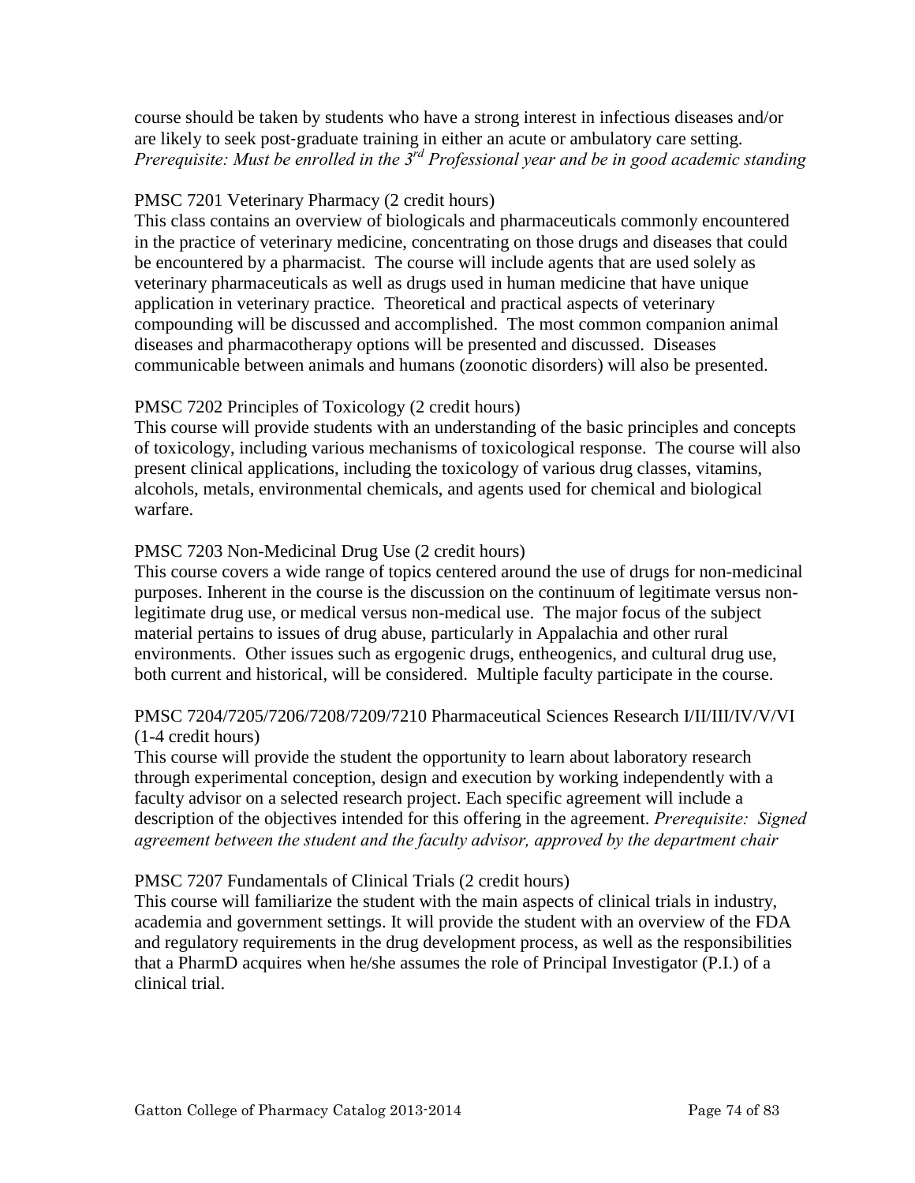course should be taken by students who have a strong interest in infectious diseases and/or are likely to seek post-graduate training in either an acute or ambulatory care setting. *Prerequisite: Must be enrolled in the 3rd Professional year and be in good academic standing*

PMSC 7201 Veterinary Pharmacy (2 credit hours)
This class contains an overview of biologicals and pharmaceuticals commonly encountered in the practice of veterinary medicine, concentrating on those drugs and diseases that could be encountered by a pharmacist. The course will include agents that are used solely as veterinary pharmaceuticals as well as drugs used in human medicine that have unique application in veterinary practice. Theoretical and practical aspects of veterinary compounding will be discussed and accomplished. The most common companion animal diseases and pharmacotherapy options will be presented and discussed. Diseases communicable between animals and humans (zoonotic disorders) will also be presented.

PMSC 7202 Principles of Toxicology (2 credit hours)
This course will provide students with an understanding of the basic principles and concepts of toxicology, including various mechanisms of toxicological response. The course will also present clinical applications, including the toxicology of various drug classes, vitamins, alcohols, metals, environmental chemicals, and agents used for chemical and biological warfare.

PMSC 7203 Non-Medicinal Drug Use (2 credit hours)
This course covers a wide range of topics centered around the use of drugs for non-medicinal purposes. Inherent in the course is the discussion on the continuum of legitimate versus non-legitimate drug use, or medical versus non-medical use. The major focus of the subject material pertains to issues of drug abuse, particularly in Appalachia and other rural environments. Other issues such as ergogenic drugs, entheogenics, and cultural drug use, both current and historical, will be considered. Multiple faculty participate in the course.

PMSC 7204/7205/7206/7208/7209/7210 Pharmaceutical Sciences Research I/II/III/IV/V/VI (1-4 credit hours)
This course will provide the student the opportunity to learn about laboratory research through experimental conception, design and execution by working independently with a faculty advisor on a selected research project. Each specific agreement will include a description of the objectives intended for this offering in the agreement. *Prerequisite: Signed agreement between the student and the faculty advisor, approved by the department chair*

PMSC 7207 Fundamentals of Clinical Trials (2 credit hours)
This course will familiarize the student with the main aspects of clinical trials in industry, academia and government settings. It will provide the student with an overview of the FDA and regulatory requirements in the drug development process, as well as the responsibilities that a PharmD acquires when he/she assumes the role of Principal Investigator (P.I.) of a clinical trial.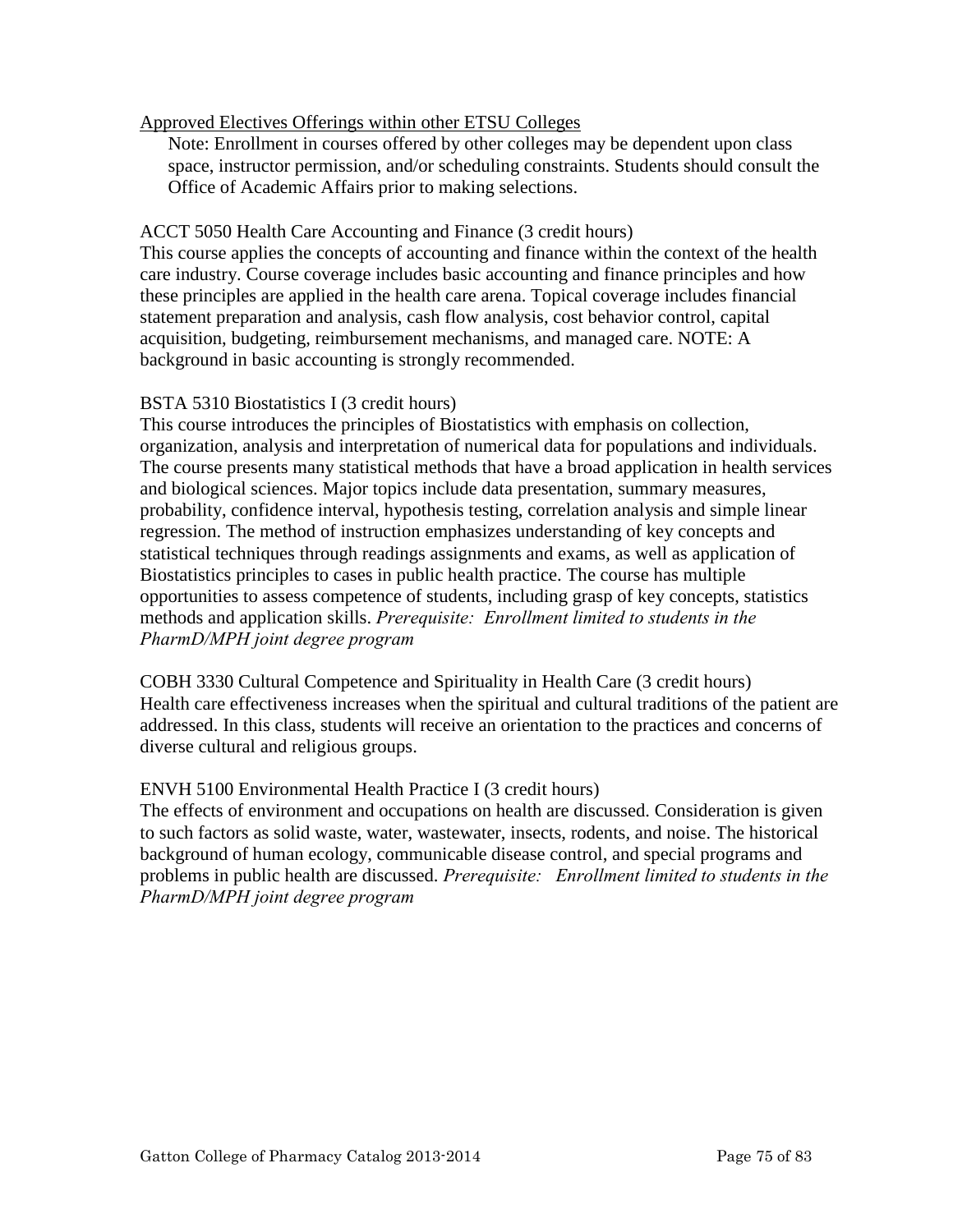Approved Electives Offerings within other ETSU Colleges

Note: Enrollment in courses offered by other colleges may be dependent upon class space, instructor permission, and/or scheduling constraints. Students should consult the Office of Academic Affairs prior to making selections.

ACCT 5050 Health Care Accounting and Finance (3 credit hours)
This course applies the concepts of accounting and finance within the context of the health care industry. Course coverage includes basic accounting and finance principles and how these principles are applied in the health care arena. Topical coverage includes financial statement preparation and analysis, cash flow analysis, cost behavior control, capital acquisition, budgeting, reimbursement mechanisms, and managed care. NOTE: A background in basic accounting is strongly recommended.

BSTA 5310 Biostatistics I (3 credit hours)
This course introduces the principles of Biostatistics with emphasis on collection, organization, analysis and interpretation of numerical data for populations and individuals. The course presents many statistical methods that have a broad application in health services and biological sciences. Major topics include data presentation, summary measures, probability, confidence interval, hypothesis testing, correlation analysis and simple linear regression. The method of instruction emphasizes understanding of key concepts and statistical techniques through readings assignments and exams, as well as application of Biostatistics principles to cases in public health practice. The course has multiple opportunities to assess competence of students, including grasp of key concepts, statistics methods and application skills. *Prerequisite: Enrollment limited to students in the PharmD/MPH joint degree program*

COBH 3330 Cultural Competence and Spirituality in Health Care (3 credit hours)
Health care effectiveness increases when the spiritual and cultural traditions of the patient are addressed. In this class, students will receive an orientation to the practices and concerns of diverse cultural and religious groups.

ENVH 5100 Environmental Health Practice I (3 credit hours)
The effects of environment and occupations on health are discussed. Consideration is given to such factors as solid waste, water, wastewater, insects, rodents, and noise. The historical background of human ecology, communicable disease control, and special programs and problems in public health are discussed. *Prerequisite: Enrollment limited to students in the PharmD/MPH joint degree program*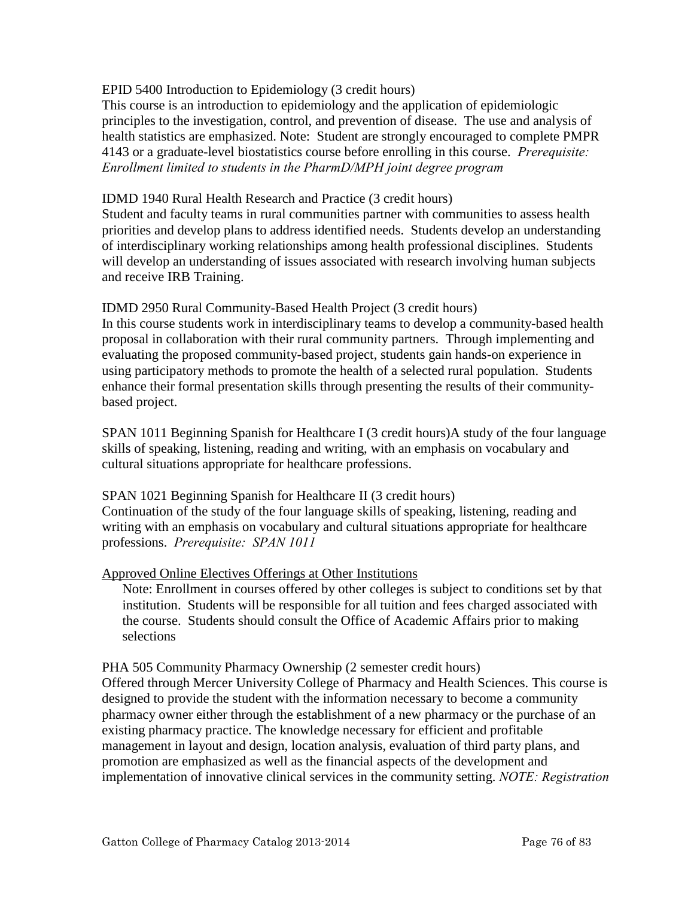EPID 5400 Introduction to Epidemiology (3 credit hours)
This course is an introduction to epidemiology and the application of epidemiologic principles to the investigation, control, and prevention of disease. The use and analysis of health statistics are emphasized. Note: Student are strongly encouraged to complete PMPR 4143 or a graduate-level biostatistics course before enrolling in this course. *Prerequisite: Enrollment limited to students in the PharmD/MPH joint degree program*

IDMD 1940 Rural Health Research and Practice (3 credit hours)
Student and faculty teams in rural communities partner with communities to assess health priorities and develop plans to address identified needs. Students develop an understanding of interdisciplinary working relationships among health professional disciplines. Students will develop an understanding of issues associated with research involving human subjects and receive IRB Training.

IDMD 2950 Rural Community-Based Health Project (3 credit hours)
In this course students work in interdisciplinary teams to develop a community-based health proposal in collaboration with their rural community partners. Through implementing and evaluating the proposed community-based project, students gain hands-on experience in using participatory methods to promote the health of a selected rural population. Students enhance their formal presentation skills through presenting the results of their community-based project.

SPAN 1011 Beginning Spanish for Healthcare I (3 credit hours)A study of the four language skills of speaking, listening, reading and writing, with an emphasis on vocabulary and cultural situations appropriate for healthcare professions.

SPAN 1021 Beginning Spanish for Healthcare II (3 credit hours)
Continuation of the study of the four language skills of speaking, listening, reading and writing with an emphasis on vocabulary and cultural situations appropriate for healthcare professions. *Prerequisite: SPAN 1011*

Approved Online Electives Offerings at Other Institutions

Note: Enrollment in courses offered by other colleges is subject to conditions set by that institution. Students will be responsible for all tuition and fees charged associated with the course. Students should consult the Office of Academic Affairs prior to making selections

PHA 505 Community Pharmacy Ownership (2 semester credit hours)
Offered through Mercer University College of Pharmacy and Health Sciences. This course is designed to provide the student with the information necessary to become a community pharmacy owner either through the establishment of a new pharmacy or the purchase of an existing pharmacy practice. The knowledge necessary for efficient and profitable management in layout and design, location analysis, evaluation of third party plans, and promotion are emphasized as well as the financial aspects of the development and implementation of innovative clinical services in the community setting. *NOTE: Registration*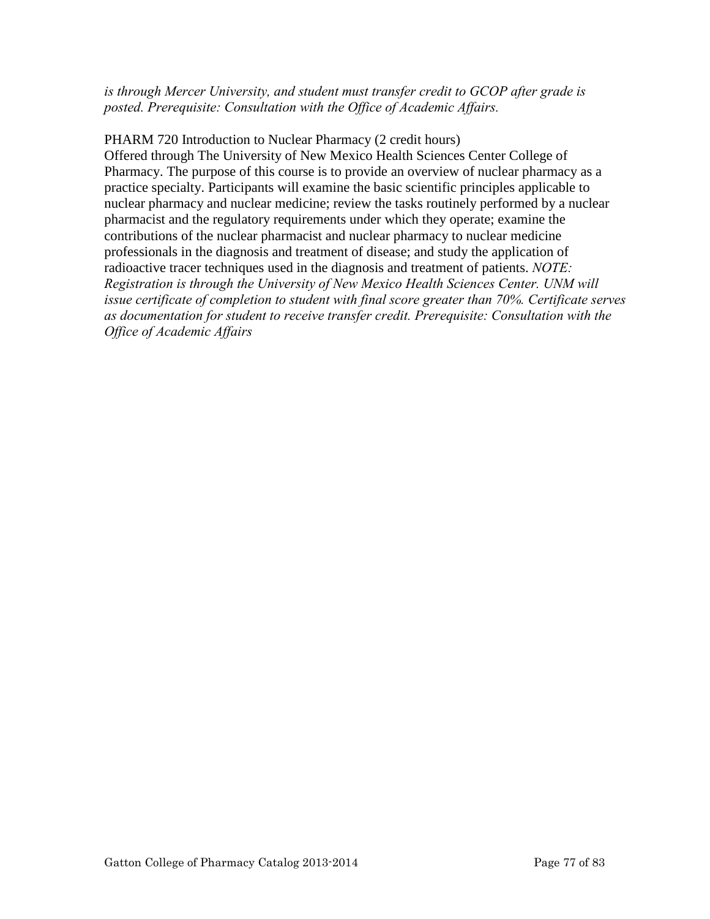*is through Mercer University, and student must transfer credit to GCOP after grade is posted. Prerequisite: Consultation with the Office of Academic Affairs.*

PHARM 720 Introduction to Nuclear Pharmacy (2 credit hours)
Offered through The University of New Mexico Health Sciences Center College of Pharmacy. The purpose of this course is to provide an overview of nuclear pharmacy as a practice specialty. Participants will examine the basic scientific principles applicable to nuclear pharmacy and nuclear medicine; review the tasks routinely performed by a nuclear pharmacist and the regulatory requirements under which they operate; examine the contributions of the nuclear pharmacist and nuclear pharmacy to nuclear medicine professionals in the diagnosis and treatment of disease; and study the application of radioactive tracer techniques used in the diagnosis and treatment of patients. *NOTE: Registration is through the University of New Mexico Health Sciences Center. UNM will issue certificate of completion to student with final score greater than 70%. Certificate serves as documentation for student to receive transfer credit. Prerequisite: Consultation with the Office of Academic Affairs*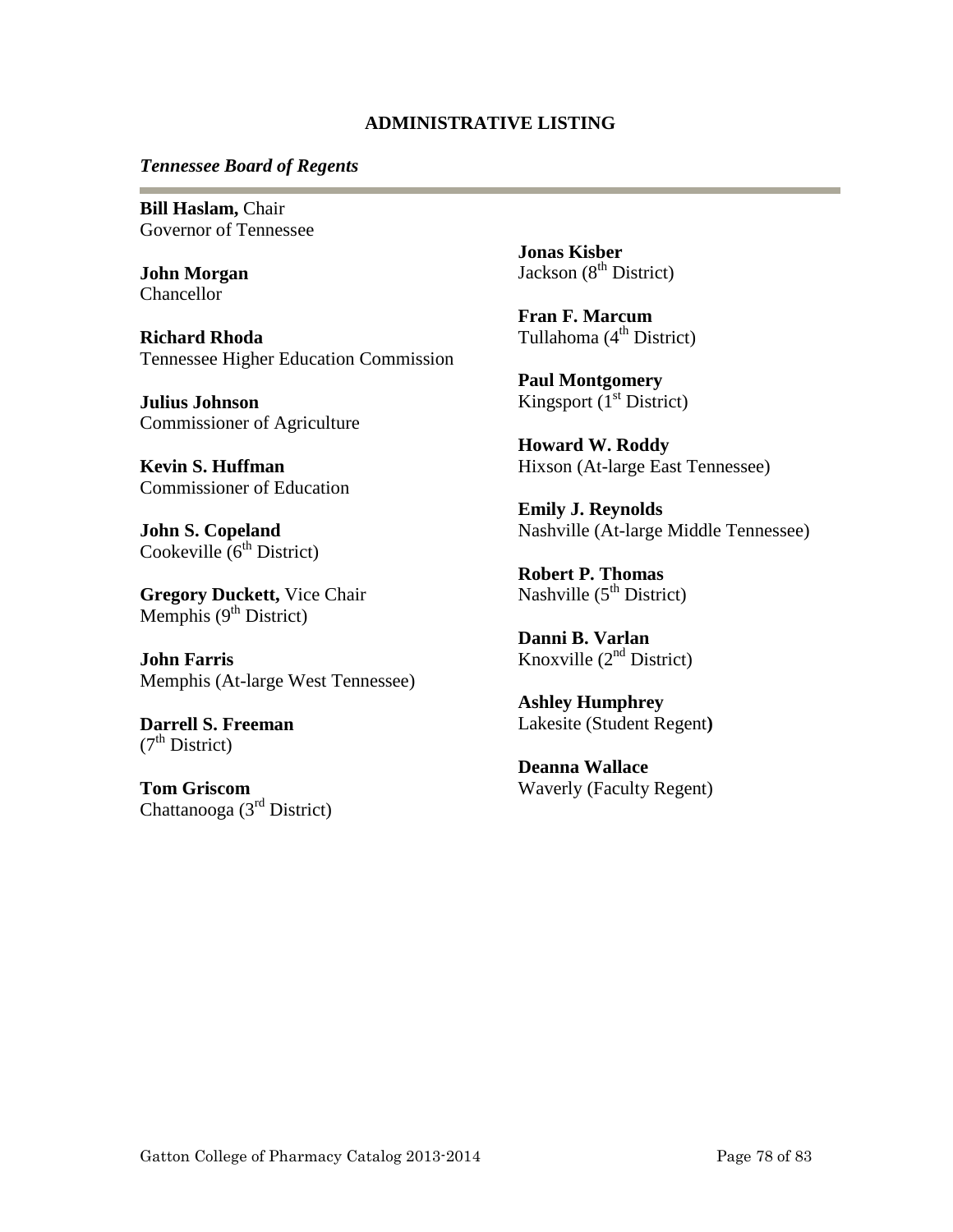## ADMINISTRATIVE LISTING

### *Tennessee Board of Regents*

**Bill Haslam,** Chair
Governor of Tennessee

**John Morgan**
Chancellor

**Richard Rhoda**
Tennessee Higher Education Commission

**Julius Johnson**
Commissioner of Agriculture

**Kevin S. Huffman**
Commissioner of Education

**John S. Copeland**
Cookeville (6th District)

**Gregory Duckett,** Vice Chair
Memphis (9th District)

**John Farris**
Memphis (At-large West Tennessee)

**Darrell S. Freeman**
(7th District)

**Tom Griscom**
Chattanooga (3rd District)

**Jonas Kisber**
Jackson (8th District)

**Fran F. Marcum**
Tullahoma (4th District)

**Paul Montgomery**
Kingsport (1st District)

**Howard W. Roddy**
Hixson (At-large East Tennessee)

**Emily J. Reynolds**
Nashville (At-large Middle Tennessee)

**Robert P. Thomas**
Nashville (5th District)

**Danni B. Varlan**
Knoxville (2nd District)

**Ashley Humphrey**
Lakesite (Student Regent**)**

**Deanna Wallace**
Waverly (Faculty Regent)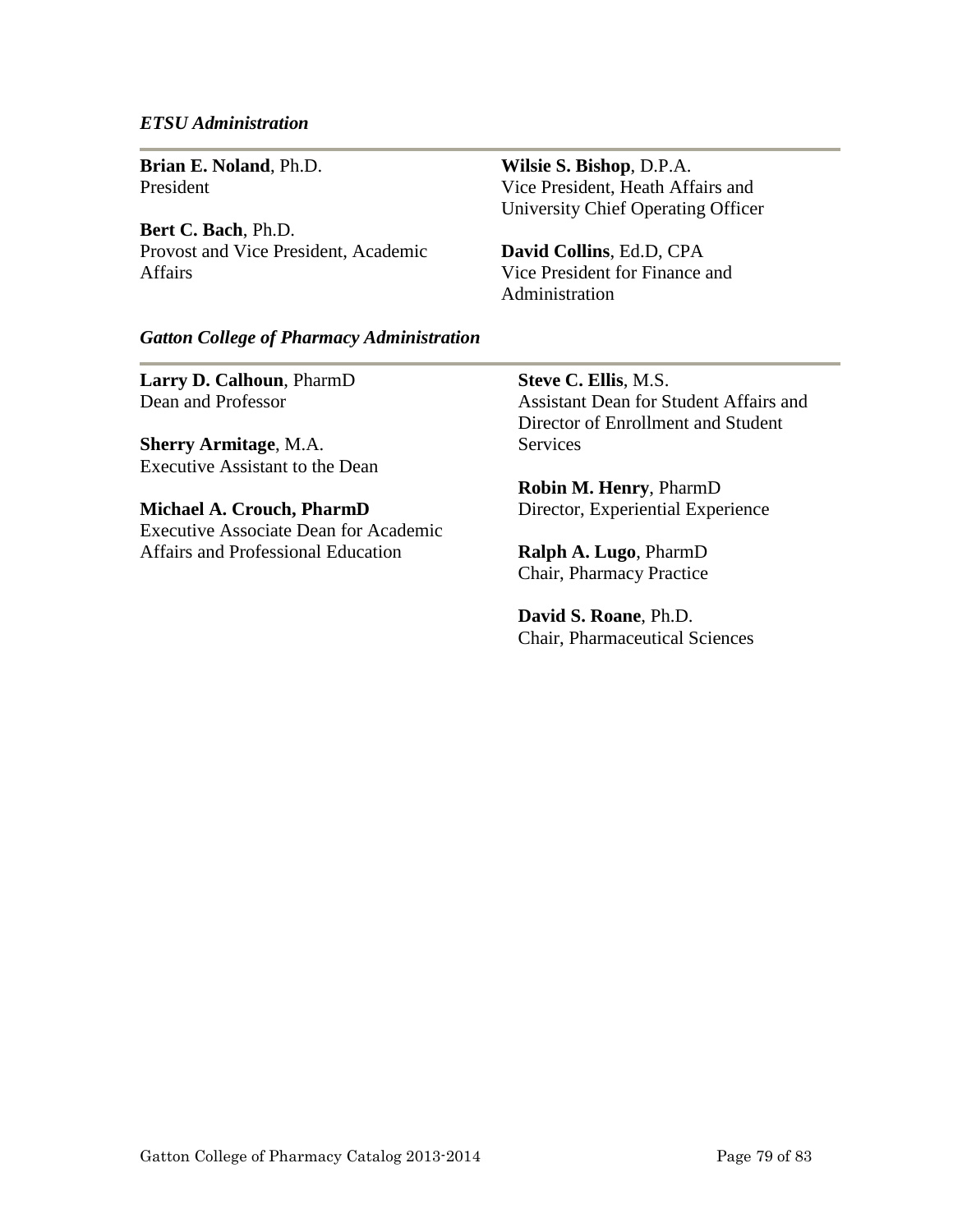*ETSU Administration*

**Brian E. Noland**, Ph.D.
President

**Bert C. Bach**, Ph.D.
Provost and Vice President, Academic Affairs

**Wilsie S. Bishop**, D.P.A.
Vice President, Heath Affairs and University Chief Operating Officer

**David Collins**, Ed.D, CPA
Vice President for Finance and Administration

*Gatton College of Pharmacy Administration*

**Larry D. Calhoun**, PharmD
Dean and Professor

**Sherry Armitage**, M.A.
Executive Assistant to the Dean

**Michael A. Crouch, PharmD**
Executive Associate Dean for Academic Affairs and Professional Education

**Steve C. Ellis**, M.S.
Assistant Dean for Student Affairs and Director of Enrollment and Student Services

**Robin M. Henry**, PharmD
Director, Experiential Experience

**Ralph A. Lugo**, PharmD
Chair, Pharmacy Practice

**David S. Roane**, Ph.D.
Chair, Pharmaceutical Sciences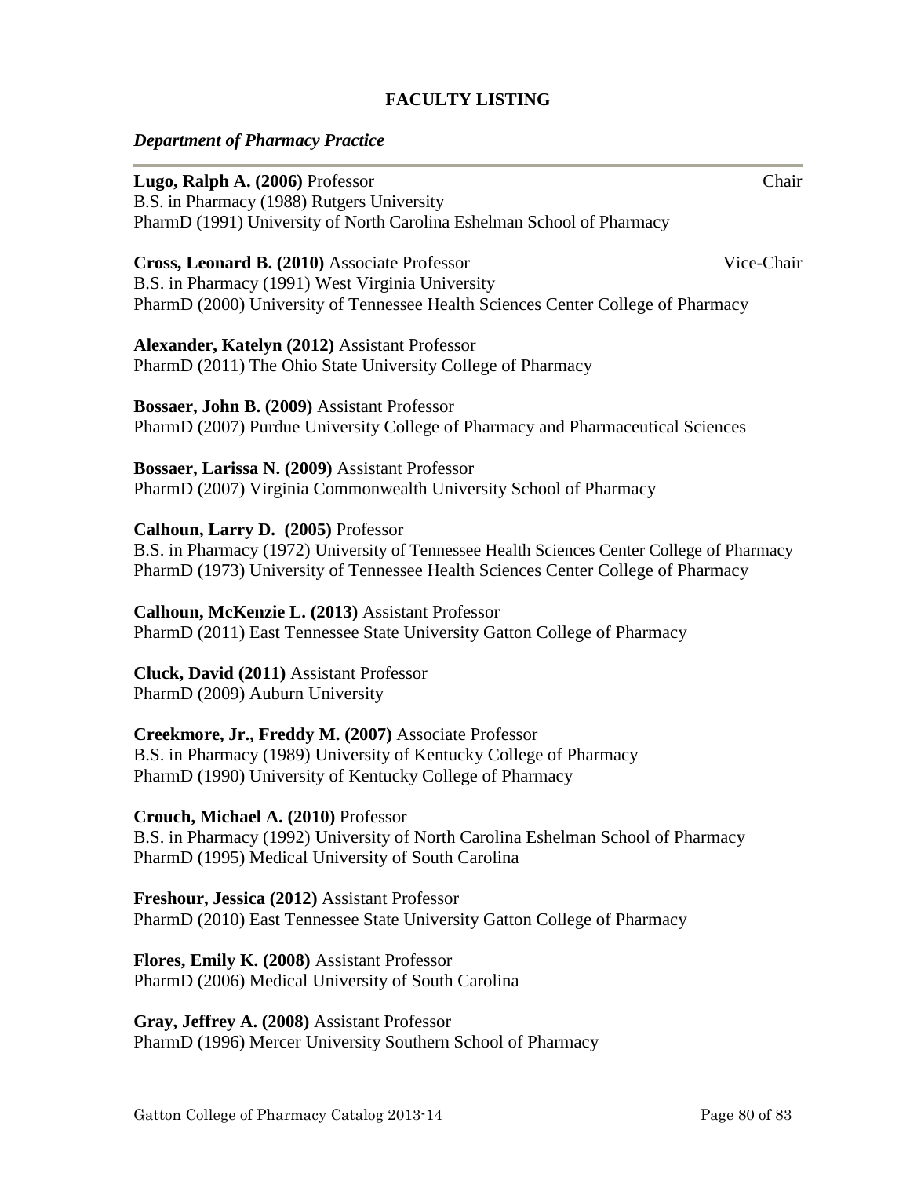## FACULTY LISTING

### *Department of Pharmacy Practice*

**Lugo, Ralph A. (2006)** Professor — Chair
B.S. in Pharmacy (1988) Rutgers University
PharmD (1991) University of North Carolina Eshelman School of Pharmacy

**Cross, Leonard B. (2010)** Associate Professor — Vice-Chair
B.S. in Pharmacy (1991) West Virginia University
PharmD (2000) University of Tennessee Health Sciences Center College of Pharmacy

**Alexander, Katelyn (2012)** Assistant Professor
PharmD (2011) The Ohio State University College of Pharmacy

**Bossaer, John B. (2009)** Assistant Professor
PharmD (2007) Purdue University College of Pharmacy and Pharmaceutical Sciences

**Bossaer, Larissa N. (2009)** Assistant Professor
PharmD (2007) Virginia Commonwealth University School of Pharmacy

**Calhoun, Larry D. (2005)** Professor
B.S. in Pharmacy (1972) University of Tennessee Health Sciences Center College of Pharmacy
PharmD (1973) University of Tennessee Health Sciences Center College of Pharmacy

**Calhoun, McKenzie L. (2013)** Assistant Professor
PharmD (2011) East Tennessee State University Gatton College of Pharmacy

**Cluck, David (2011)** Assistant Professor
PharmD (2009) Auburn University

**Creekmore, Jr., Freddy M. (2007)** Associate Professor
B.S. in Pharmacy (1989) University of Kentucky College of Pharmacy
PharmD (1990) University of Kentucky College of Pharmacy

**Crouch, Michael A. (2010)** Professor
B.S. in Pharmacy (1992) University of North Carolina Eshelman School of Pharmacy
PharmD (1995) Medical University of South Carolina

**Freshour, Jessica (2012)** Assistant Professor
PharmD (2010) East Tennessee State University Gatton College of Pharmacy

**Flores, Emily K. (2008)** Assistant Professor
PharmD (2006) Medical University of South Carolina

**Gray, Jeffrey A. (2008)** Assistant Professor
PharmD (1996) Mercer University Southern School of Pharmacy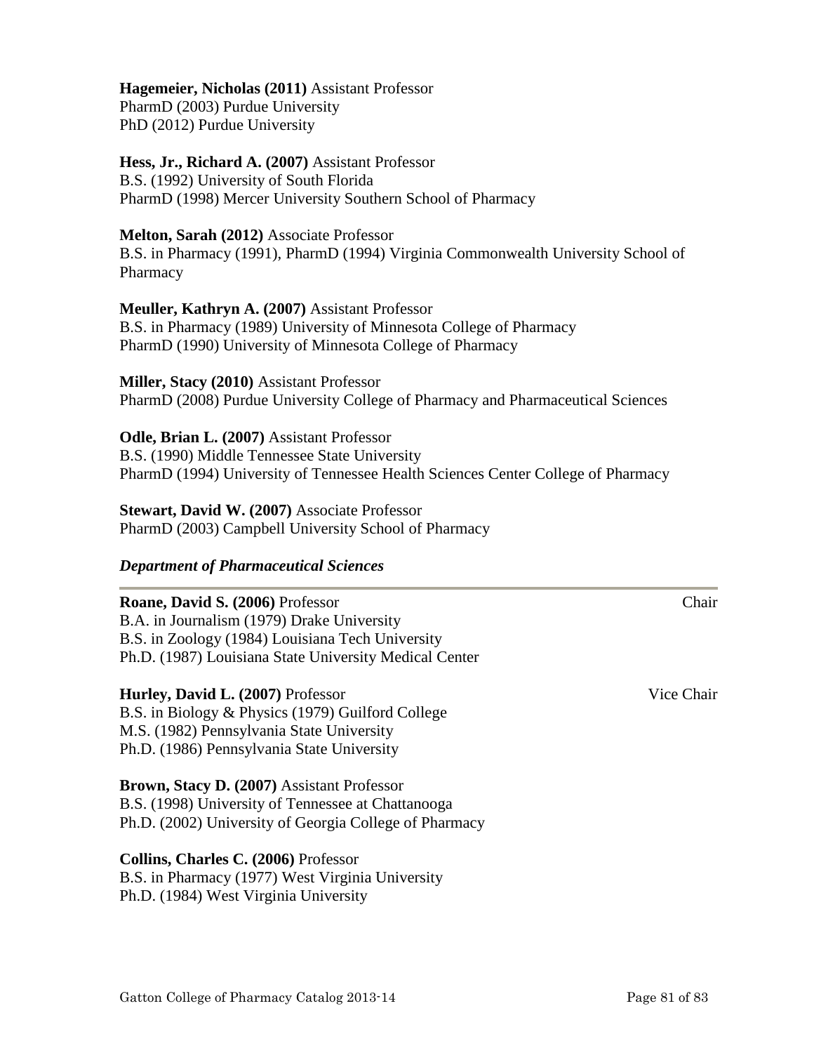**Hagemeier, Nicholas (2011)** Assistant Professor
PharmD (2003) Purdue University
PhD (2012) Purdue University

**Hess, Jr., Richard A. (2007)** Assistant Professor
B.S. (1992) University of South Florida
PharmD (1998) Mercer University Southern School of Pharmacy

**Melton, Sarah (2012)** Associate Professor
B.S. in Pharmacy (1991), PharmD (1994) Virginia Commonwealth University School of Pharmacy

**Meuller, Kathryn A. (2007)** Assistant Professor
B.S. in Pharmacy (1989) University of Minnesota College of Pharmacy
PharmD (1990) University of Minnesota College of Pharmacy

**Miller, Stacy (2010)** Assistant Professor
PharmD (2008) Purdue University College of Pharmacy and Pharmaceutical Sciences

**Odle, Brian L. (2007)** Assistant Professor
B.S. (1990) Middle Tennessee State University
PharmD (1994) University of Tennessee Health Sciences Center College of Pharmacy

**Stewart, David W. (2007)** Associate Professor
PharmD (2003) Campbell University School of Pharmacy

***Department of Pharmaceutical Sciences***

---

**Roane, David S. (2006)** Professor — Chair
B.A. in Journalism (1979) Drake University
B.S. in Zoology (1984) Louisiana Tech University
Ph.D. (1987) Louisiana State University Medical Center

**Hurley, David L. (2007)** Professor — Vice Chair
B.S. in Biology & Physics (1979) Guilford College
M.S. (1982) Pennsylvania State University
Ph.D. (1986) Pennsylvania State University

**Brown, Stacy D. (2007)** Assistant Professor
B.S. (1998) University of Tennessee at Chattanooga
Ph.D. (2002) University of Georgia College of Pharmacy

**Collins, Charles C. (2006)** Professor
B.S. in Pharmacy (1977) West Virginia University
Ph.D. (1984) West Virginia University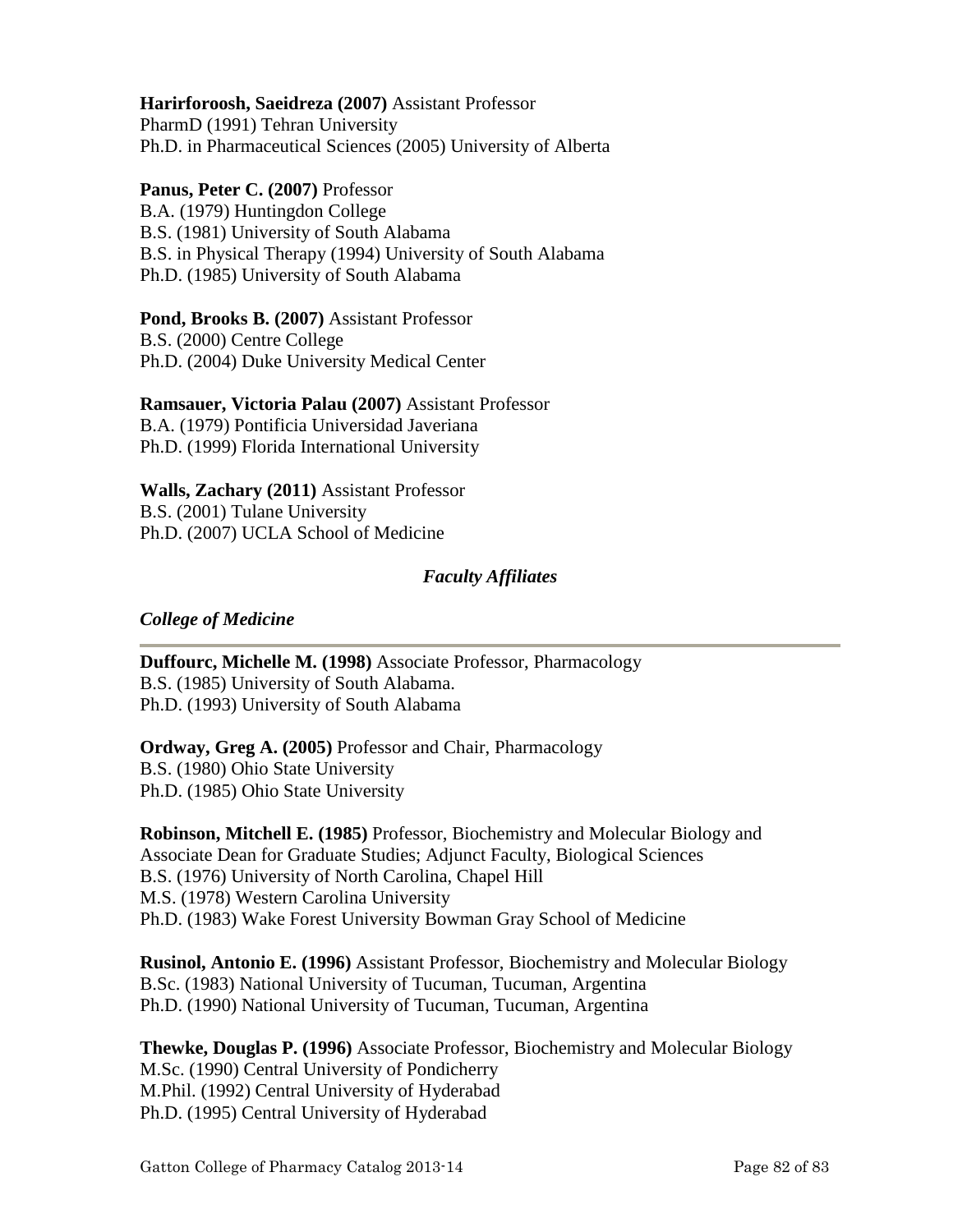**Harirforoosh, Saeidreza (2007)** Assistant Professor
PharmD (1991) Tehran University
Ph.D. in Pharmaceutical Sciences (2005) University of Alberta

**Panus, Peter C. (2007)** Professor
B.A. (1979) Huntingdon College
B.S. (1981) University of South Alabama
B.S. in Physical Therapy (1994) University of South Alabama
Ph.D. (1985) University of South Alabama

**Pond, Brooks B. (2007)** Assistant Professor
B.S. (2000) Centre College
Ph.D. (2004) Duke University Medical Center

**Ramsauer, Victoria Palau (2007)** Assistant Professor
B.A. (1979) Pontificia Universidad Javeriana
Ph.D. (1999) Florida International University

**Walls, Zachary (2011)** Assistant Professor
B.S. (2001) Tulane University
Ph.D. (2007) UCLA School of Medicine

## *Faculty Affiliates*

### *College of Medicine*

**Duffourc, Michelle M. (1998)** Associate Professor, Pharmacology
B.S. (1985) University of South Alabama.
Ph.D. (1993) University of South Alabama

**Ordway, Greg A. (2005)** Professor and Chair, Pharmacology
B.S. (1980) Ohio State University
Ph.D. (1985) Ohio State University

**Robinson, Mitchell E. (1985)** Professor, Biochemistry and Molecular Biology and Associate Dean for Graduate Studies; Adjunct Faculty, Biological Sciences
B.S. (1976) University of North Carolina, Chapel Hill
M.S. (1978) Western Carolina University
Ph.D. (1983) Wake Forest University Bowman Gray School of Medicine

**Rusinol, Antonio E. (1996)** Assistant Professor, Biochemistry and Molecular Biology
B.Sc. (1983) National University of Tucuman, Tucuman, Argentina
Ph.D. (1990) National University of Tucuman, Tucuman, Argentina

**Thewke, Douglas P. (1996)** Associate Professor, Biochemistry and Molecular Biology
M.Sc. (1990) Central University of Pondicherry
M.Phil. (1992) Central University of Hyderabad
Ph.D. (1995) Central University of Hyderabad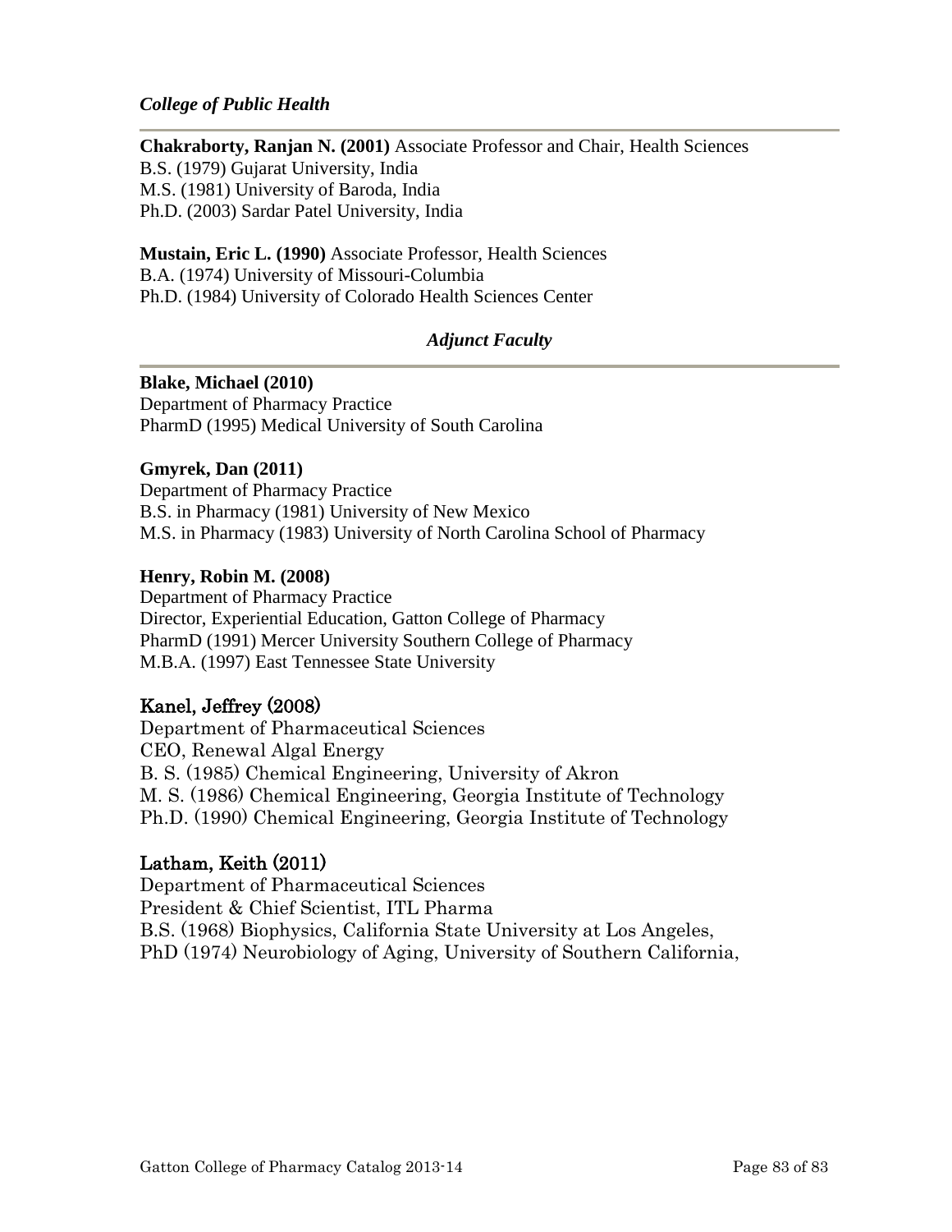### *College of Public Health*

**Chakraborty, Ranjan N. (2001)** Associate Professor and Chair, Health Sciences
B.S. (1979) Gujarat University, India
M.S. (1981) University of Baroda, India
Ph.D. (2003) Sardar Patel University, India

**Mustain, Eric L. (1990)** Associate Professor, Health Sciences
B.A. (1974) University of Missouri-Columbia
Ph.D. (1984) University of Colorado Health Sciences Center

## *Adjunct Faculty*

**Blake, Michael (2010)**
Department of Pharmacy Practice
PharmD (1995) Medical University of South Carolina

**Gmyrek, Dan (2011)**
Department of Pharmacy Practice
B.S. in Pharmacy (1981) University of New Mexico
M.S. in Pharmacy (1983) University of North Carolina School of Pharmacy

**Henry, Robin M. (2008)**
Department of Pharmacy Practice
Director, Experiential Education, Gatton College of Pharmacy
PharmD (1991) Mercer University Southern College of Pharmacy
M.B.A. (1997) East Tennessee State University

**Kanel, Jeffrey (2008)**
Department of Pharmaceutical Sciences
CEO, Renewal Algal Energy
B. S. (1985) Chemical Engineering, University of Akron
M. S. (1986) Chemical Engineering, Georgia Institute of Technology
Ph.D. (1990) Chemical Engineering, Georgia Institute of Technology

**Latham, Keith (2011)**
Department of Pharmaceutical Sciences
President & Chief Scientist, ITL Pharma
B.S. (1968) Biophysics, California State University at Los Angeles,
PhD (1974) Neurobiology of Aging, University of Southern California,